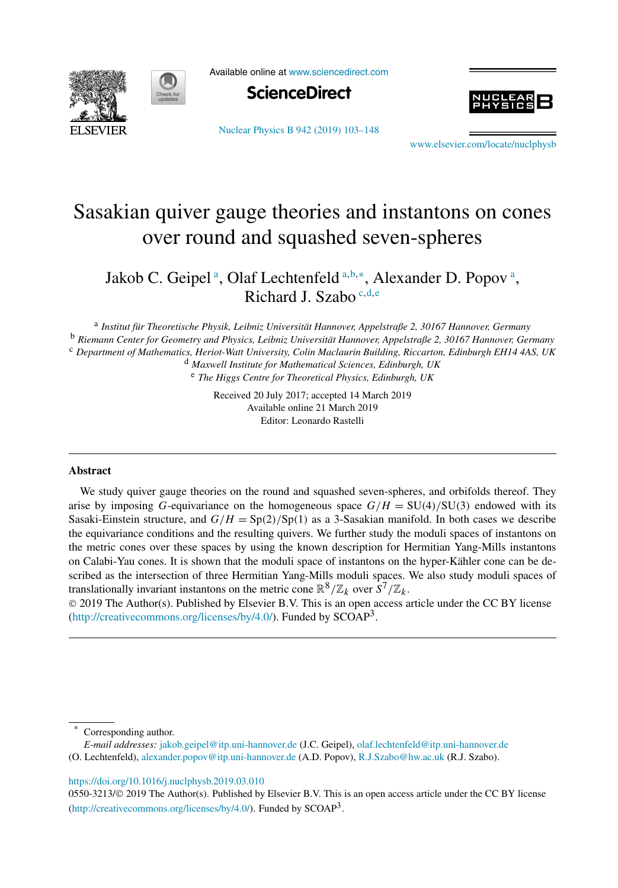# Sasakian quiver gauge theories and instantons on cones over round and squashed seven-spheres

Jakob C. Geipel [a], Olaf Lechtenfeld [a,b,*], Alexander D. Popov [a], Richard J. Szabo [c,d,e]

[a] *Institut für Theoretische Physik, Leibniz Universität Hannover, Appelstraße 2, 30167 Hannover, Germany*
[b] *Riemann Center for Geometry and Physics, Leibniz Universität Hannover, Appelstraße 2, 30167 Hannover, Germany*
[c] *Department of Mathematics, Heriot-Watt University, Colin Maclaurin Building, Riccarton, Edinburgh EH14 4AS, UK*
[d] *Maxwell Institute for Mathematical Sciences, Edinburgh, UK*
[e] *The Higgs Centre for Theoretical Physics, Edinburgh, UK*

Received 20 July 2017; accepted 14 March 2019
Available online 21 March 2019
Editor: Leonardo Rastelli

## Abstract

We study quiver gauge theories on the round and squashed seven-spheres, and orbifolds thereof. They arise by imposing $G$-equivariance on the homogeneous space $G/H = \mathrm{SU}(4)/\mathrm{SU}(3)$ endowed with its Sasaki-Einstein structure, and $G/H = \mathrm{Sp}(2)/\mathrm{Sp}(1)$ as a 3-Sasakian manifold. In both cases we describe the equivariance conditions and the resulting quivers. We further study the moduli spaces of instantons on the metric cones over these spaces by using the known description for Hermitian Yang-Mills instantons on Calabi-Yau cones. It is shown that the moduli space of instantons on the hyper-Kähler cone can be described as the intersection of three Hermitian Yang-Mills moduli spaces. We also study moduli spaces of translationally invariant instantons on the metric cone $\mathbb{R}^8/\mathbb{Z}_k$ over $S^7/\mathbb{Z}_k$.

© 2019 The Author(s). Published by Elsevier B.V. This is an open access article under the CC BY license (http://creativecommons.org/licenses/by/4.0/). Funded by SCOAP[3].

---

\* Corresponding author.
*E-mail addresses:* jakob.geipel@itp.uni-hannover.de (J.C. Geipel), olaf.lechtenfeld@itp.uni-hannover.de (O. Lechtenfeld), alexander.popov@itp.uni-hannover.de (A.D. Popov), R.J.Szabo@hw.ac.uk (R.J. Szabo).

https://doi.org/10.1016/j.nuclphysb.2019.03.010
0550-3213/© 2019 The Author(s). Published by Elsevier B.V. This is an open access article under the CC BY license (http://creativecommons.org/licenses/by/4.0/). Funded by SCOAP[3].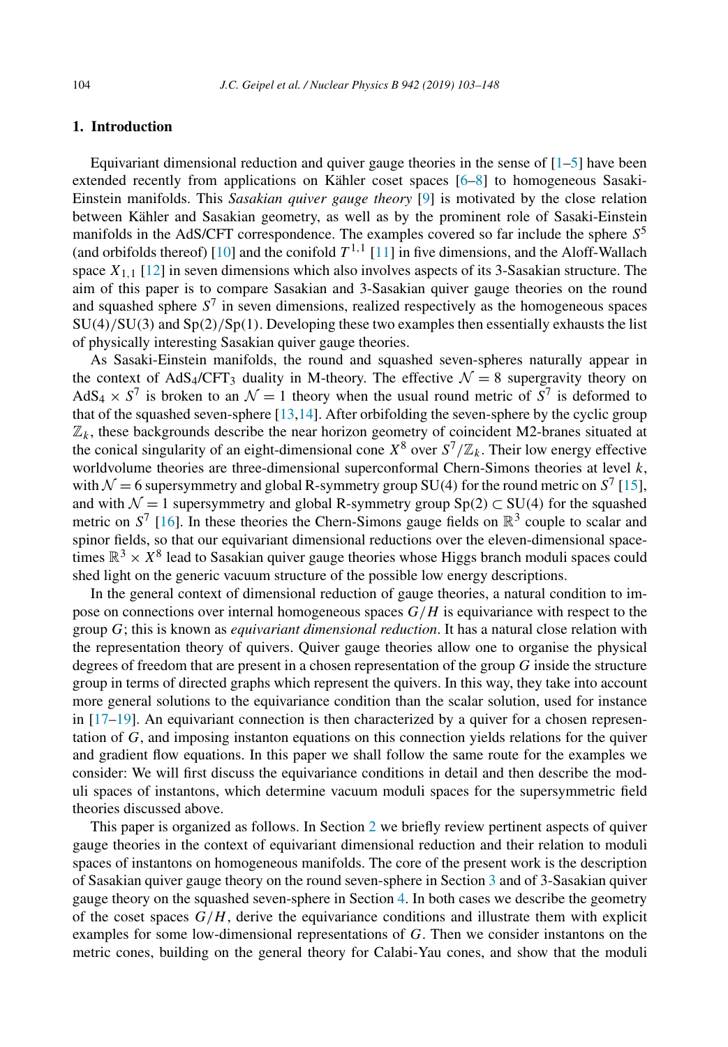## 1. Introduction

Equivariant dimensional reduction and quiver gauge theories in the sense of [1–5] have been extended recently from applications on Kähler coset spaces [6–8] to homogeneous Sasaki-Einstein manifolds. This *Sasakian quiver gauge theory* [9] is motivated by the close relation between Kähler and Sasakian geometry, as well as by the prominent role of Sasaki-Einstein manifolds in the AdS/CFT correspondence. The examples covered so far include the sphere $S^5$ (and orbifolds thereof) [10] and the conifold $T^{1,1}$ [11] in five dimensions, and the Aloff-Wallach space $X_{1,1}$ [12] in seven dimensions which also involves aspects of its 3-Sasakian structure. The aim of this paper is to compare Sasakian and 3-Sasakian quiver gauge theories on the round and squashed sphere $S^7$ in seven dimensions, realized respectively as the homogeneous spaces $\mathrm{SU}(4)/\mathrm{SU}(3)$ and $\mathrm{Sp}(2)/\mathrm{Sp}(1)$. Developing these two examples then essentially exhausts the list of physically interesting Sasakian quiver gauge theories.

As Sasaki-Einstein manifolds, the round and squashed seven-spheres naturally appear in the context of $\mathrm{AdS}_4/\mathrm{CFT}_3$ duality in M-theory. The effective $\mathcal{N}=8$ supergravity theory on $\mathrm{AdS}_4 \times S^7$ is broken to an $\mathcal{N}=1$ theory when the usual round metric of $S^7$ is deformed to that of the squashed seven-sphere [13,14]. After orbifolding the seven-sphere by the cyclic group $\mathbb{Z}_k$, these backgrounds describe the near horizon geometry of coincident M2-branes situated at the conical singularity of an eight-dimensional cone $X^8$ over $S^7/\mathbb{Z}_k$. Their low energy effective worldvolume theories are three-dimensional superconformal Chern-Simons theories at level $k$, with $\mathcal{N}=6$ supersymmetry and global R-symmetry group $\mathrm{SU}(4)$ for the round metric on $S^7$ [15], and with $\mathcal{N}=1$ supersymmetry and global R-symmetry group $\mathrm{Sp}(2) \subset \mathrm{SU}(4)$ for the squashed metric on $S^7$ [16]. In these theories the Chern-Simons gauge fields on $\mathbb{R}^3$ couple to scalar and spinor fields, so that our equivariant dimensional reductions over the eleven-dimensional spacetimes $\mathbb{R}^3 \times X^8$ lead to Sasakian quiver gauge theories whose Higgs branch moduli spaces could shed light on the generic vacuum structure of the possible low energy descriptions.

In the general context of dimensional reduction of gauge theories, a natural condition to impose on connections over internal homogeneous spaces $G/H$ is equivariance with respect to the group $G$; this is known as *equivariant dimensional reduction*. It has a natural close relation with the representation theory of quivers. Quiver gauge theories allow one to organise the physical degrees of freedom that are present in a chosen representation of the group $G$ inside the structure group in terms of directed graphs which represent the quivers. In this way, they take into account more general solutions to the equivariance condition than the scalar solution, used for instance in [17–19]. An equivariant connection is then characterized by a quiver for a chosen representation of $G$, and imposing instanton equations on this connection yields relations for the quiver and gradient flow equations. In this paper we shall follow the same route for the examples we consider: We will first discuss the equivariance conditions in detail and then describe the moduli spaces of instantons, which determine vacuum moduli spaces for the supersymmetric field theories discussed above.

This paper is organized as follows. In Section 2 we briefly review pertinent aspects of quiver gauge theories in the context of equivariant dimensional reduction and their relation to moduli spaces of instantons on homogeneous manifolds. The core of the present work is the description of Sasakian quiver gauge theory on the round seven-sphere in Section 3 and of 3-Sasakian quiver gauge theory on the squashed seven-sphere in Section 4. In both cases we describe the geometry of the coset spaces $G/H$, derive the equivariance conditions and illustrate them with explicit examples for some low-dimensional representations of $G$. Then we consider instantons on the metric cones, building on the general theory for Calabi-Yau cones, and show that the moduli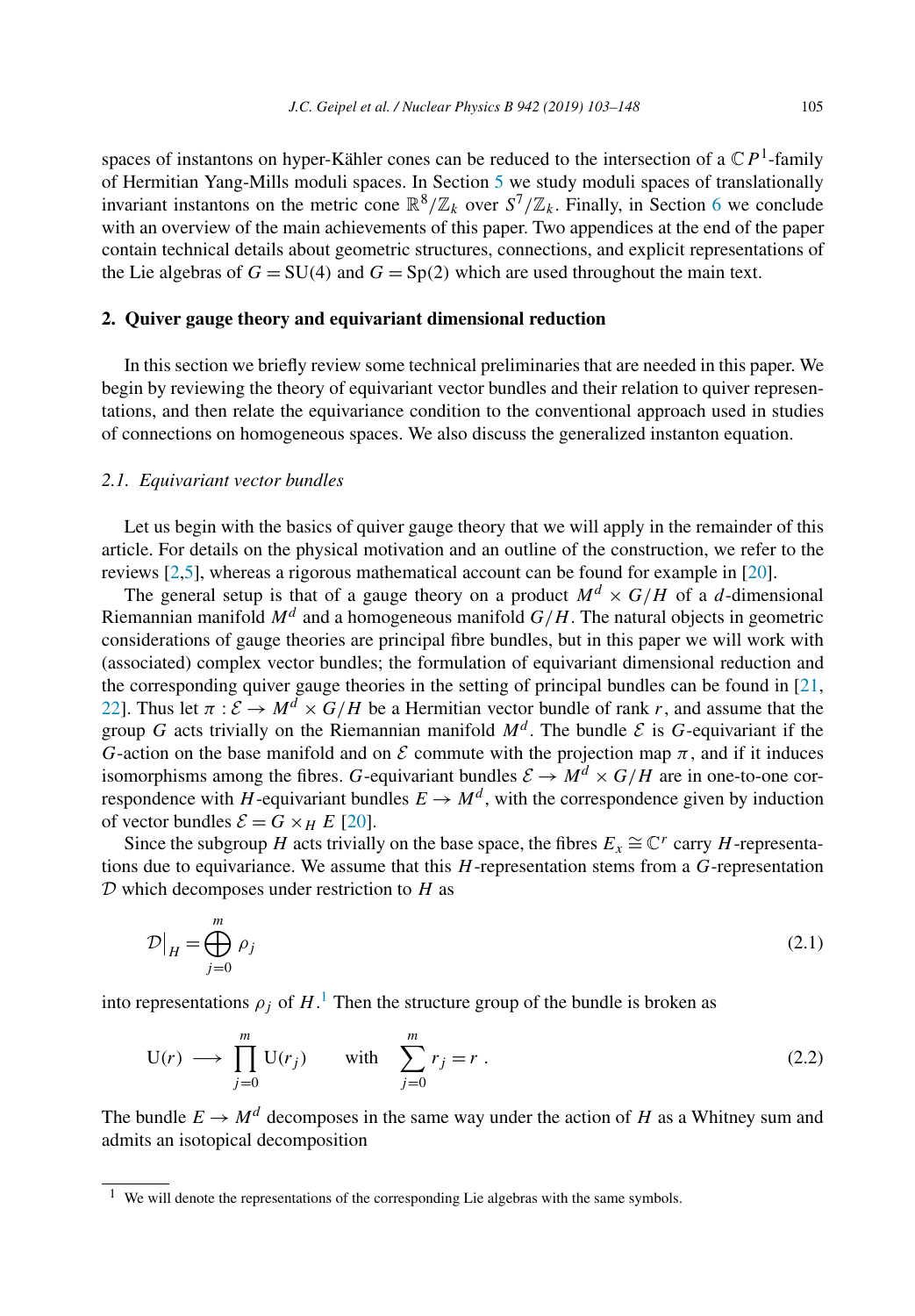spaces of instantons on hyper-Kähler cones can be reduced to the intersection of a $\mathbb{C}P^1$-family of Hermitian Yang-Mills moduli spaces. In Section 5 we study moduli spaces of translationally invariant instantons on the metric cone $\mathbb{R}^8/\mathbb{Z}_k$ over $S^7/\mathbb{Z}_k$. Finally, in Section 6 we conclude with an overview of the main achievements of this paper. Two appendices at the end of the paper contain technical details about geometric structures, connections, and explicit representations of the Lie algebras of $G = \mathrm{SU}(4)$ and $G = \mathrm{Sp}(2)$ which are used throughout the main text.

## 2. Quiver gauge theory and equivariant dimensional reduction

In this section we briefly review some technical preliminaries that are needed in this paper. We begin by reviewing the theory of equivariant vector bundles and their relation to quiver representations, and then relate the equivariance condition to the conventional approach used in studies of connections on homogeneous spaces. We also discuss the generalized instanton equation.

### 2.1. Equivariant vector bundles

Let us begin with the basics of quiver gauge theory that we will apply in the remainder of this article. For details on the physical motivation and an outline of the construction, we refer to the reviews [2,5], whereas a rigorous mathematical account can be found for example in [20].

The general setup is that of a gauge theory on a product $M^d \times G/H$ of a $d$-dimensional Riemannian manifold $M^d$ and a homogeneous manifold $G/H$. The natural objects in geometric considerations of gauge theories are principal fibre bundles, but in this paper we will work with (associated) complex vector bundles; the formulation of equivariant dimensional reduction and the corresponding quiver gauge theories in the setting of principal bundles can be found in [21,22]. Thus let $\pi : \mathcal{E} \to M^d \times G/H$ be a Hermitian vector bundle of rank $r$, and assume that the group $G$ acts trivially on the Riemannian manifold $M^d$. The bundle $\mathcal{E}$ is $G$-equivariant if the $G$-action on the base manifold and on $\mathcal{E}$ commute with the projection map $\pi$, and if it induces isomorphisms among the fibres. $G$-equivariant bundles $\mathcal{E} \to M^d \times G/H$ are in one-to-one correspondence with $H$-equivariant bundles $E \to M^d$, with the correspondence given by induction of vector bundles $\mathcal{E} = G \times_H E$ [20].

Since the subgroup $H$ acts trivially on the base space, the fibres $E_x \cong \mathbb{C}^r$ carry $H$-representations due to equivariance. We assume that this $H$-representation stems from a $G$-representation $\mathcal{D}$ which decomposes under restriction to $H$ as

$$\mathcal{D}\big|_H = \bigoplus_{j=0}^{m} \rho_j \tag{2.1}$$

into representations $\rho_j$ of $H$.[1] Then the structure group of the bundle is broken as

$$\mathrm{U}(r) \longrightarrow \prod_{j=0}^{m} \mathrm{U}(r_j) \qquad \text{with} \qquad \sum_{j=0}^{m} r_j = r \ . \tag{2.2}$$

The bundle $E \to M^d$ decomposes in the same way under the action of $H$ as a Whitney sum and admits an isotopical decomposition

[1] We will denote the representations of the corresponding Lie algebras with the same symbols.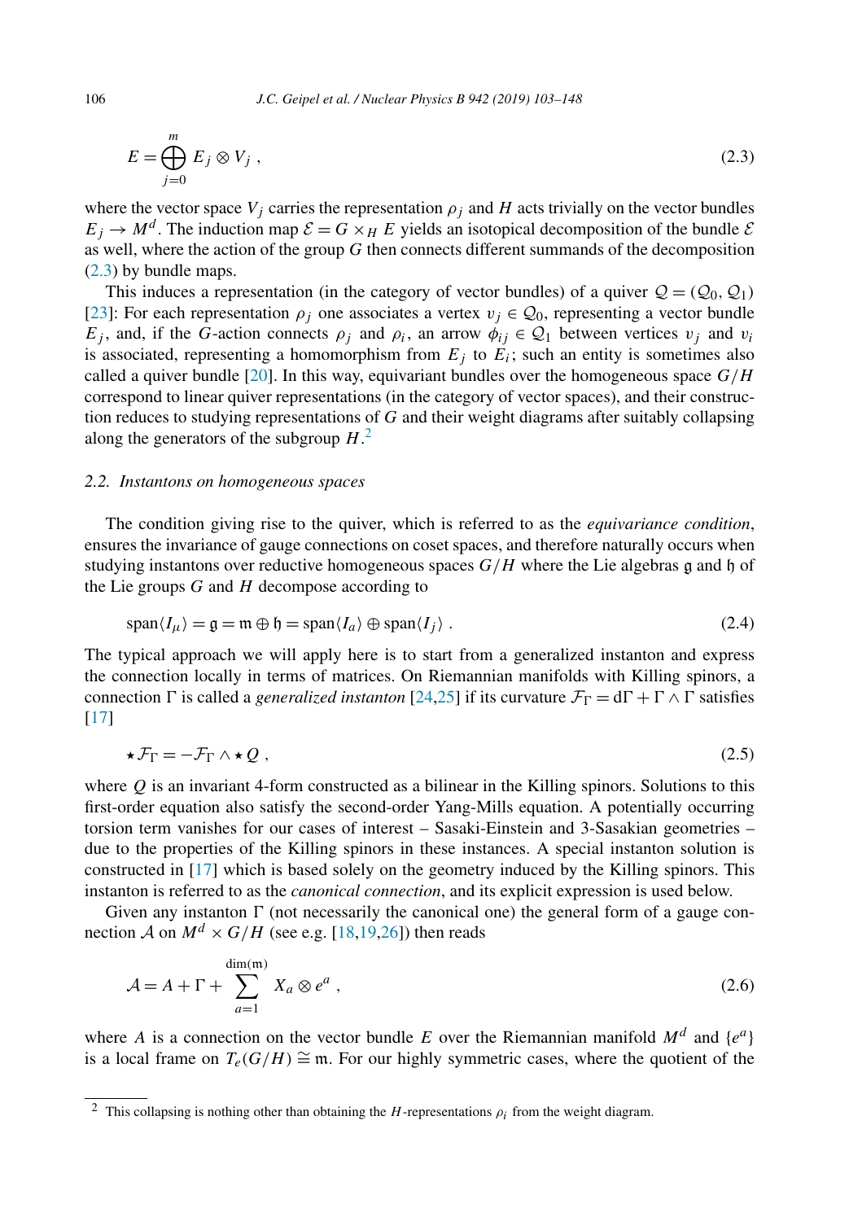$$E = \bigoplus_{j=0}^{m} E_j \otimes V_j \ , \tag{2.3}$$

where the vector space $V_j$ carries the representation $\rho_j$ and $H$ acts trivially on the vector bundles $E_j \to M^d$. The induction map $\mathcal{E} = G \times_H E$ yields an isotopical decomposition of the bundle $\mathcal{E}$ as well, where the action of the group $G$ then connects different summands of the decomposition (2.3) by bundle maps.

This induces a representation (in the category of vector bundles) of a quiver $\mathcal{Q} = (\mathcal{Q}_0, \mathcal{Q}_1)$ [23]: For each representation $\rho_j$ one associates a vertex $v_j \in \mathcal{Q}_0$, representing a vector bundle $E_j$, and, if the $G$-action connects $\rho_j$ and $\rho_i$, an arrow $\phi_{ij} \in \mathcal{Q}_1$ between vertices $v_j$ and $v_i$ is associated, representing a homomorphism from $E_j$ to $E_i$; such an entity is sometimes also called a quiver bundle [20]. In this way, equivariant bundles over the homogeneous space $G/H$ correspond to linear quiver representations (in the category of vector spaces), and their construction reduces to studying representations of $G$ and their weight diagrams after suitably collapsing along the generators of the subgroup $H$.[2]

### 2.2. *Instantons on homogeneous spaces*

The condition giving rise to the quiver, which is referred to as the *equivariance condition*, ensures the invariance of gauge connections on coset spaces, and therefore naturally occurs when studying instantons over reductive homogeneous spaces $G/H$ where the Lie algebras $\mathfrak{g}$ and $\mathfrak{h}$ of the Lie groups $G$ and $H$ decompose according to

$$\mathrm{span}\langle I_\mu \rangle = \mathfrak{g} = \mathfrak{m} \oplus \mathfrak{h} = \mathrm{span}\langle I_a \rangle \oplus \mathrm{span}\langle I_j \rangle \ . \tag{2.4}$$

The typical approach we will apply here is to start from a generalized instanton and express the connection locally in terms of matrices. On Riemannian manifolds with Killing spinors, a connection $\Gamma$ is called a *generalized instanton* [24,25] if its curvature $\mathcal{F}_\Gamma = \mathrm{d}\Gamma + \Gamma \wedge \Gamma$ satisfies [17]

$$\star \mathcal{F}_\Gamma = -\mathcal{F}_\Gamma \wedge \star Q \ , \tag{2.5}$$

where $Q$ is an invariant 4-form constructed as a bilinear in the Killing spinors. Solutions to this first-order equation also satisfy the second-order Yang-Mills equation. A potentially occurring torsion term vanishes for our cases of interest – Sasaki-Einstein and 3-Sasakian geometries – due to the properties of the Killing spinors in these instances. A special instanton solution is constructed in [17] which is based solely on the geometry induced by the Killing spinors. This instanton is referred to as the *canonical connection*, and its explicit expression is used below.

Given any instanton $\Gamma$ (not necessarily the canonical one) the general form of a gauge connection $\mathcal{A}$ on $M^d \times G/H$ (see e.g. [18,19,26]) then reads

$$\mathcal{A} = A + \Gamma + \sum_{a=1}^{\dim(\mathfrak{m})} X_a \otimes e^a \ , \tag{2.6}$$

where $A$ is a connection on the vector bundle $E$ over the Riemannian manifold $M^d$ and $\{e^a\}$ is a local frame on $T_e(G/H) \cong \mathfrak{m}$. For our highly symmetric cases, where the quotient of the

[2] This collapsing is nothing other than obtaining the $H$-representations $\rho_i$ from the weight diagram.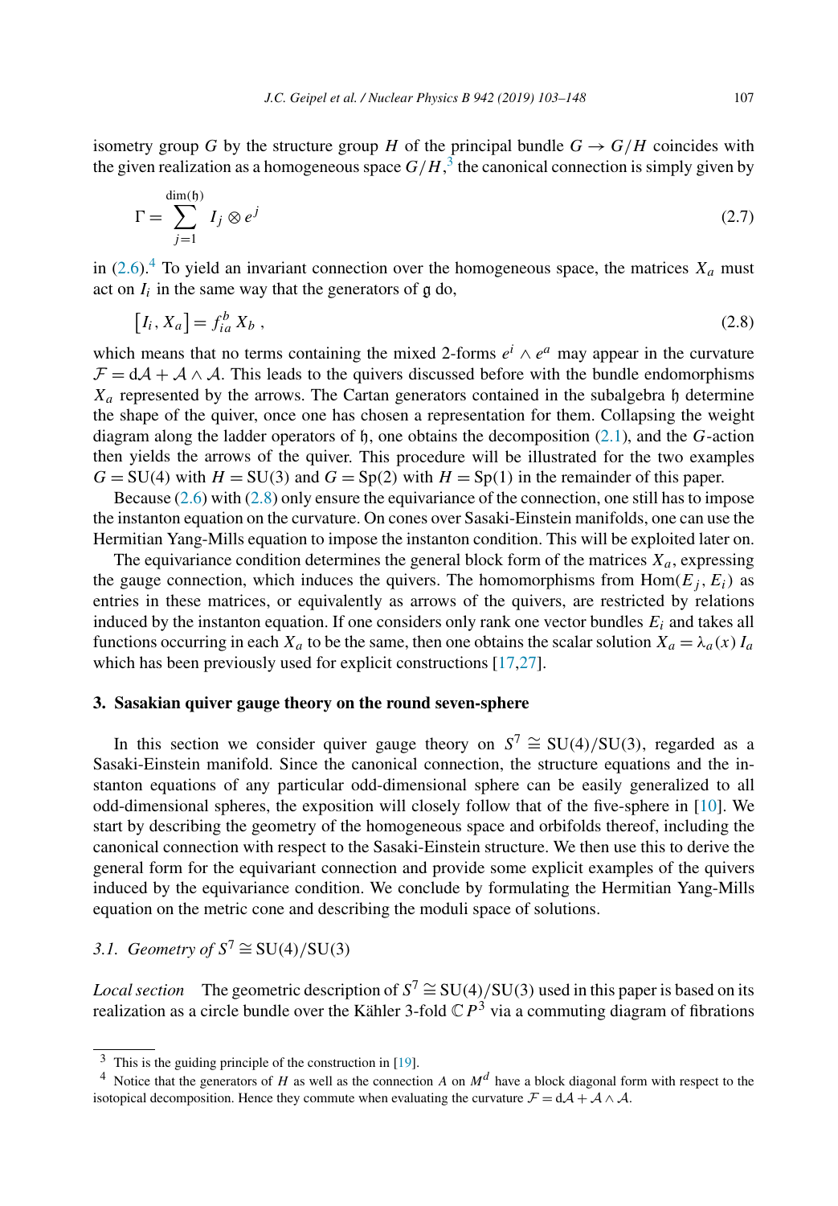isometry group $G$ by the structure group $H$ of the principal bundle $G \to G/H$ coincides with the given realization as a homogeneous space $G/H$,[3] the canonical connection is simply given by

$$\Gamma = \sum_{j=1}^{\dim(\mathfrak{h})} I_j \otimes e^j \tag{2.7}$$

in (2.6).[4] To yield an invariant connection over the homogeneous space, the matrices $X_a$ must act on $I_i$ in the same way that the generators of $\mathfrak{g}$ do,

$$\left[I_i, X_a\right] = f_{ia}^b \, X_b \ , \tag{2.8}$$

which means that no terms containing the mixed 2-forms $e^i \wedge e^a$ may appear in the curvature $\mathcal{F} = \mathrm{d}\mathcal{A} + \mathcal{A} \wedge \mathcal{A}$. This leads to the quivers discussed before with the bundle endomorphisms $X_a$ represented by the arrows. The Cartan generators contained in the subalgebra $\mathfrak{h}$ determine the shape of the quiver, once one has chosen a representation for them. Collapsing the weight diagram along the ladder operators of $\mathfrak{h}$, one obtains the decomposition (2.1), and the $G$-action then yields the arrows of the quiver. This procedure will be illustrated for the two examples $G = \mathrm{SU}(4)$ with $H = \mathrm{SU}(3)$ and $G = \mathrm{Sp}(2)$ with $H = \mathrm{Sp}(1)$ in the remainder of this paper.

Because (2.6) with (2.8) only ensure the equivariance of the connection, one still has to impose the instanton equation on the curvature. On cones over Sasaki-Einstein manifolds, one can use the Hermitian Yang-Mills equation to impose the instanton condition. This will be exploited later on.

The equivariance condition determines the general block form of the matrices $X_a$, expressing the gauge connection, which induces the quivers. The homomorphisms from $\mathrm{Hom}(E_j, E_i)$ as entries in these matrices, or equivalently as arrows of the quivers, are restricted by relations induced by the instanton equation. If one considers only rank one vector bundles $E_i$ and takes all functions occurring in each $X_a$ to be the same, then one obtains the scalar solution $X_a = \lambda_a(x)\, I_a$ which has been previously used for explicit constructions [17,27].

## 3. Sasakian quiver gauge theory on the round seven-sphere

In this section we consider quiver gauge theory on $S^7 \cong \mathrm{SU}(4)/\mathrm{SU}(3)$, regarded as a Sasaki-Einstein manifold. Since the canonical connection, the structure equations and the instanton equations of any particular odd-dimensional sphere can be easily generalized to all odd-dimensional spheres, the exposition will closely follow that of the five-sphere in [10]. We start by describing the geometry of the homogeneous space and orbifolds thereof, including the canonical connection with respect to the Sasaki-Einstein structure. We then use this to derive the general form for the equivariant connection and provide some explicit examples of the quivers induced by the equivariance condition. We conclude by formulating the Hermitian Yang-Mills equation on the metric cone and describing the moduli space of solutions.

### 3.1. Geometry of $S^7 \cong \mathrm{SU}(4)/\mathrm{SU}(3)$

*Local section* The geometric description of $S^7 \cong \mathrm{SU}(4)/\mathrm{SU}(3)$ used in this paper is based on its realization as a circle bundle over the Kähler 3-fold $\mathbb{C}P^3$ via a commuting diagram of fibrations

[3] This is the guiding principle of the construction in [19].

[4] Notice that the generators of $H$ as well as the connection $A$ on $M^d$ have a block diagonal form with respect to the isotopical decomposition. Hence they commute when evaluating the curvature $\mathcal{F} = \mathrm{d}\mathcal{A} + \mathcal{A} \wedge \mathcal{A}$.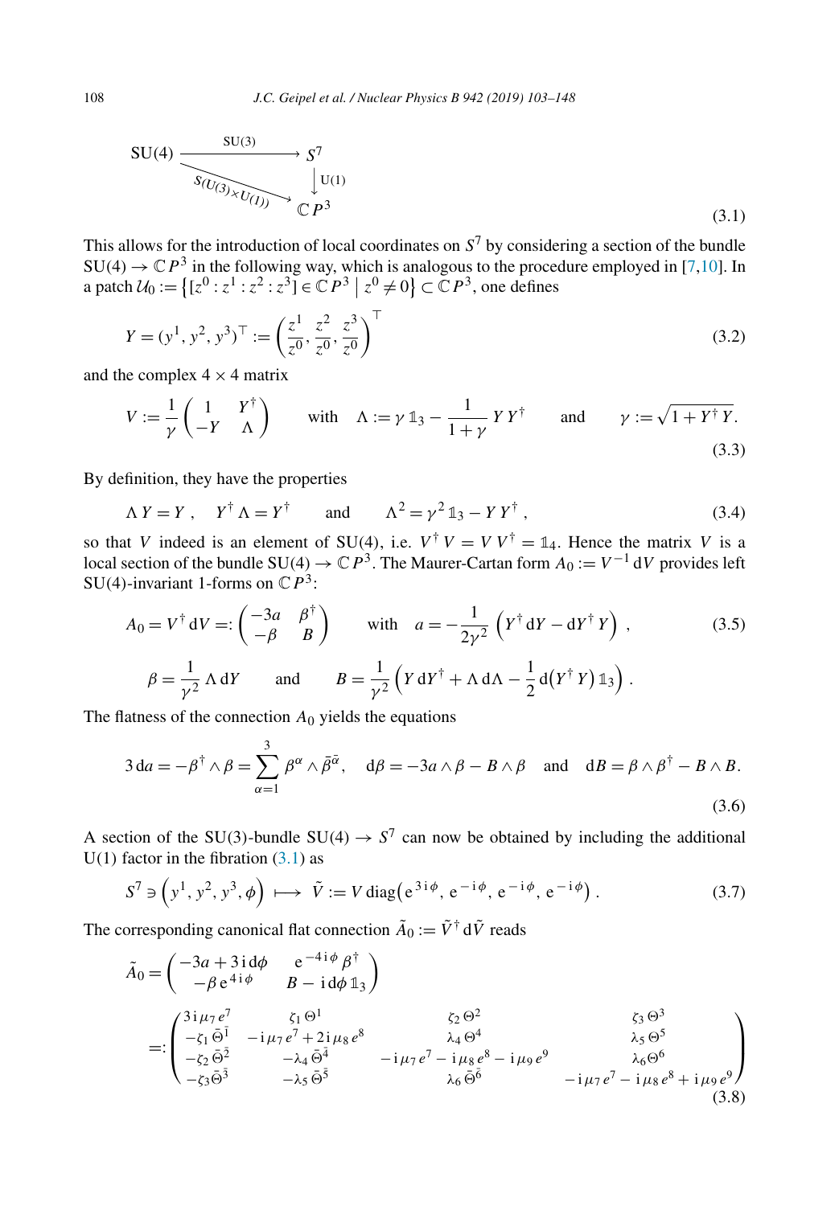$$
\begin{array}{ccc}
\mathrm{SU}(4) & \xrightarrow{\mathrm{SU}(3)} & S^7 \\
& \searrow^{S(U(3)\times U(1))} & \downarrow \mathrm{U}(1) \\
& & \mathbb{C}P^3
\end{array}
\tag{3.1}
$$

This allows for the introduction of local coordinates on $S^7$ by considering a section of the bundle $\mathrm{SU}(4) \to \mathbb{C}P^3$ in the following way, which is analogous to the procedure employed in [7,10]. In a patch $\mathcal{U}_0 := \left\{[z^0 : z^1 : z^2 : z^3] \in \mathbb{C}P^3 \mid z^0 \neq 0\right\} \subset \mathbb{C}P^3$, one defines

$$
Y = (y^1, y^2, y^3)^\top := \left(\frac{z^1}{z^0}, \frac{z^2}{z^0}, \frac{z^3}{z^0}\right)^\top \tag{3.2}
$$

and the complex $4 \times 4$ matrix

$$
V := \frac{1}{\gamma}\begin{pmatrix} 1 & Y^\dagger \\ -Y & \Lambda \end{pmatrix} \qquad \text{with} \quad \Lambda := \gamma\, \mathbb{1}_3 - \frac{1}{1+\gamma}\, Y\, Y^\dagger \qquad \text{and} \qquad \gamma := \sqrt{1 + Y^\dagger\, Y}. \tag{3.3}
$$

By definition, they have the properties

$$
\Lambda\, Y = Y\,, \quad Y^\dagger\, \Lambda = Y^\dagger \qquad \text{and} \qquad \Lambda^2 = \gamma^2\, \mathbb{1}_3 - Y\, Y^\dagger\,, \tag{3.4}
$$

so that $V$ indeed is an element of SU(4), i.e. $V^\dagger\, V = V\, V^\dagger = \mathbb{1}_4$. Hence the matrix $V$ is a local section of the bundle $\mathrm{SU}(4) \to \mathbb{C}P^3$. The Maurer-Cartan form $A_0 := V^{-1}\, \mathrm{d}V$ provides left SU(4)-invariant 1-forms on $\mathbb{C}P^3$:

$$
A_0 = V^\dagger\, \mathrm{d}V =: \begin{pmatrix} -3a & \beta^\dagger \\ -\beta & B \end{pmatrix} \qquad \text{with} \quad a = -\frac{1}{2\gamma^2}\left(Y^\dagger\, \mathrm{d}Y - \mathrm{d}Y^\dagger\, Y\right)\,, \tag{3.5}
$$

$$
\beta = \frac{1}{\gamma^2}\, \Lambda\, \mathrm{d}Y \qquad \text{and} \qquad B = \frac{1}{\gamma^2}\left(Y\, \mathrm{d}Y^\dagger + \Lambda\, \mathrm{d}\Lambda - \frac{1}{2}\, \mathrm{d}\big(Y^\dagger\, Y\big)\, \mathbb{1}_3\right).
$$

The flatness of the connection $A_0$ yields the equations

$$
3\, \mathrm{d}a = -\beta^\dagger \wedge \beta = \sum_{\alpha=1}^{3} \beta^\alpha \wedge \bar{\beta}^{\bar{\alpha}}, \quad \mathrm{d}\beta = -3a \wedge \beta - B \wedge \beta \quad \text{and} \quad \mathrm{d}B = \beta \wedge \beta^\dagger - B \wedge B. \tag{3.6}
$$

A section of the SU(3)-bundle $\mathrm{SU}(4) \to S^7$ can now be obtained by including the additional U(1) factor in the fibration (3.1) as

$$
S^7 \ni \left(y^1, y^2, y^3, \phi\right) \longmapsto \tilde{V} := V\, \mathrm{diag}\big(\mathrm{e}^{\,3\,\mathrm{i}\,\phi}, \mathrm{e}^{\,-\mathrm{i}\,\phi}, \mathrm{e}^{\,-\mathrm{i}\,\phi}, \mathrm{e}^{\,-\mathrm{i}\,\phi}\big)\,. \tag{3.7}
$$

The corresponding canonical flat connection $\tilde{A}_0 := \tilde{V}^\dagger\, \mathrm{d}\tilde{V}$ reads

$$
\begin{aligned}
\tilde{A}_0 &= \begin{pmatrix} -3a + 3\,\mathrm{i}\,\mathrm{d}\phi & \mathrm{e}^{\,-4\,\mathrm{i}\,\phi}\, \beta^\dagger \\ -\beta\, \mathrm{e}^{\,4\,\mathrm{i}\,\phi} & B - \mathrm{i}\,\mathrm{d}\phi\, \mathbb{1}_3 \end{pmatrix} \\
&=: \begin{pmatrix}
3\,\mathrm{i}\,\mu_7\, e^7 & \zeta_1\, \Theta^1 & \zeta_2\, \Theta^2 & \zeta_3\, \Theta^3 \\
-\zeta_1\, \bar{\Theta}^{\bar{1}} & -\mathrm{i}\,\mu_7\, e^7 + 2\,\mathrm{i}\,\mu_8\, e^8 & \lambda_4\, \Theta^4 & \lambda_5\, \Theta^5 \\
-\zeta_2\, \bar{\Theta}^{\bar{2}} & -\lambda_4\, \bar{\Theta}^{\bar{4}} & -\mathrm{i}\,\mu_7\, e^7 - \mathrm{i}\,\mu_8\, e^8 - \mathrm{i}\,\mu_9\, e^9 & \lambda_6\Theta^6 \\
-\zeta_3 \bar{\Theta}^{\bar{3}} & -\lambda_5\, \bar{\Theta}^{\bar{5}} & \lambda_6\, \bar{\Theta}^{\bar{6}} & -\mathrm{i}\,\mu_7\, e^7 - \mathrm{i}\,\mu_8\, e^8 + \mathrm{i}\,\mu_9\, e^9
\end{pmatrix}
\end{aligned}
\tag{3.8}
$$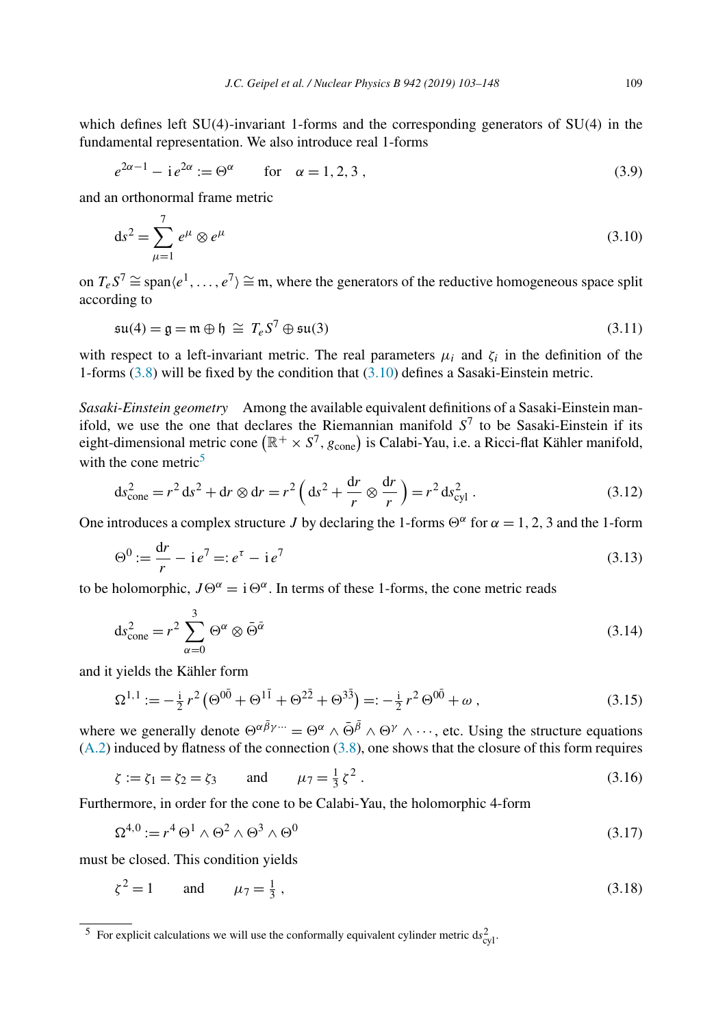which defines left SU(4)-invariant 1-forms and the corresponding generators of SU(4) in the fundamental representation. We also introduce real 1-forms

$$e^{2\alpha-1} - \mathrm{i}\, e^{2\alpha} := \Theta^\alpha \qquad \text{for} \quad \alpha = 1, 2, 3 \,, \tag{3.9}$$

and an orthonormal frame metric

$$\mathrm{d}s^2 = \sum_{\mu=1}^{7} e^\mu \otimes e^\mu \tag{3.10}$$

on $T_e S^7 \cong \mathrm{span}\langle e^1, \ldots, e^7 \rangle \cong \mathfrak{m}$, where the generators of the reductive homogeneous space split according to

$$\mathfrak{su}(4) = \mathfrak{g} = \mathfrak{m} \oplus \mathfrak{h} \;\cong\; T_e S^7 \oplus \mathfrak{su}(3) \tag{3.11}$$

with respect to a left-invariant metric. The real parameters $\mu_i$ and $\zeta_i$ in the definition of the 1-forms (3.8) will be fixed by the condition that (3.10) defines a Sasaki-Einstein metric.

*Sasaki-Einstein geometry* Among the available equivalent definitions of a Sasaki-Einstein manifold, we use the one that declares the Riemannian manifold $S^7$ to be Sasaki-Einstein if its eight-dimensional metric cone $\left(\mathbb{R}^+ \times S^7, g_{\mathrm{cone}}\right)$ is Calabi-Yau, i.e. a Ricci-flat Kähler manifold, with the cone metric[5]

$$\mathrm{d}s^2_{\mathrm{cone}} = r^2\, \mathrm{d}s^2 + \mathrm{d}r \otimes \mathrm{d}r = r^2 \left( \mathrm{d}s^2 + \frac{\mathrm{d}r}{r} \otimes \frac{\mathrm{d}r}{r} \right) = r^2\, \mathrm{d}s^2_{\mathrm{cyl}} \,. \tag{3.12}$$

One introduces a complex structure $J$ by declaring the 1-forms $\Theta^\alpha$ for $\alpha = 1, 2, 3$ and the 1-form

$$\Theta^0 := \frac{\mathrm{d}r}{r} - \mathrm{i}\, e^7 =: e^\tau - \mathrm{i}\, e^7 \tag{3.13}$$

to be holomorphic, $J\Theta^\alpha = \mathrm{i}\, \Theta^\alpha$. In terms of these 1-forms, the cone metric reads

$$\mathrm{d}s^2_{\mathrm{cone}} = r^2 \sum_{\alpha=0}^{3} \Theta^\alpha \otimes \bar{\Theta}^{\bar{\alpha}} \tag{3.14}$$

and it yields the Kähler form

$$\Omega^{1,1} := -\tfrac{\mathrm{i}}{2}\, r^2 \left( \Theta^{0\bar{0}} + \Theta^{1\bar{1}} + \Theta^{2\bar{2}} + \Theta^{3\bar{3}} \right) =: -\tfrac{\mathrm{i}}{2}\, r^2\, \Theta^{0\bar{0}} + \omega \,, \tag{3.15}$$

where we generally denote $\Theta^{\alpha\bar{\beta}\gamma\cdots} = \Theta^\alpha \wedge \bar{\Theta}^{\bar{\beta}} \wedge \Theta^\gamma \wedge \cdots$, etc. Using the structure equations (A.2) induced by flatness of the connection (3.8), one shows that the closure of this form requires

$$\zeta := \zeta_1 = \zeta_2 = \zeta_3 \qquad \text{and} \qquad \mu_7 = \tfrac{1}{3}\, \zeta^2 \,. \tag{3.16}$$

Furthermore, in order for the cone to be Calabi-Yau, the holomorphic 4-form

$$\Omega^{4,0} := r^4\, \Theta^1 \wedge \Theta^2 \wedge \Theta^3 \wedge \Theta^0 \tag{3.17}$$

must be closed. This condition yields

$$\zeta^2 = 1 \qquad \text{and} \qquad \mu_7 = \tfrac{1}{3} \,, \tag{3.18}$$

[5] For explicit calculations we will use the conformally equivalent cylinder metric $\mathrm{d}s^2_{\mathrm{cyl}}$.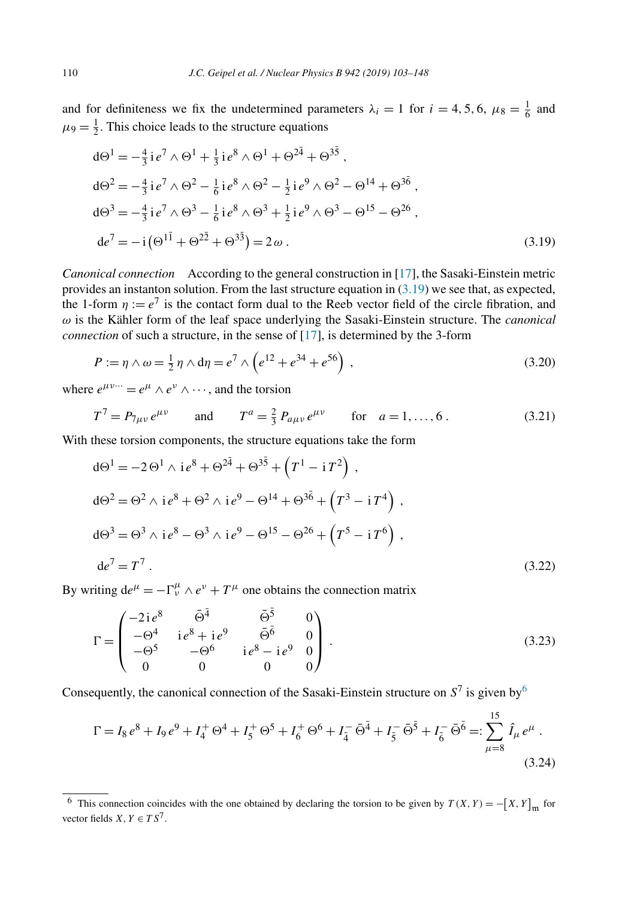and for definiteness we fix the undetermined parameters $\lambda_i = 1$ for $i = 4, 5, 6$, $\mu_8 = \frac{1}{6}$ and $\mu_9 = \frac{1}{2}$. This choice leads to the structure equations

$$
\begin{aligned}
\mathrm{d}\Theta^1 &= -\tfrac{4}{3}\,\mathrm{i}\, e^7 \wedge \Theta^1 + \tfrac{1}{3}\,\mathrm{i}\, e^8 \wedge \Theta^1 + \Theta^{2\bar{4}} + \Theta^{3\bar{5}} \,, \\
\mathrm{d}\Theta^2 &= -\tfrac{4}{3}\,\mathrm{i}\, e^7 \wedge \Theta^2 - \tfrac{1}{6}\,\mathrm{i}\, e^8 \wedge \Theta^2 - \tfrac{1}{2}\,\mathrm{i}\, e^9 \wedge \Theta^2 - \Theta^{14} + \Theta^{3\bar{6}} \,, \\
\mathrm{d}\Theta^3 &= -\tfrac{4}{3}\,\mathrm{i}\, e^7 \wedge \Theta^3 - \tfrac{1}{6}\,\mathrm{i}\, e^8 \wedge \Theta^3 + \tfrac{1}{2}\,\mathrm{i}\, e^9 \wedge \Theta^3 - \Theta^{15} - \Theta^{26} \,, \\
\mathrm{d}e^7 &= -\mathrm{i}\left(\Theta^{1\bar{1}} + \Theta^{2\bar{2}} + \Theta^{3\bar{3}}\right) = 2\,\omega \,.
\end{aligned}
\tag{3.19}
$$

*Canonical connection* According to the general construction in [17], the Sasaki-Einstein metric provides an instanton solution. From the last structure equation in (3.19) we see that, as expected, the 1-form $\eta := e^7$ is the contact form dual to the Reeb vector field of the circle fibration, and $\omega$ is the Kähler form of the leaf space underlying the Sasaki-Einstein structure. The *canonical connection* of such a structure, in the sense of [17], is determined by the 3-form

$$
P := \eta \wedge \omega = \tfrac{1}{2}\,\eta \wedge \mathrm{d}\eta = e^7 \wedge \left(e^{12} + e^{34} + e^{56}\right) \,,
\tag{3.20}
$$

where $e^{\mu\nu\cdots} = e^\mu \wedge e^\nu \wedge \cdots$, and the torsion

$$
T^7 = P_{7\mu\nu}\, e^{\mu\nu} \qquad \text{and} \qquad T^a = \tfrac{2}{3}\, P_{a\mu\nu}\, e^{\mu\nu} \qquad \text{for} \quad a = 1, \ldots, 6 \,.
\tag{3.21}
$$

With these torsion components, the structure equations take the form

$$
\begin{aligned}
\mathrm{d}\Theta^1 &= -2\,\Theta^1 \wedge \mathrm{i}\, e^8 + \Theta^{2\bar{4}} + \Theta^{3\bar{5}} + \left(T^1 - \mathrm{i}\, T^2\right) \,, \\
\mathrm{d}\Theta^2 &= \Theta^2 \wedge \mathrm{i}\, e^8 + \Theta^2 \wedge \mathrm{i}\, e^9 - \Theta^{14} + \Theta^{3\bar{6}} + \left(T^3 - \mathrm{i}\, T^4\right) \,, \\
\mathrm{d}\Theta^3 &= \Theta^3 \wedge \mathrm{i}\, e^8 - \Theta^3 \wedge \mathrm{i}\, e^9 - \Theta^{15} - \Theta^{26} + \left(T^5 - \mathrm{i}\, T^6\right) \,, \\
\mathrm{d}e^7 &= T^7 \,.
\end{aligned}
\tag{3.22}
$$

By writing $\mathrm{d}e^\mu = -\Gamma^\mu_\nu \wedge e^\nu + T^\mu$ one obtains the connection matrix

$$
\Gamma = \begin{pmatrix}
-2\,\mathrm{i}\, e^8 & \bar{\Theta}^{\bar{4}} & \bar{\Theta}^{\bar{5}} & 0 \\
-\Theta^4 & \mathrm{i}\, e^8 + \mathrm{i}\, e^9 & \bar{\Theta}^{\bar{6}} & 0 \\
-\Theta^5 & -\Theta^6 & \mathrm{i}\, e^8 - \mathrm{i}\, e^9 & 0 \\
0 & 0 & 0 & 0
\end{pmatrix} .
\tag{3.23}
$$

Consequently, the canonical connection of the Sasaki-Einstein structure on $S^7$ is given by[6]

$$
\Gamma = I_8\, e^8 + I_9\, e^9 + I_4^+\, \Theta^4 + I_5^+\, \Theta^5 + I_6^+\, \Theta^6 + I_{\bar{4}}^-\, \bar{\Theta}^{\bar{4}} + I_{\bar{5}}^-\, \bar{\Theta}^{\bar{5}} + I_{\bar{6}}^-\, \bar{\Theta}^{\bar{6}} =: \sum_{\mu=8}^{15} \hat{I}_\mu\, e^\mu \,.
\tag{3.24}
$$

[6] This connection coincides with the one obtained by declaring the torsion to be given by $T(X, Y) = -\left[X, Y\right]_{\mathfrak{m}}$ for vector fields $X, Y \in TS^7$.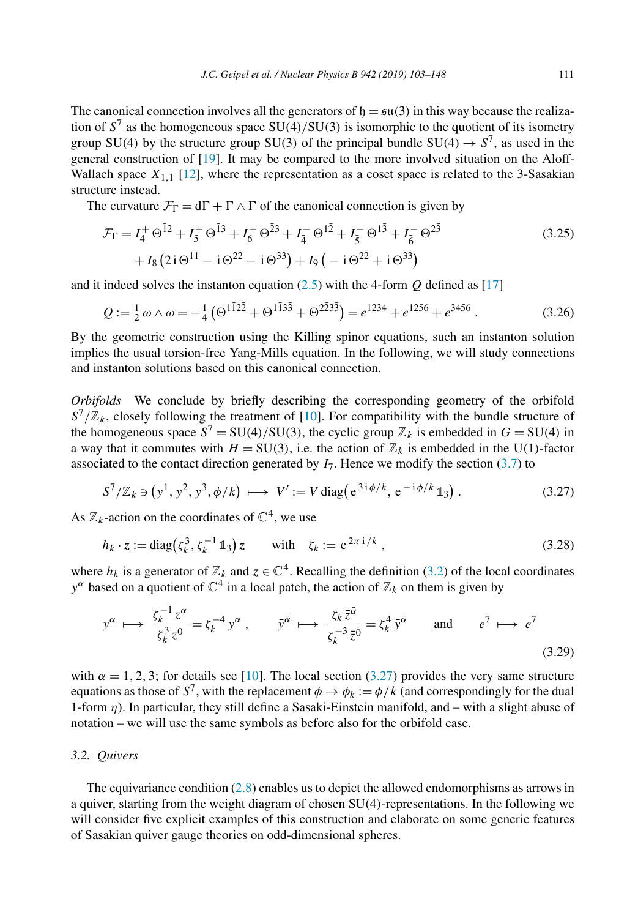The canonical connection involves all the generators of $\mathfrak{h} = \mathfrak{su}(3)$ in this way because the realization of $S^7$ as the homogeneous space $\mathrm{SU}(4)/\mathrm{SU}(3)$ is isomorphic to the quotient of its isometry group $\mathrm{SU}(4)$ by the structure group $\mathrm{SU}(3)$ of the principal bundle $\mathrm{SU}(4) \to S^7$, as used in the general construction of [19]. It may be compared to the more involved situation on the Aloff-Wallach space $X_{1,1}$ [12], where the representation as a coset space is related to the 3-Sasakian structure instead.

The curvature $\mathcal{F}_\Gamma = \mathrm{d}\Gamma + \Gamma \wedge \Gamma$ of the canonical connection is given by

$$
\begin{aligned}
\mathcal{F}_\Gamma = {} & I_4^+ \,\Theta^{\bar{1}2} + I_5^+ \,\Theta^{\bar{1}3} + I_6^+ \,\Theta^{\bar{2}3} + I_{\bar{4}}^- \,\Theta^{1\bar{2}} + I_{\bar{5}}^- \,\Theta^{1\bar{3}} + I_{\bar{6}}^- \,\Theta^{2\bar{3}} \\
& + I_8 \left(2\,\mathrm{i}\,\Theta^{1\bar{1}} - \mathrm{i}\,\Theta^{2\bar{2}} - \mathrm{i}\,\Theta^{3\bar{3}}\right) + I_9 \left(-\,\mathrm{i}\,\Theta^{2\bar{2}} + \mathrm{i}\,\Theta^{3\bar{3}}\right)
\end{aligned}
\tag{3.25}
$$

and it indeed solves the instanton equation (2.5) with the 4-form $Q$ defined as [17]

$$
Q := \tfrac{1}{2}\,\omega \wedge \omega = -\tfrac{1}{4}\left(\Theta^{1\bar{1}2\bar{2}} + \Theta^{1\bar{1}3\bar{3}} + \Theta^{2\bar{2}3\bar{3}}\right) = e^{1234} + e^{1256} + e^{3456}\,. \tag{3.26}
$$

By the geometric construction using the Killing spinor equations, such an instanton solution implies the usual torsion-free Yang-Mills equation. In the following, we will study connections and instanton solutions based on this canonical connection.

*Orbifolds* We conclude by briefly describing the corresponding geometry of the orbifold $S^7/\mathbb{Z}_k$, closely following the treatment of [10]. For compatibility with the bundle structure of the homogeneous space $S^7 = \mathrm{SU}(4)/\mathrm{SU}(3)$, the cyclic group $\mathbb{Z}_k$ is embedded in $G = \mathrm{SU}(4)$ in a way that it commutes with $H = \mathrm{SU}(3)$, i.e. the action of $\mathbb{Z}_k$ is embedded in the $\mathrm{U}(1)$-factor associated to the contact direction generated by $I_7$. Hence we modify the section (3.7) to

$$
S^7/\mathbb{Z}_k \ni \left(y^1, y^2, y^3, \phi/k\right) \longmapsto V' := V\,\mathrm{diag}\!\left(\mathrm{e}^{\,3\,\mathrm{i}\,\phi/k},\, \mathrm{e}^{\,-\mathrm{i}\,\phi/k}\,\mathbb{1}_3\right). \tag{3.27}
$$

As $\mathbb{Z}_k$-action on the coordinates of $\mathbb{C}^4$, we use

$$
h_k \cdot z := \mathrm{diag}\!\left(\zeta_k^3, \zeta_k^{-1}\,\mathbb{1}_3\right) z \qquad \text{with} \quad \zeta_k := \mathrm{e}^{\,2\pi\,\mathrm{i}\,/k}\,, \tag{3.28}
$$

where $h_k$ is a generator of $\mathbb{Z}_k$ and $z \in \mathbb{C}^4$. Recalling the definition (3.2) of the local coordinates $y^\alpha$ based on a quotient of $\mathbb{C}^4$ in a local patch, the action of $\mathbb{Z}_k$ on them is given by

$$
y^\alpha \longmapsto \frac{\zeta_k^{-1}\, z^\alpha}{\zeta_k^3\, z^0} = \zeta_k^{-4}\, y^\alpha\,, \qquad \bar{y}^{\bar{\alpha}} \longmapsto \frac{\zeta_k\, \bar{z}^{\bar{\alpha}}}{\zeta_k^{-3}\, \bar{z}^{\bar{0}}} = \zeta_k^4\, \bar{y}^{\bar{\alpha}} \qquad \text{and} \qquad e^7 \longmapsto e^7 \tag{3.29}
$$

with $\alpha = 1, 2, 3$; for details see [10]. The local section (3.27) provides the very same structure equations as those of $S^7$, with the replacement $\phi \to \phi_k := \phi/k$ (and correspondingly for the dual 1-form $\eta$). In particular, they still define a Sasaki-Einstein manifold, and – with a slight abuse of notation – we will use the same symbols as before also for the orbifold case.

### 3.2. Quivers

The equivariance condition (2.8) enables us to depict the allowed endomorphisms as arrows in a quiver, starting from the weight diagram of chosen $\mathrm{SU}(4)$-representations. In the following we will consider five explicit examples of this construction and elaborate on some generic features of Sasakian quiver gauge theories on odd-dimensional spheres.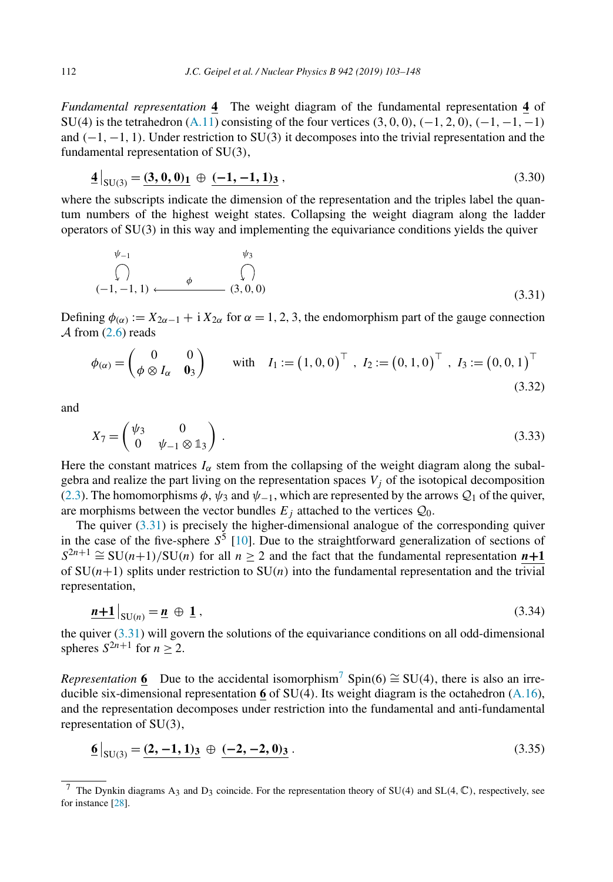*Fundamental representation* $\underline{\mathbf{4}}$ The weight diagram of the fundamental representation $\underline{\mathbf{4}}$ of SU(4) is the tetrahedron (A.11) consisting of the four vertices $(3,0,0)$, $(-1,2,0)$, $(-1,-1,-1)$ and $(-1,-1,1)$. Under restriction to SU(3) it decomposes into the trivial representation and the fundamental representation of SU(3),

$$\underline{\mathbf{4}}\big|_{\mathrm{SU}(3)} = \underline{\mathbf{(3,0,0)_1}} \oplus \underline{\mathbf{(-1,-1,1)_3}} \,, \tag{3.30}$$

where the subscripts indicate the dimension of the representation and the triples label the quantum numbers of the highest weight states. Collapsing the weight diagram along the ladder operators of SU(3) in this way and implementing the equivariance conditions yields the quiver

$$\begin{array}{ccc} \overset{\psi_{-1}}{\circlearrowleft} & & \overset{\psi_{3}}{\circlearrowleft} \\ (-1,-1,1) & \xleftarrow{\quad \phi \quad} & (3,0,0) \end{array} \tag{3.31}$$

Defining $\phi_{(\alpha)} := X_{2\alpha-1} + \mathrm{i}\, X_{2\alpha}$ for $\alpha = 1,2,3$, the endomorphism part of the gauge connection $\mathcal{A}$ from (2.6) reads

$$\phi_{(\alpha)} = \begin{pmatrix} 0 & 0 \\ \phi \otimes I_\alpha & \mathbf{0}_3 \end{pmatrix} \qquad \text{with} \quad I_1 := \big(1,0,0\big)^\top \,,\; I_2 := \big(0,1,0\big)^\top \,,\; I_3 := \big(0,0,1\big)^\top \tag{3.32}$$

and

$$X_7 = \begin{pmatrix} \psi_3 & 0 \\ 0 & \psi_{-1} \otimes \mathbb{1}_3 \end{pmatrix} \,. \tag{3.33}$$

Here the constant matrices $I_\alpha$ stem from the collapsing of the weight diagram along the subalgebra and realize the part living on the representation spaces $V_j$ of the isotopical decomposition (2.3). The homomorphisms $\phi$, $\psi_3$ and $\psi_{-1}$, which are represented by the arrows $\mathcal{Q}_1$ of the quiver, are morphisms between the vector bundles $E_j$ attached to the vertices $\mathcal{Q}_0$.

The quiver (3.31) is precisely the higher-dimensional analogue of the corresponding quiver in the case of the five-sphere $S^5$ [10]. Due to the straightforward generalization of sections of $S^{2n+1} \cong \mathrm{SU}(n{+}1)/\mathrm{SU}(n)$ for all $n \geq 2$ and the fact that the fundamental representation $\underline{\boldsymbol{n{+}1}}$ of $\mathrm{SU}(n{+}1)$ splits under restriction to $\mathrm{SU}(n)$ into the fundamental representation and the trivial representation,

$$\underline{\boldsymbol{n{+}1}}\big|_{\mathrm{SU}(n)} = \underline{\boldsymbol{n}} \oplus \underline{\mathbf{1}} \,, \tag{3.34}$$

the quiver (3.31) will govern the solutions of the equivariance conditions on all odd-dimensional spheres $S^{2n+1}$ for $n \geq 2$.

*Representation* $\underline{\mathbf{6}}$ Due to the accidental isomorphism[7] $\mathrm{Spin}(6) \cong \mathrm{SU}(4)$, there is also an irreducible six-dimensional representation $\underline{\mathbf{6}}$ of SU(4). Its weight diagram is the octahedron (A.16), and the representation decomposes under restriction into the fundamental and anti-fundamental representation of SU(3),

$$\underline{\mathbf{6}}\big|_{\mathrm{SU}(3)} = \underline{\mathbf{(2,-1,1)_3}} \oplus \underline{\mathbf{(-2,-2,0)_3}} \,. \tag{3.35}$$

[7] The Dynkin diagrams $\mathrm{A}_3$ and $\mathrm{D}_3$ coincide. For the representation theory of SU(4) and $\mathrm{SL}(4,\mathbb{C})$, respectively, see for instance [28].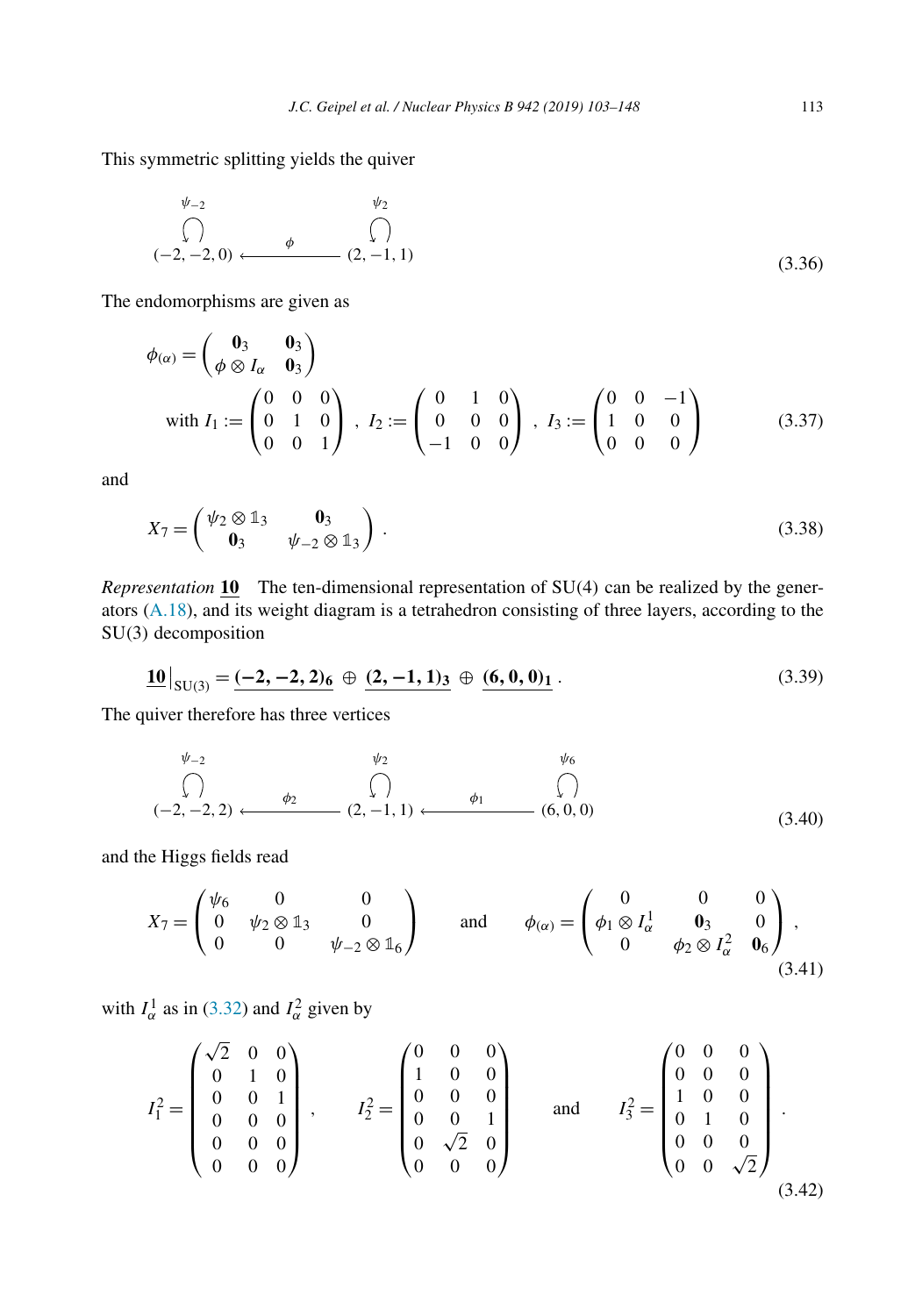This symmetric splitting yields the quiver

$$
\begin{array}{ccc}
\overset{\psi_{-2}}{\circlearrowleft} & & \overset{\psi_{2}}{\circlearrowleft} \\
(-2,-2,0) & \xleftarrow{\quad \phi \quad} & (2,-1,1)
\end{array}
\tag{3.36}
$$

The endomorphisms are given as

$$
\phi_{(\alpha)} = \begin{pmatrix} \mathbf{0}_3 & \mathbf{0}_3 \\ \phi \otimes I_\alpha & \mathbf{0}_3 \end{pmatrix}
$$

$$
\text{with } I_1 := \begin{pmatrix} 0 & 0 & 0 \\ 0 & 1 & 0 \\ 0 & 0 & 1 \end{pmatrix}, \; I_2 := \begin{pmatrix} 0 & 1 & 0 \\ 0 & 0 & 0 \\ -1 & 0 & 0 \end{pmatrix}, \; I_3 := \begin{pmatrix} 0 & 0 & -1 \\ 1 & 0 & 0 \\ 0 & 0 & 0 \end{pmatrix}
\tag{3.37}
$$

and

$$
X_7 = \begin{pmatrix} \psi_2 \otimes \mathbb{1}_3 & \mathbf{0}_3 \\ \mathbf{0}_3 & \psi_{-2} \otimes \mathbb{1}_3 \end{pmatrix}.
\tag{3.38}
$$

*Representation* $\underline{\mathbf{10}}$ The ten-dimensional representation of SU(4) can be realized by the generators (A.18), and its weight diagram is a tetrahedron consisting of three layers, according to the SU(3) decomposition

$$
\underline{\mathbf{10}}\big|_{\mathrm{SU(3)}} = \underline{\mathbf{(-2,-2,2)_6}} \oplus \underline{\mathbf{(2,-1,1)_3}} \oplus \underline{\mathbf{(6,0,0)_1}}.
\tag{3.39}
$$

The quiver therefore has three vertices

$$
\begin{array}{ccccc}
\overset{\psi_{-2}}{\circlearrowleft} & & \overset{\psi_{2}}{\circlearrowleft} & & \overset{\psi_{6}}{\circlearrowleft} \\
(-2,-2,2) & \xleftarrow{\quad \phi_2 \quad} & (2,-1,1) & \xleftarrow{\quad \phi_1 \quad} & (6,0,0)
\end{array}
\tag{3.40}
$$

and the Higgs fields read

$$
X_7 = \begin{pmatrix} \psi_6 & 0 & 0 \\ 0 & \psi_2 \otimes \mathbb{1}_3 & 0 \\ 0 & 0 & \psi_{-2} \otimes \mathbb{1}_6 \end{pmatrix} \quad \text{and} \quad \phi_{(\alpha)} = \begin{pmatrix} 0 & 0 & 0 \\ \phi_1 \otimes I_\alpha^1 & \mathbf{0}_3 & 0 \\ 0 & \phi_2 \otimes I_\alpha^2 & \mathbf{0}_6 \end{pmatrix},
\tag{3.41}
$$

with $I_\alpha^1$ as in (3.32) and $I_\alpha^2$ given by

$$
I_1^2 = \begin{pmatrix} \sqrt{2} & 0 & 0 \\ 0 & 1 & 0 \\ 0 & 0 & 1 \\ 0 & 0 & 0 \\ 0 & 0 & 0 \\ 0 & 0 & 0 \end{pmatrix}, \quad I_2^2 = \begin{pmatrix} 0 & 0 & 0 \\ 1 & 0 & 0 \\ 0 & 0 & 0 \\ 0 & 0 & 1 \\ 0 & \sqrt{2} & 0 \\ 0 & 0 & 0 \end{pmatrix} \quad \text{and} \quad I_3^2 = \begin{pmatrix} 0 & 0 & 0 \\ 0 & 0 & 0 \\ 1 & 0 & 0 \\ 0 & 1 & 0 \\ 0 & 0 & 0 \\ 0 & 0 & \sqrt{2} \end{pmatrix}.
\tag{3.42}
$$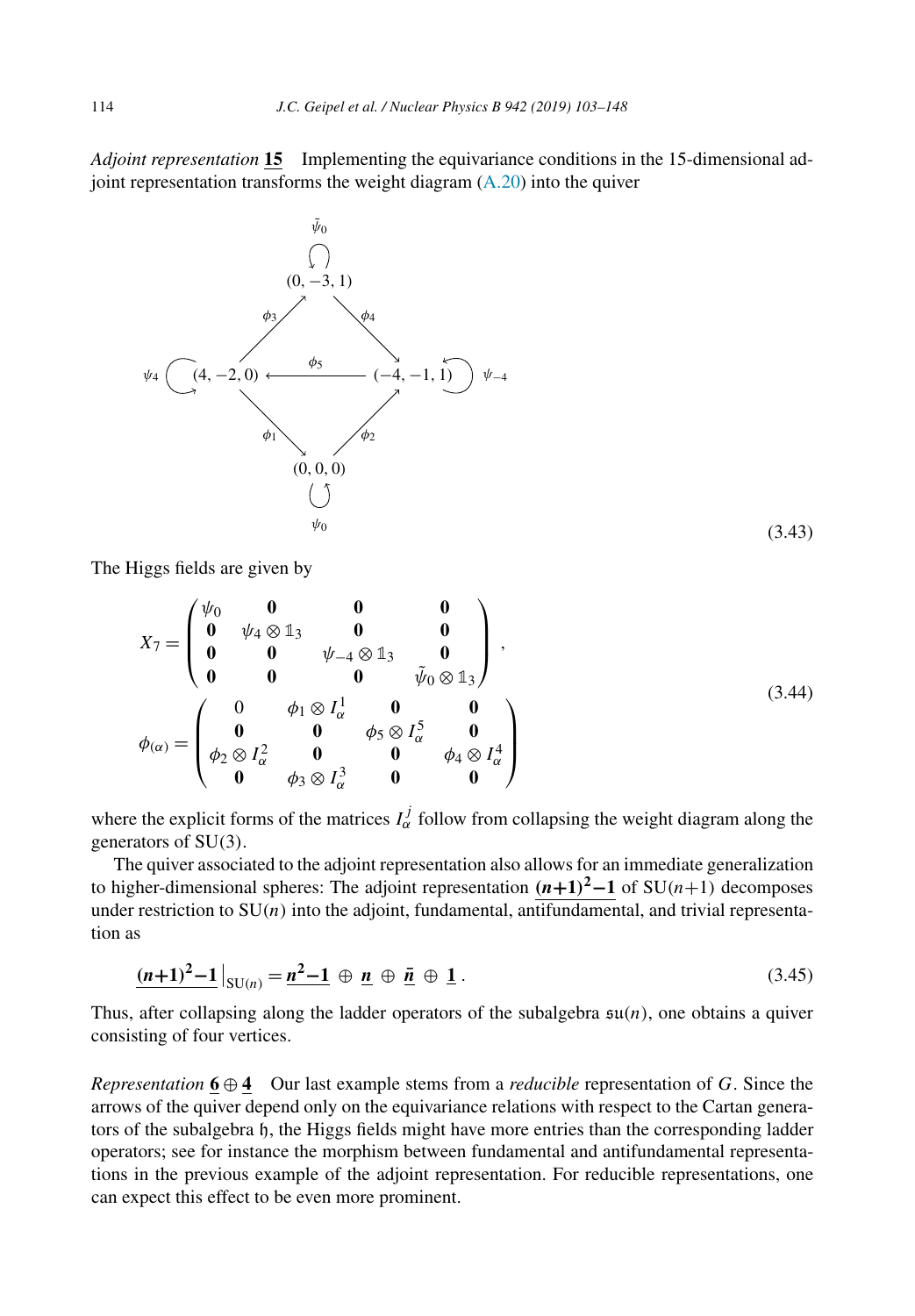*Adjoint representation* $\underline{\mathbf{15}}$ Implementing the equivariance conditions in the 15-dimensional adjoint representation transforms the weight diagram (A.20) into the quiver

$$
\begin{array}{ccccc}
 & & \tilde{\psi}_0 \circlearrowleft (0,-3,1) & & \\
 & \overset{\phi_3}{\nearrow} & & \overset{\phi_4}{\searrow} & \\
\psi_4 \circlearrowleft (4,-2,0) & & \xleftarrow{\ \phi_5\ } & & (-4,-1,1) \circlearrowright \psi_{-4} \\
 & \underset{\phi_1}{\searrow} & & \underset{\phi_2}{\nearrow} & \\
 & & (0,0,0) \circlearrowleft \psi_0 & &
\end{array}
\tag{3.43}
$$

The Higgs fields are given by

$$
\begin{aligned}
X_7 &= \begin{pmatrix} \psi_0 & \mathbf{0} & \mathbf{0} & \mathbf{0} \\ \mathbf{0} & \psi_4 \otimes \mathbb{1}_3 & \mathbf{0} & \mathbf{0} \\ \mathbf{0} & \mathbf{0} & \psi_{-4} \otimes \mathbb{1}_3 & \mathbf{0} \\ \mathbf{0} & \mathbf{0} & \mathbf{0} & \tilde{\psi}_0 \otimes \mathbb{1}_3 \end{pmatrix} , \\
\phi_{(\alpha)} &= \begin{pmatrix} 0 & \phi_1 \otimes I_\alpha^1 & \mathbf{0} & \mathbf{0} \\ \mathbf{0} & \mathbf{0} & \phi_5 \otimes I_\alpha^5 & \mathbf{0} \\ \phi_2 \otimes I_\alpha^2 & \mathbf{0} & \mathbf{0} & \phi_4 \otimes I_\alpha^4 \\ \mathbf{0} & \phi_3 \otimes I_\alpha^3 & \mathbf{0} & \mathbf{0} \end{pmatrix}
\end{aligned}
\tag{3.44}
$$

where the explicit forms of the matrices $I_\alpha^j$ follow from collapsing the weight diagram along the generators of $\mathrm{SU}(3)$.

The quiver associated to the adjoint representation also allows for an immediate generalization to higher-dimensional spheres: The adjoint representation $\underline{\boldsymbol{(n+1)^2-1}}$ of $\mathrm{SU}(n+1)$ decomposes under restriction to $\mathrm{SU}(n)$ into the adjoint, fundamental, antifundamental, and trivial representation as

$$
\underline{\boldsymbol{(n+1)^2-1}}\big|_{\mathrm{SU}(n)} = \underline{\boldsymbol{n^2-1}} \oplus \underline{\boldsymbol{n}} \oplus \underline{\boldsymbol{\bar{n}}} \oplus \underline{\mathbf{1}} \, . \tag{3.45}
$$

Thus, after collapsing along the ladder operators of the subalgebra $\mathfrak{su}(n)$, one obtains a quiver consisting of four vertices.

*Representation* $\underline{\mathbf{6}} \oplus \underline{\mathbf{4}}$ Our last example stems from a *reducible* representation of $G$. Since the arrows of the quiver depend only on the equivariance relations with respect to the Cartan generators of the subalgebra $\mathfrak{h}$, the Higgs fields might have more entries than the corresponding ladder operators; see for instance the morphism between fundamental and antifundamental representations in the previous example of the adjoint representation. For reducible representations, one can expect this effect to be even more prominent.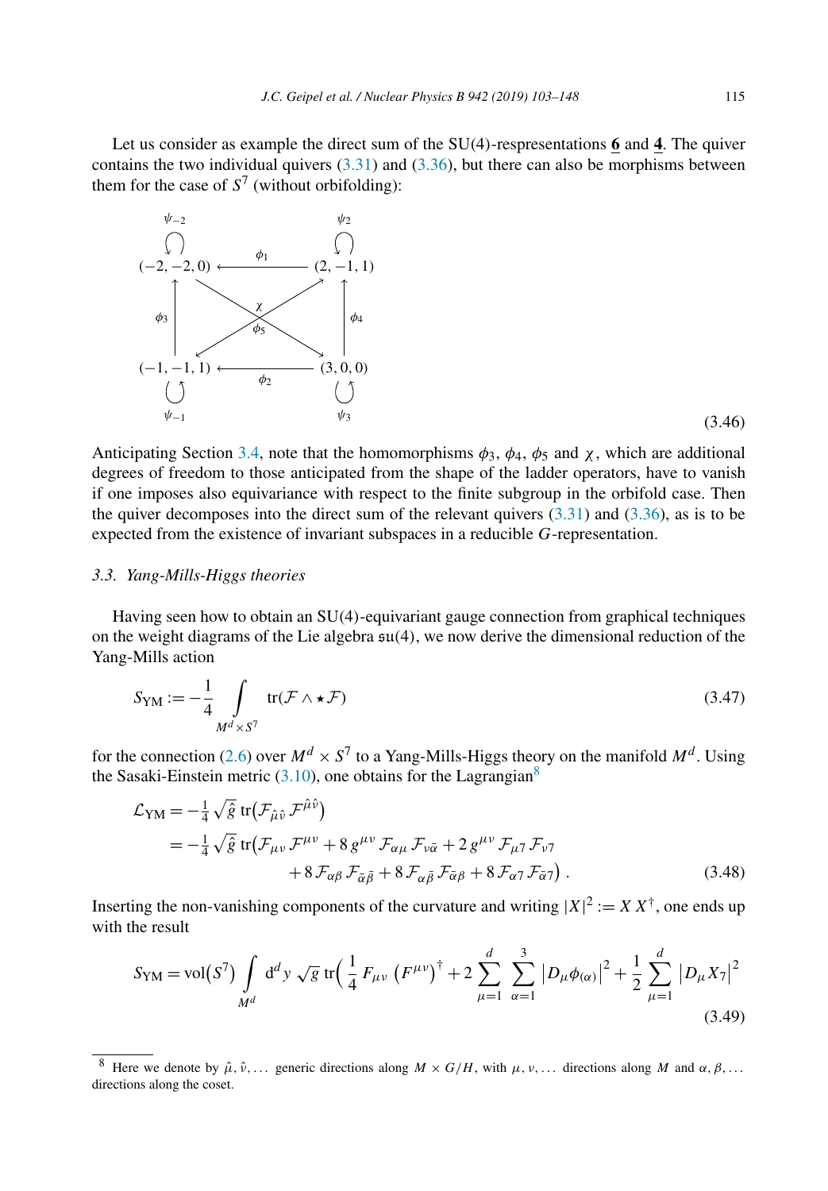Let us consider as example the direct sum of the SU(4)-respresentations $\underline{\mathbf{6}}$ and $\underline{\mathbf{4}}$. The quiver contains the two individual quivers (3.31) and (3.36), but there can also be morphisms between them for the case of $S^7$ (without orbifolding):

$$
\begin{array}{ccc}
\overset{\psi_{-2}}{\circlearrowleft} & & \overset{\psi_{2}}{\circlearrowleft} \\
(-2,-2,0) & \xleftarrow{\ \ \phi_1\ \ } & (2,-1,1) \\
\Big\uparrow{\scriptstyle \phi_3} & \overset{\chi}{\underset{\phi_5}{\times}} & \Big\uparrow{\scriptstyle \phi_4} \\
(-1,-1,1) & \xleftarrow[\ \ \phi_2\ \ ]{} & (3,0,0) \\
\underset{\psi_{-1}}{\circlearrowright} & & \underset{\psi_{3}}{\circlearrowright}
\end{array}
\tag{3.46}
$$

Anticipating Section 3.4, note that the homomorphisms $\phi_3$, $\phi_4$, $\phi_5$ and $\chi$, which are additional degrees of freedom to those anticipated from the shape of the ladder operators, have to vanish if one imposes also equivariance with respect to the finite subgroup in the orbifold case. Then the quiver decomposes into the direct sum of the relevant quivers (3.31) and (3.36), as is to be expected from the existence of invariant subspaces in a reducible $G$-representation.

### 3.3. Yang-Mills-Higgs theories

Having seen how to obtain an SU(4)-equivariant gauge connection from graphical techniques on the weight diagrams of the Lie algebra $\mathfrak{su}(4)$, we now derive the dimensional reduction of the Yang-Mills action

$$
S_{\mathrm{YM}} := -\frac{1}{4} \int\limits_{M^d \times S^7} \mathrm{tr}(\mathcal{F} \wedge \star \mathcal{F}) \tag{3.47}
$$

for the connection (2.6) over $M^d \times S^7$ to a Yang-Mills-Higgs theory on the manifold $M^d$. Using the Sasaki-Einstein metric (3.10), one obtains for the Lagrangian[8]

$$
\begin{aligned}
\mathcal{L}_{\mathrm{YM}} &= -\tfrac{1}{4} \sqrt{\hat{g}}\, \mathrm{tr}\big(\mathcal{F}_{\hat{\mu}\hat{\nu}}\, \mathcal{F}^{\hat{\mu}\hat{\nu}}\big) \\
&= -\tfrac{1}{4} \sqrt{\hat{g}}\, \mathrm{tr}\big(\mathcal{F}_{\mu\nu}\, \mathcal{F}^{\mu\nu} + 8\, g^{\mu\nu}\, \mathcal{F}_{\alpha\mu}\, \mathcal{F}_{\nu\bar{\alpha}} + 2\, g^{\mu\nu}\, \mathcal{F}_{\mu 7}\, \mathcal{F}_{\nu 7} \\
&\qquad\qquad + 8\, \mathcal{F}_{\alpha\beta}\, \mathcal{F}_{\bar{\alpha}\bar{\beta}} + 8\, \mathcal{F}_{\alpha\bar{\beta}}\, \mathcal{F}_{\bar{\alpha}\beta} + 8\, \mathcal{F}_{\alpha 7}\, \mathcal{F}_{\bar{\alpha} 7}\big)\ .
\end{aligned}
\tag{3.48}
$$

Inserting the non-vanishing components of the curvature and writing $|X|^2 := X\, X^\dagger$, one ends up with the result

$$
S_{\mathrm{YM}} = \mathrm{vol}\big(S^7\big) \int\limits_{M^d} \mathrm{d}^d y\, \sqrt{g}\, \mathrm{tr}\Big( \frac{1}{4}\, F_{\mu\nu}\, \big(F^{\mu\nu}\big)^\dagger + 2 \sum_{\mu=1}^{d} \sum_{\alpha=1}^{3} \big|D_\mu \phi_{(\alpha)}\big|^2 + \frac{1}{2} \sum_{\mu=1}^{d} \big|D_\mu X_7\big|^2 \tag{3.49}
$$

[8] Here we denote by $\hat{\mu}, \hat{\nu}, \ldots$ generic directions along $M \times G/H$, with $\mu, \nu, \ldots$ directions along $M$ and $\alpha, \beta, \ldots$ directions along the coset.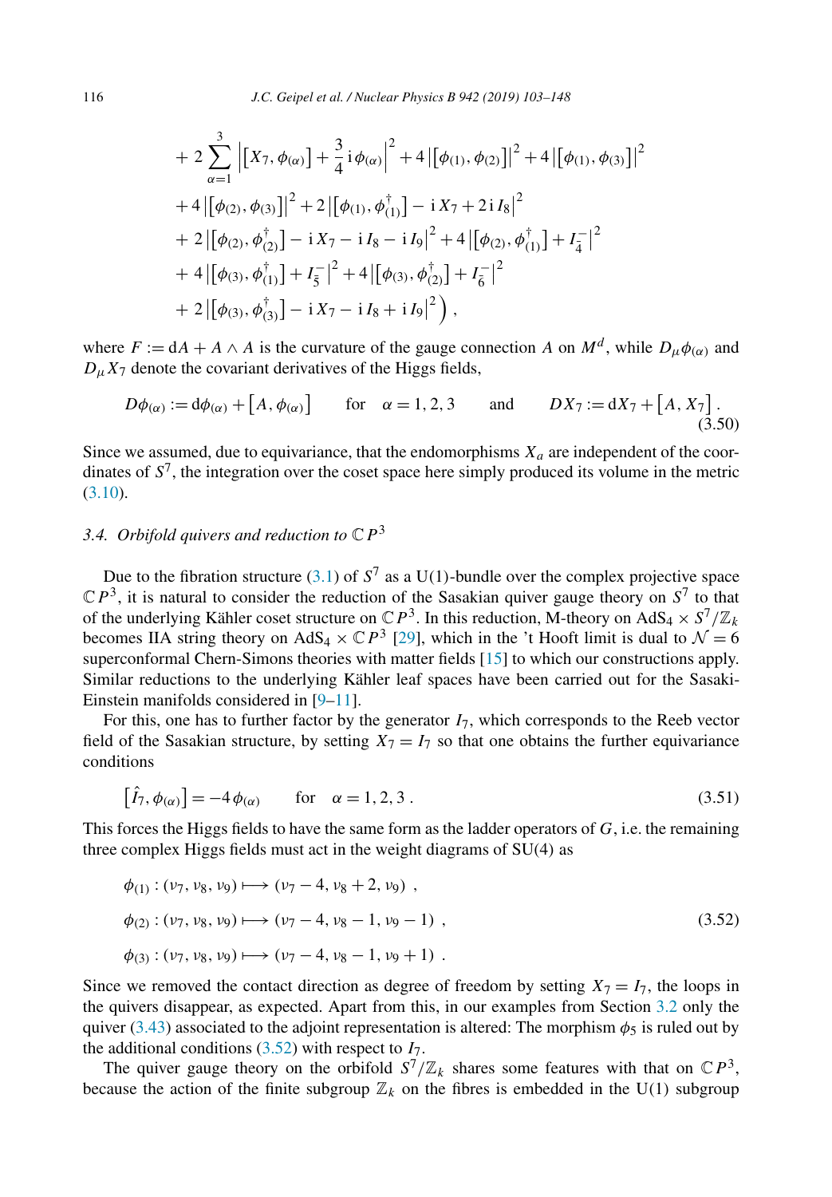$$
\begin{aligned}
&+2\sum_{\alpha=1}^{3}\left|\left[X_7,\phi_{(\alpha)}\right]+\frac{3}{4}\,\mathrm{i}\,\phi_{(\alpha)}\right|^2+4\left|\left[\phi_{(1)},\phi_{(2)}\right]\right|^2+4\left|\left[\phi_{(1)},\phi_{(3)}\right]\right|^2\\
&+4\left|\left[\phi_{(2)},\phi_{(3)}\right]\right|^2+2\left|\left[\phi_{(1)},\phi_{(1)}^{\dagger}\right]-\mathrm{i}\,X_7+2\,\mathrm{i}\,I_8\right|^2\\
&+2\left|\left[\phi_{(2)},\phi_{(2)}^{\dagger}\right]-\mathrm{i}\,X_7-\mathrm{i}\,I_8-\mathrm{i}\,I_9\right|^2+4\left|\left[\phi_{(2)},\phi_{(1)}^{\dagger}\right]+I_{\bar{4}}^{-}\right|^2\\
&+4\left|\left[\phi_{(3)},\phi_{(1)}^{\dagger}\right]+I_{\bar{5}}^{-}\right|^2+4\left|\left[\phi_{(3)},\phi_{(2)}^{\dagger}\right]+I_{\bar{6}}^{-}\right|^2\\
&+2\left|\left[\phi_{(3)},\phi_{(3)}^{\dagger}\right]-\mathrm{i}\,X_7-\mathrm{i}\,I_8+\mathrm{i}\,I_9\right|^2\Big)\ ,
\end{aligned}
$$

where $F:=\mathrm{d}A+A\wedge A$ is the curvature of the gauge connection $A$ on $M^d$, while $D_\mu\phi_{(\alpha)}$ and $D_\mu X_7$ denote the covariant derivatives of the Higgs fields,

$$
D\phi_{(\alpha)}:=\mathrm{d}\phi_{(\alpha)}+\left[A,\phi_{(\alpha)}\right]\qquad\text{for}\quad \alpha=1,2,3\qquad\text{and}\qquad DX_7:=\mathrm{d}X_7+\left[A,X_7\right]. \tag{3.50}
$$

Since we assumed, due to equivariance, that the endomorphisms $X_a$ are independent of the coordinates of $S^7$, the integration over the coset space here simply produced its volume in the metric (3.10).

### 3.4. Orbifold quivers and reduction to $\mathbb{C}P^3$

Due to the fibration structure (3.1) of $S^7$ as a U(1)-bundle over the complex projective space $\mathbb{C}P^3$, it is natural to consider the reduction of the Sasakian quiver gauge theory on $S^7$ to that of the underlying Kähler coset structure on $\mathbb{C}P^3$. In this reduction, M-theory on $\mathrm{AdS}_4\times S^7/\mathbb{Z}_k$ becomes IIA string theory on $\mathrm{AdS}_4\times\mathbb{C}P^3$ [29], which in the 't Hooft limit is dual to $\mathcal{N}=6$ superconformal Chern-Simons theories with matter fields [15] to which our constructions apply. Similar reductions to the underlying Kähler leaf spaces have been carried out for the Sasaki-Einstein manifolds considered in [9–11].

For this, one has to further factor by the generator $I_7$, which corresponds to the Reeb vector field of the Sasakian structure, by setting $X_7=I_7$ so that one obtains the further equivariance conditions

$$
\left[\hat{I}_7,\phi_{(\alpha)}\right]=-4\,\phi_{(\alpha)}\qquad\text{for}\quad\alpha=1,2,3\ . \tag{3.51}
$$

This forces the Higgs fields to have the same form as the ladder operators of $G$, i.e. the remaining three complex Higgs fields must act in the weight diagrams of SU(4) as

$$
\begin{aligned}
&\phi_{(1)}:(\nu_7,\nu_8,\nu_9)\longmapsto(\nu_7-4,\nu_8+2,\nu_9)\ ,\\
&\phi_{(2)}:(\nu_7,\nu_8,\nu_9)\longmapsto(\nu_7-4,\nu_8-1,\nu_9-1)\ ,\\
&\phi_{(3)}:(\nu_7,\nu_8,\nu_9)\longmapsto(\nu_7-4,\nu_8-1,\nu_9+1)\ .
\end{aligned} \tag{3.52}
$$

Since we removed the contact direction as degree of freedom by setting $X_7=I_7$, the loops in the quivers disappear, as expected. Apart from this, in our examples from Section 3.2 only the quiver (3.43) associated to the adjoint representation is altered: The morphism $\phi_5$ is ruled out by the additional conditions (3.52) with respect to $I_7$.

The quiver gauge theory on the orbifold $S^7/\mathbb{Z}_k$ shares some features with that on $\mathbb{C}P^3$, because the action of the finite subgroup $\mathbb{Z}_k$ on the fibres is embedded in the U(1) subgroup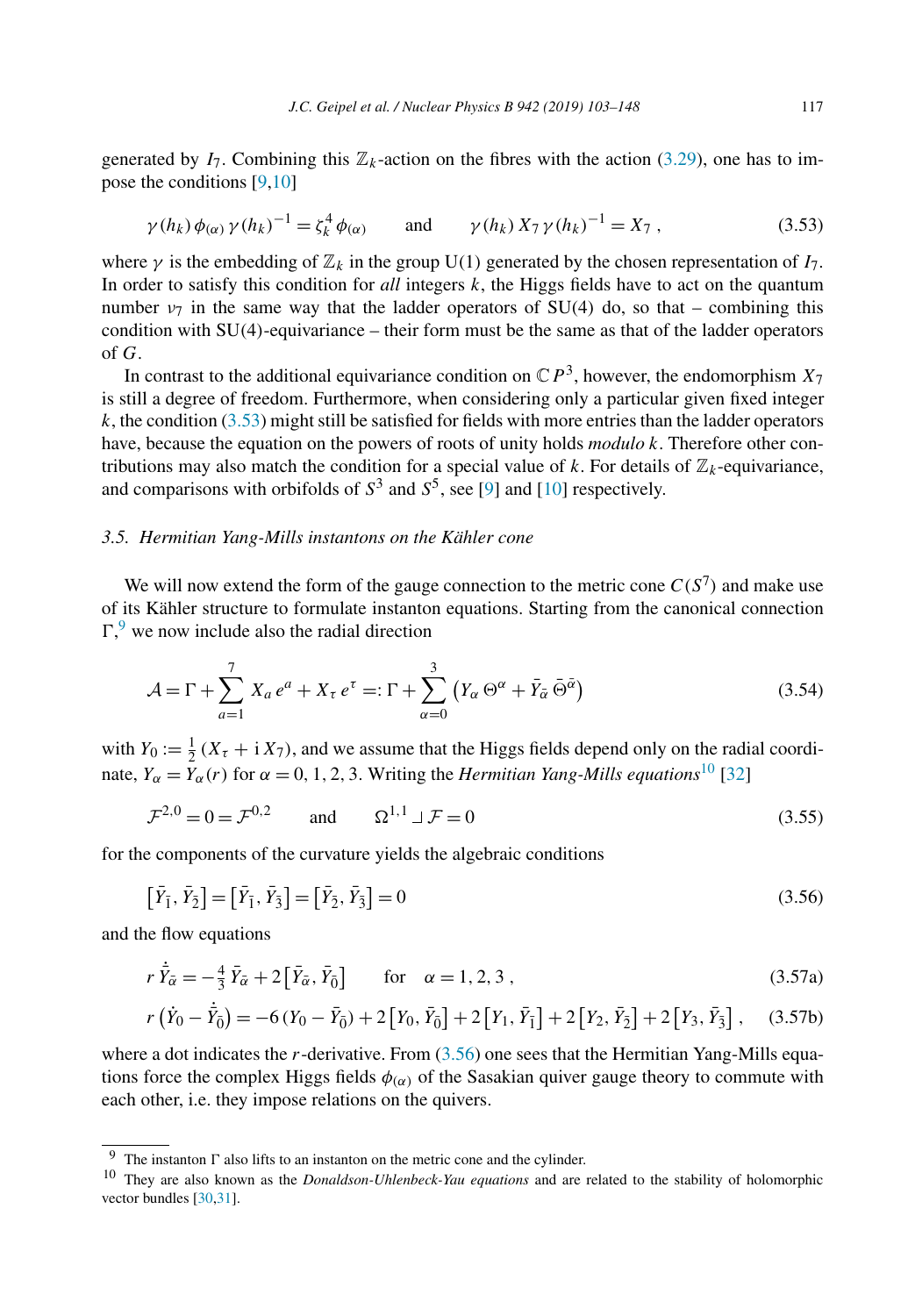generated by $I_7$. Combining this $\mathbb{Z}_k$-action on the fibres with the action (3.29), one has to impose the conditions [9,10]

$$\gamma(h_k)\,\phi_{(\alpha)}\,\gamma(h_k)^{-1} = \zeta_k^4\,\phi_{(\alpha)} \qquad \text{and} \qquad \gamma(h_k)\,X_7\,\gamma(h_k)^{-1} = X_7\ , \tag{3.53}$$

where $\gamma$ is the embedding of $\mathbb{Z}_k$ in the group U(1) generated by the chosen representation of $I_7$. In order to satisfy this condition for *all* integers $k$, the Higgs fields have to act on the quantum number $\nu_7$ in the same way that the ladder operators of SU(4) do, so that – combining this condition with SU(4)-equivariance – their form must be the same as that of the ladder operators of $G$.

In contrast to the additional equivariance condition on $\mathbb{C}P^3$, however, the endomorphism $X_7$ is still a degree of freedom. Furthermore, when considering only a particular given fixed integer $k$, the condition (3.53) might still be satisfied for fields with more entries than the ladder operators have, because the equation on the powers of roots of unity holds *modulo* $k$. Therefore other contributions may also match the condition for a special value of $k$. For details of $\mathbb{Z}_k$-equivariance, and comparisons with orbifolds of $S^3$ and $S^5$, see [9] and [10] respectively.

### 3.5. Hermitian Yang-Mills instantons on the Kähler cone

We will now extend the form of the gauge connection to the metric cone $C(S^7)$ and make use of its Kähler structure to formulate instanton equations. Starting from the canonical connection $\Gamma$,[9] we now include also the radial direction

$$\mathcal{A} = \Gamma + \sum_{a=1}^{7} X_a\,e^a + X_\tau\,e^\tau =: \Gamma + \sum_{\alpha=0}^{3} \left(Y_\alpha\,\Theta^\alpha + \bar{Y}_{\bar{\alpha}}\,\bar{\Theta}^{\bar{\alpha}}\right) \tag{3.54}$$

with $Y_0 := \frac{1}{2}\,(X_\tau + \mathrm{i}\,X_7)$, and we assume that the Higgs fields depend only on the radial coordinate, $Y_\alpha = Y_\alpha(r)$ for $\alpha = 0, 1, 2, 3$. Writing the *Hermitian Yang-Mills equations*[10] [32]

$$\mathcal{F}^{2,0} = 0 = \mathcal{F}^{0,2} \qquad \text{and} \qquad \Omega^{1,1} \lrcorner\, \mathcal{F} = 0 \tag{3.55}$$

for the components of the curvature yields the algebraic conditions

$$\left[\bar{Y}_{\bar{1}}, \bar{Y}_{\bar{2}}\right] = \left[\bar{Y}_{\bar{1}}, \bar{Y}_{\bar{3}}\right] = \left[\bar{Y}_{\bar{2}}, \bar{Y}_{\bar{3}}\right] = 0 \tag{3.56}$$

and the flow equations

$$r\,\dot{\bar{Y}}_{\bar{\alpha}} = -\tfrac{4}{3}\,\bar{Y}_{\bar{\alpha}} + 2\left[\bar{Y}_{\bar{\alpha}}, \bar{Y}_{\bar{0}}\right] \qquad \text{for} \quad \alpha = 1, 2, 3\ , \tag{3.57a}$$

$$r\left(\dot{Y}_0 - \dot{\bar{Y}}_{\bar{0}}\right) = -6\left(Y_0 - \bar{Y}_{\bar{0}}\right) + 2\left[Y_0, \bar{Y}_{\bar{0}}\right] + 2\left[Y_1, \bar{Y}_{\bar{1}}\right] + 2\left[Y_2, \bar{Y}_{\bar{2}}\right] + 2\left[Y_3, \bar{Y}_{\bar{3}}\right]\ , \tag{3.57b}$$

where a dot indicates the $r$-derivative. From (3.56) one sees that the Hermitian Yang-Mills equations force the complex Higgs fields $\phi_{(\alpha)}$ of the Sasakian quiver gauge theory to commute with each other, i.e. they impose relations on the quivers.

---

[9] The instanton $\Gamma$ also lifts to an instanton on the metric cone and the cylinder.

[10] They are also known as the *Donaldson-Uhlenbeck-Yau equations* and are related to the stability of holomorphic vector bundles [30,31].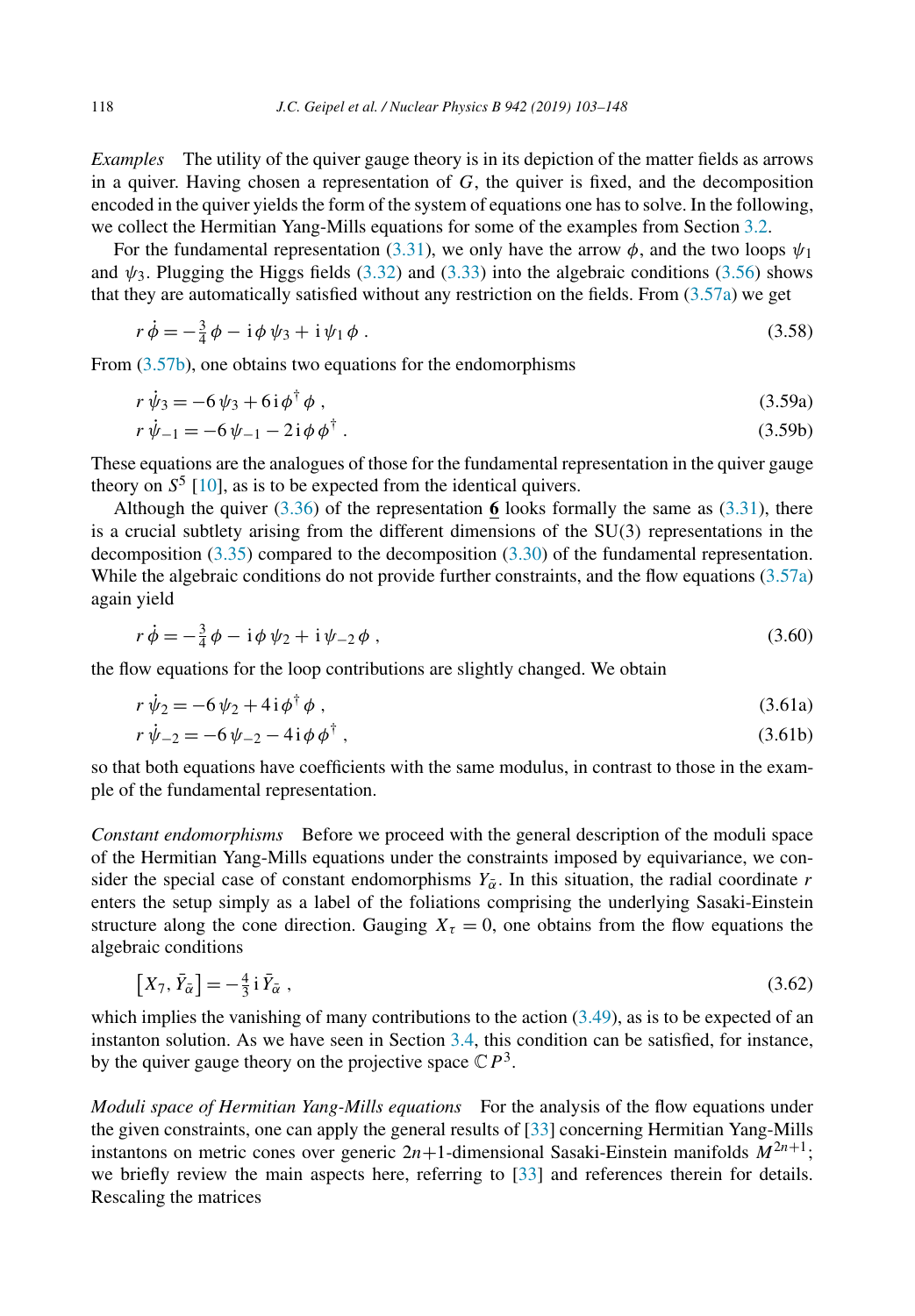*Examples* The utility of the quiver gauge theory is in its depiction of the matter fields as arrows in a quiver. Having chosen a representation of $G$, the quiver is fixed, and the decomposition encoded in the quiver yields the form of the system of equations one has to solve. In the following, we collect the Hermitian Yang-Mills equations for some of the examples from Section 3.2.

For the fundamental representation (3.31), we only have the arrow $\phi$, and the two loops $\psi_1$ and $\psi_3$. Plugging the Higgs fields (3.32) and (3.33) into the algebraic conditions (3.56) shows that they are automatically satisfied without any restriction on the fields. From (3.57a) we get

$$r\,\dot{\phi} = -\tfrac{3}{4}\,\phi - \mathrm{i}\,\phi\,\psi_3 + \mathrm{i}\,\psi_1\,\phi\;. \tag{3.58}$$

From (3.57b), one obtains two equations for the endomorphisms

$$r\,\dot{\psi}_3 = -6\,\psi_3 + 6\,\mathrm{i}\,\phi^\dagger\,\phi\;, \tag{3.59a}$$

$$r\,\dot{\psi}_{-1} = -6\,\psi_{-1} - 2\,\mathrm{i}\,\phi\,\phi^\dagger\;. \tag{3.59b}$$

These equations are the analogues of those for the fundamental representation in the quiver gauge theory on $S^5$ [10], as is to be expected from the identical quivers.

Although the quiver (3.36) of the representation $\underline{\mathbf{6}}$ looks formally the same as (3.31), there is a crucial subtlety arising from the different dimensions of the SU(3) representations in the decomposition (3.35) compared to the decomposition (3.30) of the fundamental representation. While the algebraic conditions do not provide further constraints, and the flow equations (3.57a) again yield

$$r\,\dot{\phi} = -\tfrac{3}{4}\,\phi - \mathrm{i}\,\phi\,\psi_2 + \mathrm{i}\,\psi_{-2}\,\phi\;, \tag{3.60}$$

the flow equations for the loop contributions are slightly changed. We obtain

$$r\,\dot{\psi}_2 = -6\,\psi_2 + 4\,\mathrm{i}\,\phi^\dagger\,\phi\;, \tag{3.61a}$$

$$r\,\dot{\psi}_{-2} = -6\,\psi_{-2} - 4\,\mathrm{i}\,\phi\,\phi^\dagger\;, \tag{3.61b}$$

so that both equations have coefficients with the same modulus, in contrast to those in the example of the fundamental representation.

*Constant endomorphisms* Before we proceed with the general description of the moduli space of the Hermitian Yang-Mills equations under the constraints imposed by equivariance, we consider the special case of constant endomorphisms $Y_{\bar{\alpha}}$. In this situation, the radial coordinate $r$ enters the setup simply as a label of the foliations comprising the underlying Sasaki-Einstein structure along the cone direction. Gauging $X_\tau = 0$, one obtains from the flow equations the algebraic conditions

$$\big[X_7, \bar{Y}_{\bar{\alpha}}\big] = -\tfrac{4}{3}\,\mathrm{i}\,\bar{Y}_{\bar{\alpha}}\;, \tag{3.62}$$

which implies the vanishing of many contributions to the action (3.49), as is to be expected of an instanton solution. As we have seen in Section 3.4, this condition can be satisfied, for instance, by the quiver gauge theory on the projective space $\mathbb{C}P^3$.

*Moduli space of Hermitian Yang-Mills equations* For the analysis of the flow equations under the given constraints, one can apply the general results of [33] concerning Hermitian Yang-Mills instantons on metric cones over generic $2n+1$-dimensional Sasaki-Einstein manifolds $M^{2n+1}$; we briefly review the main aspects here, referring to [33] and references therein for details. Rescaling the matrices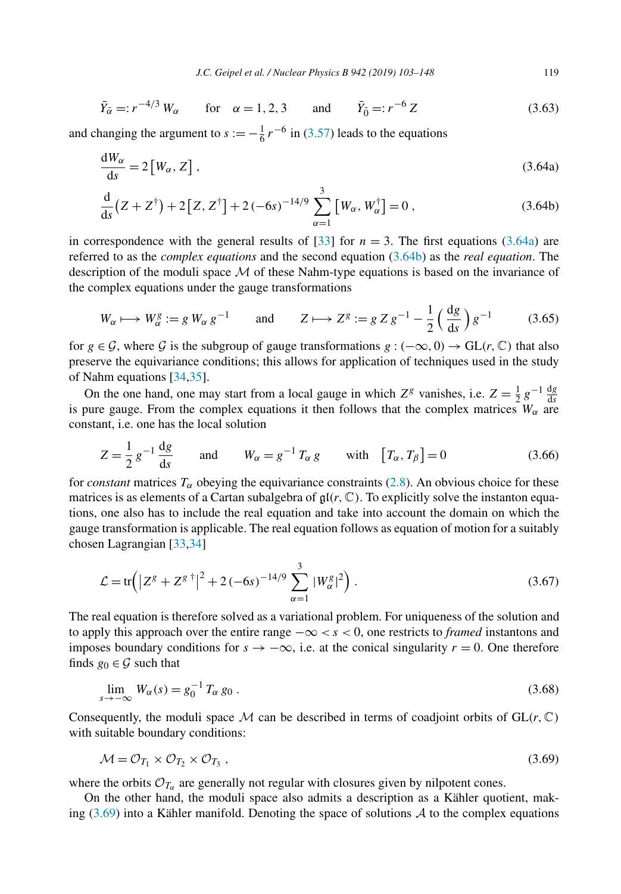$$\bar{Y}_{\bar{\alpha}} =: r^{-4/3}\, W_\alpha \qquad \text{for} \quad \alpha = 1, 2, 3 \qquad \text{and} \qquad \bar{Y}_{\bar{0}} =: r^{-6}\, Z \tag{3.63}$$

and changing the argument to $s := -\frac{1}{6}\, r^{-6}$ in (3.57) leads to the equations

$$\frac{\mathrm{d}W_\alpha}{\mathrm{d}s} = 2\big[W_\alpha, Z\big] \,, \tag{3.64a}$$

$$\frac{\mathrm{d}}{\mathrm{d}s}\big(Z + Z^\dagger\big) + 2\big[Z, Z^\dagger\big] + 2\,(-6s)^{-14/9} \sum_{\alpha=1}^{3} \big[W_\alpha, W_\alpha^\dagger\big] = 0 \,, \tag{3.64b}$$

in correspondence with the general results of [33] for $n = 3$. The first equations (3.64a) are referred to as the *complex equations* and the second equation (3.64b) as the *real equation*. The description of the moduli space $\mathcal{M}$ of these Nahm-type equations is based on the invariance of the complex equations under the gauge transformations

$$W_\alpha \longmapsto W_\alpha^g := g\, W_\alpha\, g^{-1} \qquad \text{and} \qquad Z \longmapsto Z^g := g\, Z\, g^{-1} - \frac{1}{2}\left(\frac{\mathrm{d}g}{\mathrm{d}s}\right) g^{-1} \tag{3.65}$$

for $g \in \mathcal{G}$, where $\mathcal{G}$ is the subgroup of gauge transformations $g : (-\infty, 0) \to \mathrm{GL}(r, \mathbb{C})$ that also preserve the equivariance conditions; this allows for application of techniques used in the study of Nahm equations [34,35].

On the one hand, one may start from a local gauge in which $Z^g$ vanishes, i.e. $Z = \frac{1}{2}\, g^{-1}\, \frac{\mathrm{d}g}{\mathrm{d}s}$ is pure gauge. From the complex equations it then follows that the complex matrices $W_\alpha$ are constant, i.e. one has the local solution

$$Z = \frac{1}{2}\, g^{-1}\, \frac{\mathrm{d}g}{\mathrm{d}s} \qquad \text{and} \qquad W_\alpha = g^{-1}\, T_\alpha\, g \qquad \text{with} \quad \big[T_\alpha, T_\beta\big] = 0 \tag{3.66}$$

for *constant* matrices $T_\alpha$ obeying the equivariance constraints (2.8). An obvious choice for these matrices is as elements of a Cartan subalgebra of $\mathfrak{gl}(r, \mathbb{C})$. To explicitly solve the instanton equations, one also has to include the real equation and take into account the domain on which the gauge transformation is applicable. The real equation follows as equation of motion for a suitably chosen Lagrangian [33,34]

$$\mathcal{L} = \mathrm{tr}\Big(\big|Z^g + Z^{g\,\dagger}\big|^2 + 2\,(-6s)^{-14/9} \sum_{\alpha=1}^{3} |W_\alpha^g|^2\Big) \,. \tag{3.67}$$

The real equation is therefore solved as a variational problem. For uniqueness of the solution and to apply this approach over the entire range $-\infty < s < 0$, one restricts to *framed* instantons and imposes boundary conditions for $s \to -\infty$, i.e. at the conical singularity $r = 0$. One therefore finds $g_0 \in \mathcal{G}$ such that

$$\lim_{s \to -\infty} W_\alpha(s) = g_0^{-1}\, T_\alpha\, g_0 \,. \tag{3.68}$$

Consequently, the moduli space $\mathcal{M}$ can be described in terms of coadjoint orbits of $\mathrm{GL}(r, \mathbb{C})$ with suitable boundary conditions:

$$\mathcal{M} = \mathcal{O}_{T_1} \times \mathcal{O}_{T_2} \times \mathcal{O}_{T_3} \,, \tag{3.69}$$

where the orbits $\mathcal{O}_{T_\alpha}$ are generally not regular with closures given by nilpotent cones.

On the other hand, the moduli space also admits a description as a Kähler quotient, making (3.69) into a Kähler manifold. Denoting the space of solutions $\mathcal{A}$ to the complex equations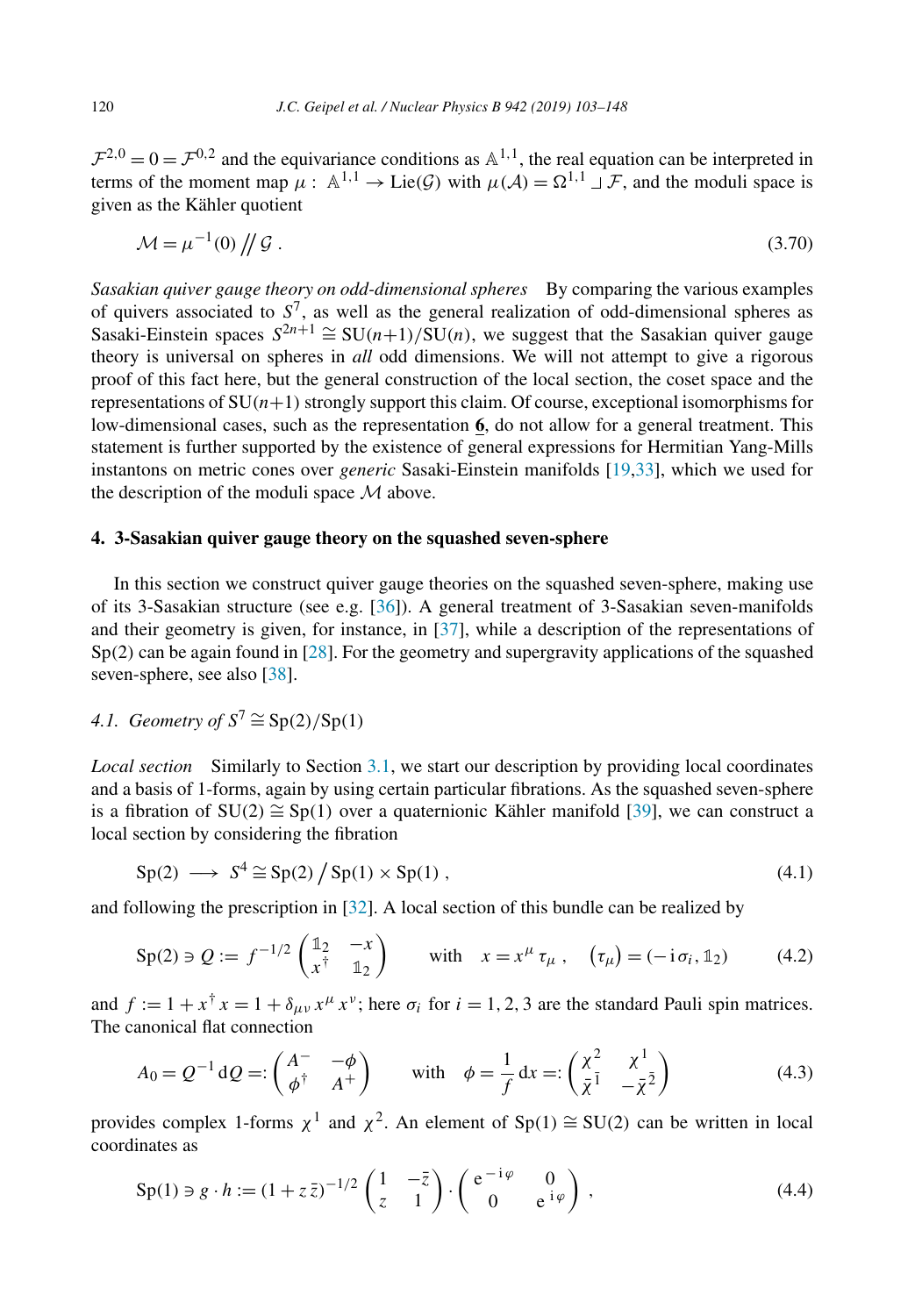$\mathcal{F}^{2,0} = 0 = \mathcal{F}^{0,2}$ and the equivariance conditions as $\mathbb{A}^{1,1}$, the real equation can be interpreted in terms of the moment map $\mu : \mathbb{A}^{1,1} \to \mathrm{Lie}(\mathcal{G})$ with $\mu(\mathcal{A}) = \Omega^{1,1} \lrcorner \mathcal{F}$, and the moduli space is given as the Kähler quotient

$$\mathcal{M} = \mu^{-1}(0) /\!\!/ \mathcal{G} \,. \tag{3.70}$$

*Sasakian quiver gauge theory on odd-dimensional spheres* By comparing the various examples of quivers associated to $S^7$, as well as the general realization of odd-dimensional spheres as Sasaki-Einstein spaces $S^{2n+1} \cong \mathrm{SU}(n+1)/\mathrm{SU}(n)$, we suggest that the Sasakian quiver gauge theory is universal on spheres in *all* odd dimensions. We will not attempt to give a rigorous proof of this fact here, but the general construction of the local section, the coset space and the representations of $\mathrm{SU}(n+1)$ strongly support this claim. Of course, exceptional isomorphisms for low-dimensional cases, such as the representation $\underline{\mathbf{6}}$, do not allow for a general treatment. This statement is further supported by the existence of general expressions for Hermitian Yang-Mills instantons on metric cones over *generic* Sasaki-Einstein manifolds [19,33], which we used for the description of the moduli space $\mathcal{M}$ above.

## 4. 3-Sasakian quiver gauge theory on the squashed seven-sphere

In this section we construct quiver gauge theories on the squashed seven-sphere, making use of its 3-Sasakian structure (see e.g. [36]). A general treatment of 3-Sasakian seven-manifolds and their geometry is given, for instance, in [37], while a description of the representations of $\mathrm{Sp}(2)$ can be again found in [28]. For the geometry and supergravity applications of the squashed seven-sphere, see also [38].

### 4.1. Geometry of $S^7 \cong \mathrm{Sp}(2)/\mathrm{Sp}(1)$

*Local section* Similarly to Section 3.1, we start our description by providing local coordinates and a basis of 1-forms, again by using certain particular fibrations. As the squashed seven-sphere is a fibration of $\mathrm{SU}(2) \cong \mathrm{Sp}(1)$ over a quaternionic Kähler manifold [39], we can construct a local section by considering the fibration

$$\mathrm{Sp}(2) \longrightarrow S^4 \cong \mathrm{Sp}(2) \big/ \mathrm{Sp}(1) \times \mathrm{Sp}(1) \,, \tag{4.1}$$

and following the prescription in [32]. A local section of this bundle can be realized by

$$\mathrm{Sp}(2) \ni Q := f^{-1/2} \begin{pmatrix} \mathbb{1}_2 & -x \\ x^\dagger & \mathbb{1}_2 \end{pmatrix} \qquad \text{with} \quad x = x^\mu \, \tau_\mu \,, \quad (\tau_\mu) = (-\mathrm{i}\,\sigma_i, \mathbb{1}_2) \tag{4.2}$$

and $f := 1 + x^\dagger x = 1 + \delta_{\mu\nu}\, x^\mu x^\nu$; here $\sigma_i$ for $i = 1, 2, 3$ are the standard Pauli spin matrices. The canonical flat connection

$$A_0 = Q^{-1}\,\mathrm{d}Q =: \begin{pmatrix} A^- & -\phi \\ \phi^\dagger & A^+ \end{pmatrix} \qquad \text{with} \quad \phi = \frac{1}{f}\,\mathrm{d}x =: \begin{pmatrix} \chi^2 & \chi^1 \\ \bar{\chi}^{\bar{1}} & -\bar{\chi}^{\bar{2}} \end{pmatrix} \tag{4.3}$$

provides complex 1-forms $\chi^1$ and $\chi^2$. An element of $\mathrm{Sp}(1) \cong \mathrm{SU}(2)$ can be written in local coordinates as

$$\mathrm{Sp}(1) \ni g \cdot h := (1 + z\,\bar{z})^{-1/2} \begin{pmatrix} 1 & -\bar{z} \\ z & 1 \end{pmatrix} \cdot \begin{pmatrix} \mathrm{e}^{-\mathrm{i}\varphi} & 0 \\ 0 & \mathrm{e}^{\mathrm{i}\varphi} \end{pmatrix} \,, \tag{4.4}$$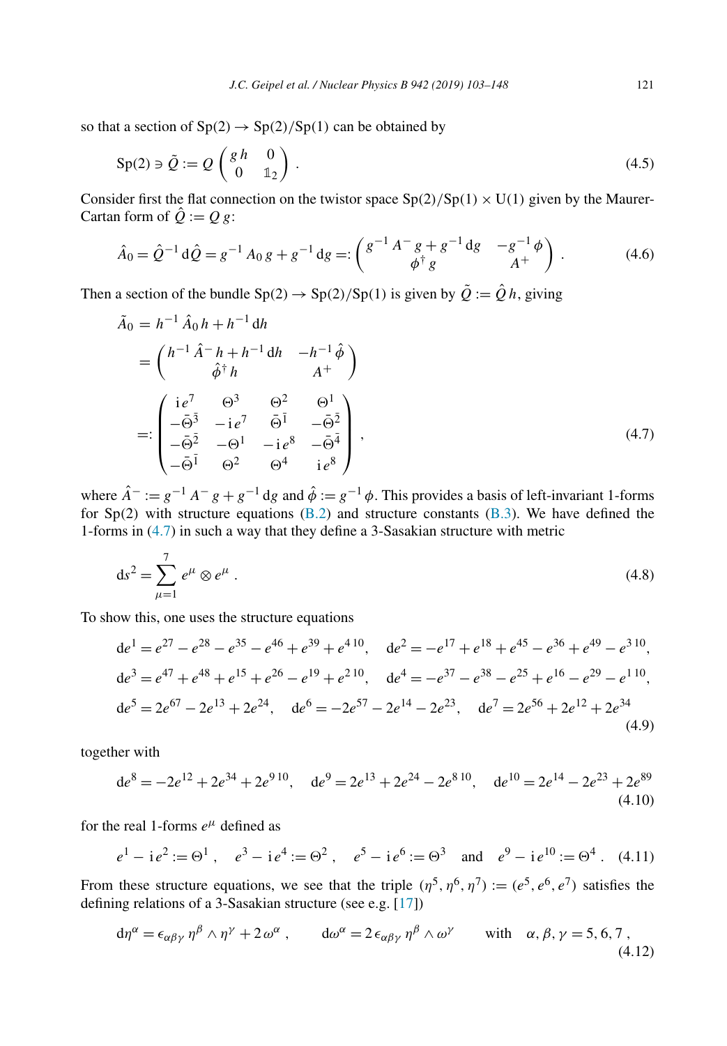so that a section of $\mathrm{Sp}(2) \to \mathrm{Sp}(2)/\mathrm{Sp}(1)$ can be obtained by

$$\mathrm{Sp}(2) \ni \tilde{Q} := Q \begin{pmatrix} g\,h & 0 \\ 0 & \mathbb{1}_2 \end{pmatrix} . \tag{4.5}$$

Consider first the flat connection on the twistor space $\mathrm{Sp}(2)/\mathrm{Sp}(1) \times \mathrm{U}(1)$ given by the Maurer-Cartan form of $\hat{Q} := Q\,g$:

$$\hat{A}_0 = \hat{Q}^{-1}\,\mathrm{d}\hat{Q} = g^{-1}\,A_0\,g + g^{-1}\,\mathrm{d}g =: \begin{pmatrix} g^{-1}\,A^-\,g + g^{-1}\,\mathrm{d}g & -g^{-1}\,\phi \\ \phi^\dagger\,g & A^+ \end{pmatrix} . \tag{4.6}$$

Then a section of the bundle $\mathrm{Sp}(2) \to \mathrm{Sp}(2)/\mathrm{Sp}(1)$ is given by $\tilde{Q} := \hat{Q}\,h$, giving

$$\begin{aligned}
\tilde{A}_0 &= h^{-1}\,\hat{A}_0\,h + h^{-1}\,\mathrm{d}h \\
&= \begin{pmatrix} h^{-1}\,\hat{A}^-\,h + h^{-1}\,\mathrm{d}h & -h^{-1}\,\hat{\phi} \\ \hat{\phi}^\dagger\,h & A^+ \end{pmatrix} \\
&=: \begin{pmatrix} \mathrm{i}\,e^7 & \Theta^3 & \Theta^2 & \Theta^1 \\ -\bar{\Theta}^{\bar{3}} & -\mathrm{i}\,e^7 & \bar{\Theta}^{\bar{1}} & -\bar{\Theta}^{\bar{2}} \\ -\bar{\Theta}^{\bar{2}} & -\Theta^1 & -\mathrm{i}\,e^8 & -\bar{\Theta}^{\bar{4}} \\ -\bar{\Theta}^{\bar{1}} & \Theta^2 & \Theta^4 & \mathrm{i}\,e^8 \end{pmatrix} ,
\end{aligned} \tag{4.7}$$

where $\hat{A}^- := g^{-1}\,A^-\,g + g^{-1}\,\mathrm{d}g$ and $\hat{\phi} := g^{-1}\,\phi$. This provides a basis of left-invariant 1-forms for $\mathrm{Sp}(2)$ with structure equations (B.2) and structure constants (B.3). We have defined the 1-forms in (4.7) in such a way that they define a 3-Sasakian structure with metric

$$\mathrm{d}s^2 = \sum_{\mu=1}^{7} e^\mu \otimes e^\mu . \tag{4.8}$$

To show this, one uses the structure equations

$$\begin{aligned}
&\mathrm{d}e^1 = e^{27} - e^{28} - e^{35} - e^{46} + e^{39} + e^{4\,10}, \quad \mathrm{d}e^2 = -e^{17} + e^{18} + e^{45} - e^{36} + e^{49} - e^{3\,10}, \\
&\mathrm{d}e^3 = e^{47} + e^{48} + e^{15} + e^{26} - e^{19} + e^{2\,10}, \quad \mathrm{d}e^4 = -e^{37} - e^{38} - e^{25} + e^{16} - e^{29} - e^{1\,10}, \\
&\mathrm{d}e^5 = 2e^{67} - 2e^{13} + 2e^{24}, \quad \mathrm{d}e^6 = -2e^{57} - 2e^{14} - 2e^{23}, \quad \mathrm{d}e^7 = 2e^{56} + 2e^{12} + 2e^{34}
\end{aligned} \tag{4.9}$$

together with

$$\mathrm{d}e^8 = -2e^{12} + 2e^{34} + 2e^{9\,10}, \quad \mathrm{d}e^9 = 2e^{13} + 2e^{24} - 2e^{8\,10}, \quad \mathrm{d}e^{10} = 2e^{14} - 2e^{23} + 2e^{89} \tag{4.10}$$

for the real 1-forms $e^\mu$ defined as

$$e^1 - \mathrm{i}\,e^2 := \Theta^1 , \quad e^3 - \mathrm{i}\,e^4 := \Theta^2 , \quad e^5 - \mathrm{i}\,e^6 := \Theta^3 \quad \text{and} \quad e^9 - \mathrm{i}\,e^{10} := \Theta^4 . \tag{4.11}$$

From these structure equations, we see that the triple $(\eta^5, \eta^6, \eta^7) := (e^5, e^6, e^7)$ satisfies the defining relations of a 3-Sasakian structure (see e.g. [17])

$$\mathrm{d}\eta^\alpha = \epsilon_{\alpha\beta\gamma}\,\eta^\beta \wedge \eta^\gamma + 2\,\omega^\alpha , \qquad \mathrm{d}\omega^\alpha = 2\,\epsilon_{\alpha\beta\gamma}\,\eta^\beta \wedge \omega^\gamma \qquad \text{with} \quad \alpha, \beta, \gamma = 5, 6, 7 , \tag{4.12}$$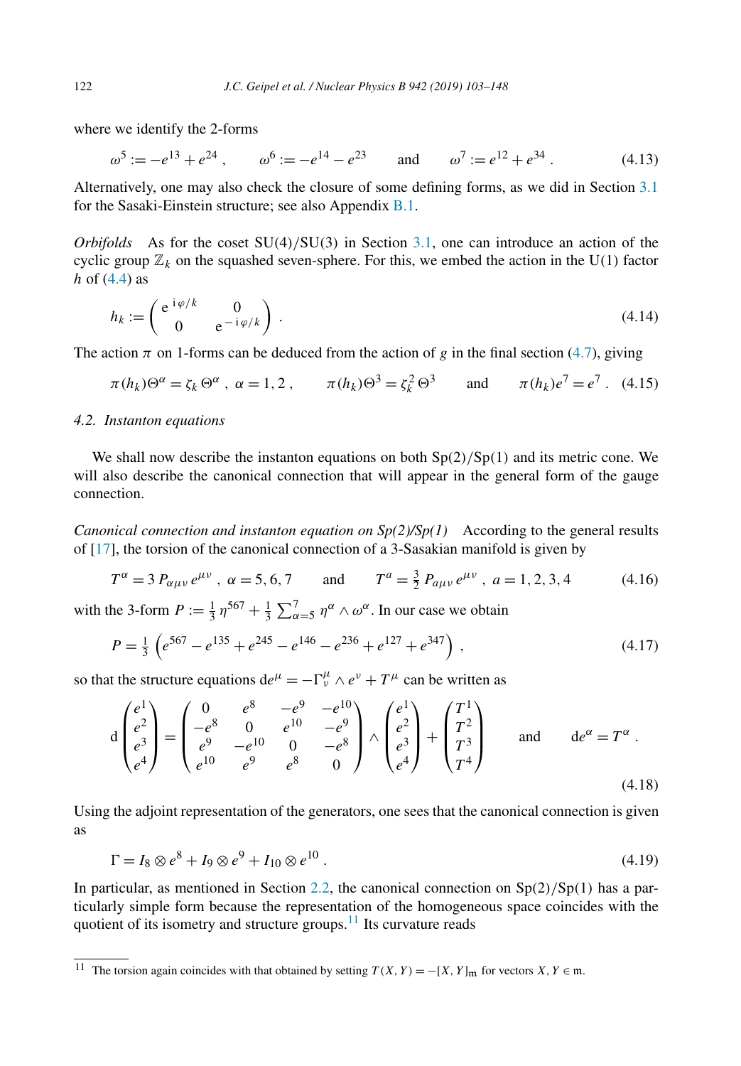where we identify the 2-forms

$$\omega^5 := -e^{13} + e^{24}\,, \qquad \omega^6 := -e^{14} - e^{23} \qquad \text{and} \qquad \omega^7 := e^{12} + e^{34}\,. \tag{4.13}$$

Alternatively, one may also check the closure of some defining forms, as we did in Section 3.1 for the Sasaki-Einstein structure; see also Appendix B.1.

*Orbifolds* As for the coset SU(4)/SU(3) in Section 3.1, one can introduce an action of the cyclic group $\mathbb{Z}_k$ on the squashed seven-sphere. For this, we embed the action in the U(1) factor $h$ of (4.4) as

$$h_k := \begin{pmatrix} \mathrm{e}^{\,\mathrm{i}\,\varphi/k} & 0 \\ 0 & \mathrm{e}^{\,-\,\mathrm{i}\,\varphi/k} \end{pmatrix}\,. \tag{4.14}$$

The action $\pi$ on 1-forms can be deduced from the action of $g$ in the final section (4.7), giving

$$\pi(h_k)\Theta^\alpha = \zeta_k\,\Theta^\alpha\,,\ \alpha = 1,2\,, \qquad \pi(h_k)\Theta^3 = \zeta_k^2\,\Theta^3 \qquad \text{and} \qquad \pi(h_k)e^7 = e^7\,. \tag{4.15}$$

### 4.2. Instanton equations

We shall now describe the instanton equations on both Sp(2)/Sp(1) and its metric cone. We will also describe the canonical connection that will appear in the general form of the gauge connection.

*Canonical connection and instanton equation on Sp(2)/Sp(1)* According to the general results of [17], the torsion of the canonical connection of a 3-Sasakian manifold is given by

$$T^\alpha = 3\,P_{\alpha\mu\nu}\,e^{\mu\nu}\,,\ \alpha = 5,6,7 \qquad \text{and} \qquad T^a = \tfrac{3}{2}\,P_{a\mu\nu}\,e^{\mu\nu}\,,\ a = 1,2,3,4 \tag{4.16}$$

with the 3-form $P := \frac{1}{3}\,\eta^{567} + \frac{1}{3}\sum_{\alpha=5}^{7}\eta^\alpha \wedge \omega^\alpha$. In our case we obtain

$$P = \tfrac{1}{3}\left(e^{567} - e^{135} + e^{245} - e^{146} - e^{236} + e^{127} + e^{347}\right)\,, \tag{4.17}$$

so that the structure equations $\mathrm{d}e^\mu = -\Gamma^\mu_\nu \wedge e^\nu + T^\mu$ can be written as

$$\mathrm{d}\begin{pmatrix} e^1 \\ e^2 \\ e^3 \\ e^4 \end{pmatrix} = \begin{pmatrix} 0 & e^8 & -e^9 & -e^{10} \\ -e^8 & 0 & e^{10} & -e^9 \\ e^9 & -e^{10} & 0 & -e^8 \\ e^{10} & e^9 & e^8 & 0 \end{pmatrix} \wedge \begin{pmatrix} e^1 \\ e^2 \\ e^3 \\ e^4 \end{pmatrix} + \begin{pmatrix} T^1 \\ T^2 \\ T^3 \\ T^4 \end{pmatrix} \qquad \text{and} \qquad \mathrm{d}e^\alpha = T^\alpha\,. \tag{4.18}$$

Using the adjoint representation of the generators, one sees that the canonical connection is given as

$$\Gamma = I_8 \otimes e^8 + I_9 \otimes e^9 + I_{10} \otimes e^{10}\,. \tag{4.19}$$

In particular, as mentioned in Section 2.2, the canonical connection on Sp(2)/Sp(1) has a particularly simple form because the representation of the homogeneous space coincides with the quotient of its isometry and structure groups.[11] Its curvature reads

[11] The torsion again coincides with that obtained by setting $T(X,Y) = -[X,Y]_{\mathfrak{m}}$ for vectors $X, Y \in \mathfrak{m}$.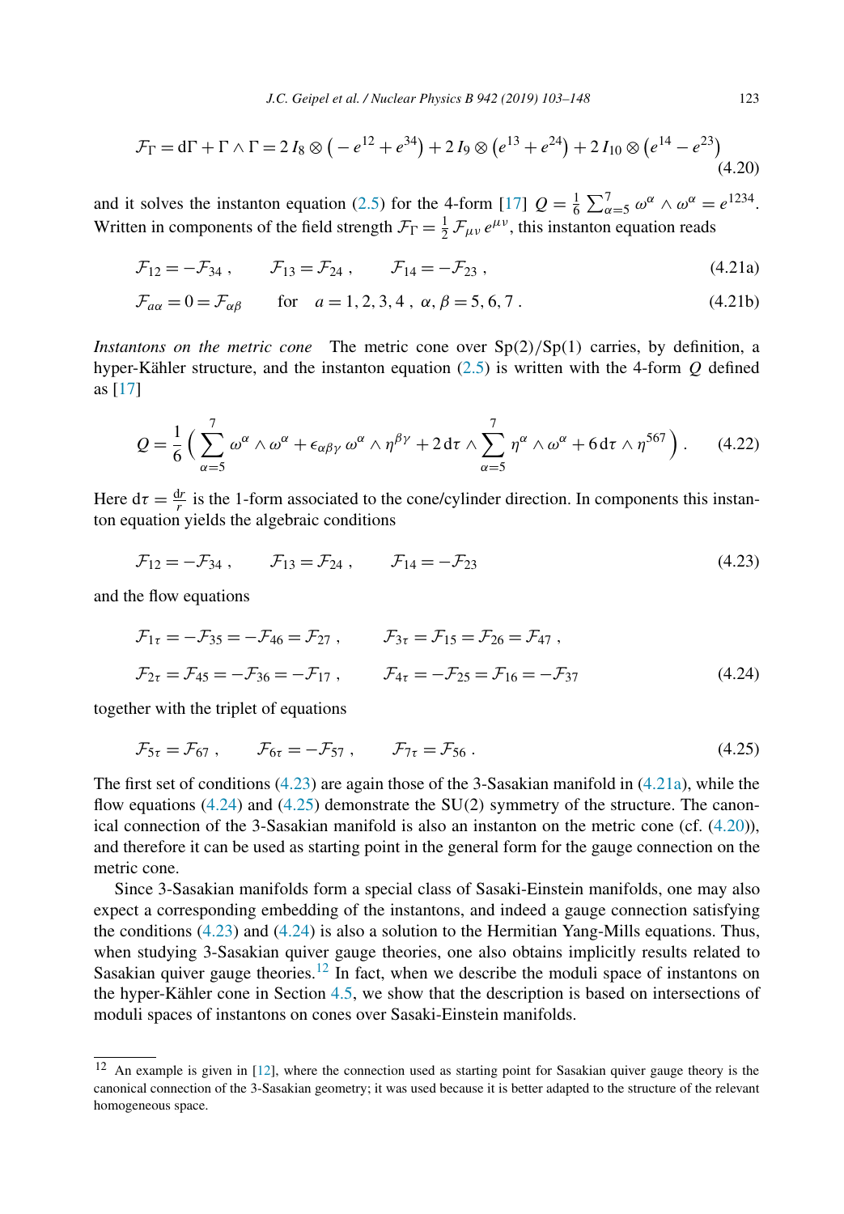$$\mathcal{F}_\Gamma = \mathrm{d}\Gamma + \Gamma \wedge \Gamma = 2\, I_8 \otimes \left( -\, e^{12} + e^{34}\right) + 2\, I_9 \otimes \left(e^{13} + e^{24}\right) + 2\, I_{10} \otimes \left(e^{14} - e^{23}\right) \tag{4.20}$$

and it solves the instanton equation (2.5) for the 4-form [17] $Q = \frac{1}{6} \sum_{\alpha=5}^{7} \omega^\alpha \wedge \omega^\alpha = e^{1234}$. Written in components of the field strength $\mathcal{F}_\Gamma = \frac{1}{2}\, \mathcal{F}_{\mu\nu}\, e^{\mu\nu}$, this instanton equation reads

$$\mathcal{F}_{12} = -\mathcal{F}_{34}\,, \qquad \mathcal{F}_{13} = \mathcal{F}_{24}\,, \qquad \mathcal{F}_{14} = -\mathcal{F}_{23}\,, \tag{4.21a}$$

$$\mathcal{F}_{a\alpha} = 0 = \mathcal{F}_{\alpha\beta} \qquad \text{for} \quad a = 1,2,3,4\,,\ \alpha,\beta = 5,6,7\,. \tag{4.21b}$$

*Instantons on the metric cone* The metric cone over Sp(2)/Sp(1) carries, by definition, a hyper-Kähler structure, and the instanton equation (2.5) is written with the 4-form $Q$ defined as [17]

$$Q = \frac{1}{6} \Big( \sum_{\alpha=5}^{7} \omega^\alpha \wedge \omega^\alpha + \epsilon_{\alpha\beta\gamma}\, \omega^\alpha \wedge \eta^{\beta\gamma} + 2\, \mathrm{d}\tau \wedge \sum_{\alpha=5}^{7} \eta^\alpha \wedge \omega^\alpha + 6\, \mathrm{d}\tau \wedge \eta^{567} \Big)\,. \tag{4.22}$$

Here $\mathrm{d}\tau = \frac{\mathrm{d}r}{r}$ is the 1-form associated to the cone/cylinder direction. In components this instanton equation yields the algebraic conditions

$$\mathcal{F}_{12} = -\mathcal{F}_{34}\,, \qquad \mathcal{F}_{13} = \mathcal{F}_{24}\,, \qquad \mathcal{F}_{14} = -\mathcal{F}_{23} \tag{4.23}$$

and the flow equations

$$\begin{aligned} &\mathcal{F}_{1\tau} = -\mathcal{F}_{35} = -\mathcal{F}_{46} = \mathcal{F}_{27}\,, \qquad \mathcal{F}_{3\tau} = \mathcal{F}_{15} = \mathcal{F}_{26} = \mathcal{F}_{47}\,, \\ &\mathcal{F}_{2\tau} = \mathcal{F}_{45} = -\mathcal{F}_{36} = -\mathcal{F}_{17}\,, \qquad \mathcal{F}_{4\tau} = -\mathcal{F}_{25} = \mathcal{F}_{16} = -\mathcal{F}_{37} \end{aligned} \tag{4.24}$$

together with the triplet of equations

$$\mathcal{F}_{5\tau} = \mathcal{F}_{67}\,, \qquad \mathcal{F}_{6\tau} = -\mathcal{F}_{57}\,, \qquad \mathcal{F}_{7\tau} = \mathcal{F}_{56}\,. \tag{4.25}$$

The first set of conditions (4.23) are again those of the 3-Sasakian manifold in (4.21a), while the flow equations (4.24) and (4.25) demonstrate the SU(2) symmetry of the structure. The canonical connection of the 3-Sasakian manifold is also an instanton on the metric cone (cf. (4.20)), and therefore it can be used as starting point in the general form for the gauge connection on the metric cone.

Since 3-Sasakian manifolds form a special class of Sasaki-Einstein manifolds, one may also expect a corresponding embedding of the instantons, and indeed a gauge connection satisfying the conditions (4.23) and (4.24) is also a solution to the Hermitian Yang-Mills equations. Thus, when studying 3-Sasakian quiver gauge theories, one also obtains implicitly results related to Sasakian quiver gauge theories.[12] In fact, when we describe the moduli space of instantons on the hyper-Kähler cone in Section 4.5, we show that the description is based on intersections of moduli spaces of instantons on cones over Sasaki-Einstein manifolds.

[12] An example is given in [12], where the connection used as starting point for Sasakian quiver gauge theory is the canonical connection of the 3-Sasakian geometry; it was used because it is better adapted to the structure of the relevant homogeneous space.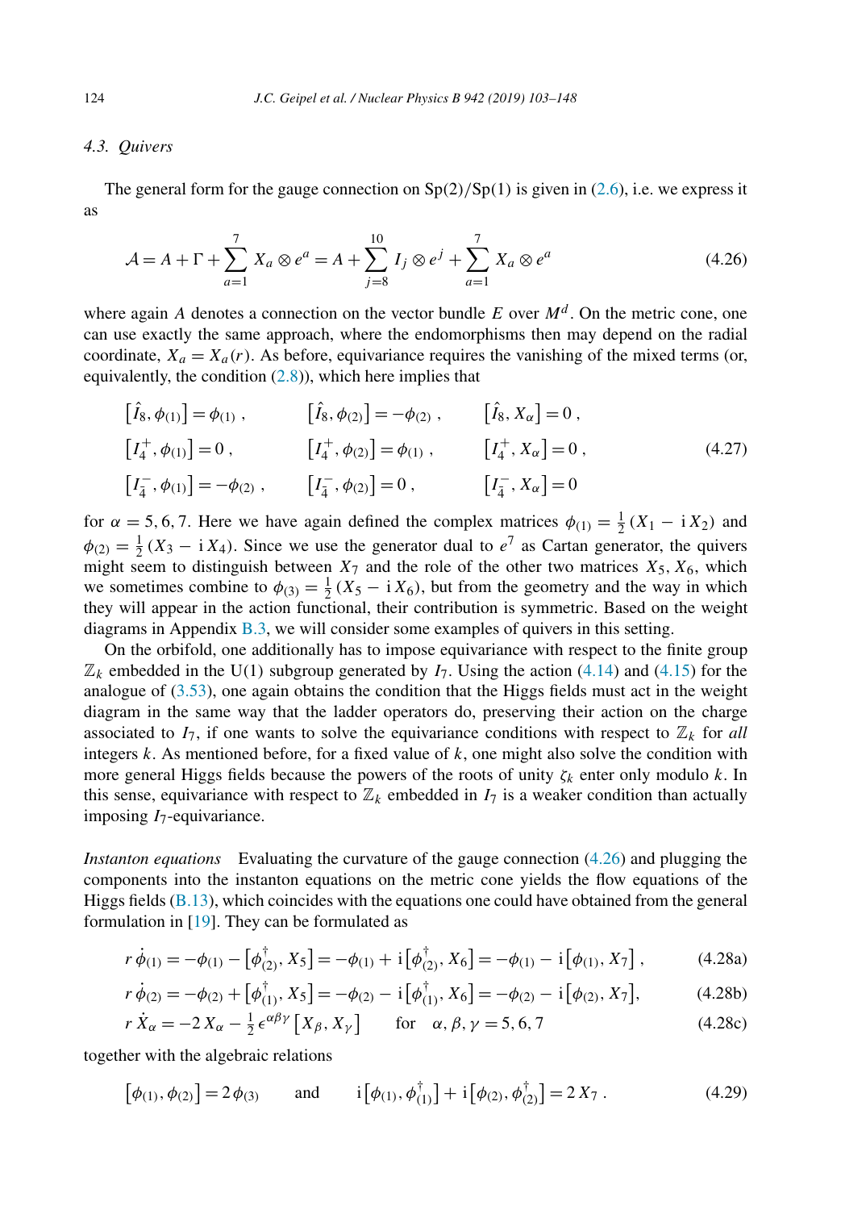### 4.3. *Quivers*

The general form for the gauge connection on $\mathrm{Sp}(2)/\mathrm{Sp}(1)$ is given in (2.6), i.e. we express it as

$$\mathcal{A} = A + \Gamma + \sum_{a=1}^{7} X_a \otimes e^a = A + \sum_{j=8}^{10} I_j \otimes e^j + \sum_{a=1}^{7} X_a \otimes e^a \tag{4.26}$$

where again $A$ denotes a connection on the vector bundle $E$ over $M^d$. On the metric cone, one can use exactly the same approach, where the endomorphisms then may depend on the radial coordinate, $X_a = X_a(r)$. As before, equivariance requires the vanishing of the mixed terms (or, equivalently, the condition (2.8)), which here implies that

$$\begin{aligned}
&\left[\hat{I}_8, \phi_{(1)}\right] = \phi_{(1)} \,, &&\left[\hat{I}_8, \phi_{(2)}\right] = -\phi_{(2)} \,, &&\left[\hat{I}_8, X_\alpha\right] = 0 \,, \\
&\left[I_4^+, \phi_{(1)}\right] = 0 \,, &&\left[I_4^+, \phi_{(2)}\right] = \phi_{(1)} \,, &&\left[I_4^+, X_\alpha\right] = 0 \,, \\
&\left[I_4^-, \phi_{(1)}\right] = -\phi_{(2)} \,, &&\left[I_4^-, \phi_{(2)}\right] = 0 \,, &&\left[I_4^-, X_\alpha\right] = 0
\end{aligned} \tag{4.27}$$

for $\alpha = 5, 6, 7$. Here we have again defined the complex matrices $\phi_{(1)} = \frac{1}{2}(X_1 - \mathrm{i}\, X_2)$ and $\phi_{(2)} = \frac{1}{2}(X_3 - \mathrm{i}\, X_4)$. Since we use the generator dual to $e^7$ as Cartan generator, the quivers might seem to distinguish between $X_7$ and the role of the other two matrices $X_5, X_6$, which we sometimes combine to $\phi_{(3)} = \frac{1}{2}(X_5 - \mathrm{i}\, X_6)$, but from the geometry and the way in which they will appear in the action functional, their contribution is symmetric. Based on the weight diagrams in Appendix B.3, we will consider some examples of quivers in this setting.

On the orbifold, one additionally has to impose equivariance with respect to the finite group $\mathbb{Z}_k$ embedded in the $\mathrm{U}(1)$ subgroup generated by $I_7$. Using the action (4.14) and (4.15) for the analogue of (3.53), one again obtains the condition that the Higgs fields must act in the weight diagram in the same way that the ladder operators do, preserving their action on the charge associated to $I_7$, if one wants to solve the equivariance conditions with respect to $\mathbb{Z}_k$ for *all* integers $k$. As mentioned before, for a fixed value of $k$, one might also solve the condition with more general Higgs fields because the powers of the roots of unity $\zeta_k$ enter only modulo $k$. In this sense, equivariance with respect to $\mathbb{Z}_k$ embedded in $I_7$ is a weaker condition than actually imposing $I_7$-equivariance.

*Instanton equations* Evaluating the curvature of the gauge connection (4.26) and plugging the components into the instanton equations on the metric cone yields the flow equations of the Higgs fields (B.13), which coincides with the equations one could have obtained from the general formulation in [19]. They can be formulated as

$$r\, \dot{\phi}_{(1)} = -\phi_{(1)} - \left[\phi_{(2)}^\dagger, X_5\right] = -\phi_{(1)} + \mathrm{i}\left[\phi_{(2)}^\dagger, X_6\right] = -\phi_{(1)} - \mathrm{i}\left[\phi_{(1)}, X_7\right] , \tag{4.28a}$$

$$r\, \dot{\phi}_{(2)} = -\phi_{(2)} + \left[\phi_{(1)}^\dagger, X_5\right] = -\phi_{(2)} - \mathrm{i}\left[\phi_{(1)}^\dagger, X_6\right] = -\phi_{(2)} - \mathrm{i}\left[\phi_{(2)}, X_7\right], \tag{4.28b}$$

$$r\, \dot{X}_\alpha = -2\, X_\alpha - \tfrac{1}{2}\, \epsilon^{\alpha\beta\gamma} \left[X_\beta, X_\gamma\right] \qquad \text{for} \quad \alpha, \beta, \gamma = 5, 6, 7 \tag{4.28c}$$

together with the algebraic relations

$$\left[\phi_{(1)}, \phi_{(2)}\right] = 2\, \phi_{(3)} \qquad \text{and} \qquad \mathrm{i}\left[\phi_{(1)}, \phi_{(1)}^\dagger\right] + \mathrm{i}\left[\phi_{(2)}, \phi_{(2)}^\dagger\right] = 2\, X_7 \,. \tag{4.29}$$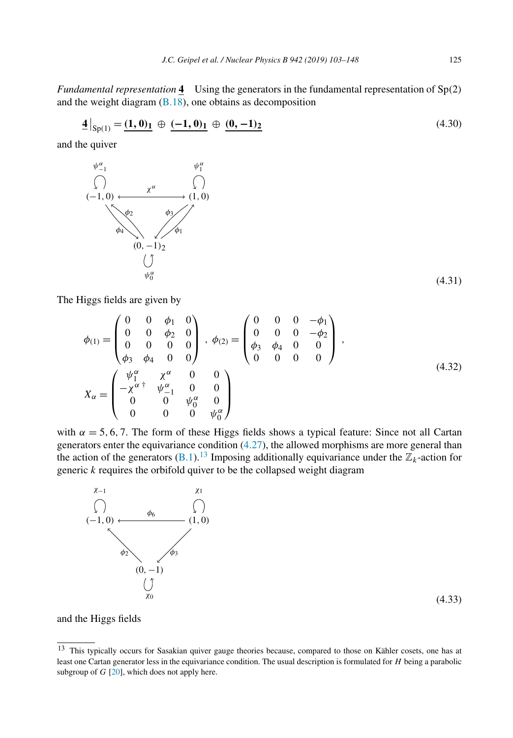*Fundamental representation* $\underline{\mathbf{4}}$   Using the generators in the fundamental representation of Sp(2) and the weight diagram (B.18), one obtains as decomposition

$$\underline{\mathbf{4}}\big|_{\mathrm{Sp}(1)} = \underline{\mathbf{(1,0)_1}} \oplus \underline{\mathbf{(-1,0)_1}} \oplus \underline{\mathbf{(0,-1)_2}} \tag{4.30}$$

and the quiver

$$\begin{array}{ccc} \psi^\alpha_{-1}\circlearrowleft (-1,0) & \xleftrightarrow{\ \chi^\alpha\ } & (1,0)\circlearrowleft\psi^\alpha_1 \\ \phi_2\nwarrow\ \searrow\phi_4 & & \phi_3\swarrow\ \nearrow\phi_1 \\ & (0,-1)_2 \circlearrowleft \psi^\alpha_0 & \end{array} \tag{4.31}$$

The Higgs fields are given by

$$\begin{aligned} \phi_{(1)} &= \begin{pmatrix} 0 & 0 & \phi_1 & 0 \\ 0 & 0 & \phi_2 & 0 \\ 0 & 0 & 0 & 0 \\ \phi_3 & \phi_4 & 0 & 0 \end{pmatrix}, \ \phi_{(2)} = \begin{pmatrix} 0 & 0 & 0 & -\phi_1 \\ 0 & 0 & 0 & -\phi_2 \\ \phi_3 & \phi_4 & 0 & 0 \\ 0 & 0 & 0 & 0 \end{pmatrix}, \\ X_\alpha &= \begin{pmatrix} \psi^\alpha_1 & \chi^\alpha & 0 & 0 \\ -\chi^{\alpha\,\dagger} & \psi^\alpha_{-1} & 0 & 0 \\ 0 & 0 & \psi^\alpha_0 & 0 \\ 0 & 0 & 0 & \psi^\alpha_0 \end{pmatrix} \end{aligned} \tag{4.32}$$

with $\alpha = 5, 6, 7$. The form of these Higgs fields shows a typical feature: Since not all Cartan generators enter the equivariance condition (4.27), the allowed morphisms are more general than the action of the generators (B.1).[13] Imposing additionally equivariance under the $\mathbb{Z}_k$-action for generic $k$ requires the orbifold quiver to be the collapsed weight diagram

$$\begin{array}{ccc} \chi_{-1}\circlearrowleft (-1,0) & \xleftarrow{\ \phi_6\ } & (1,0)\circlearrowleft\chi_1 \\ \phi_2\nwarrow & & \swarrow\phi_3 \\ & (0,-1) \circlearrowleft \chi_0 & \end{array} \tag{4.33}$$

and the Higgs fields

[13] This typically occurs for Sasakian quiver gauge theories because, compared to those on Kähler cosets, one has at least one Cartan generator less in the equivariance condition. The usual description is formulated for $H$ being a parabolic subgroup of $G$ [20], which does not apply here.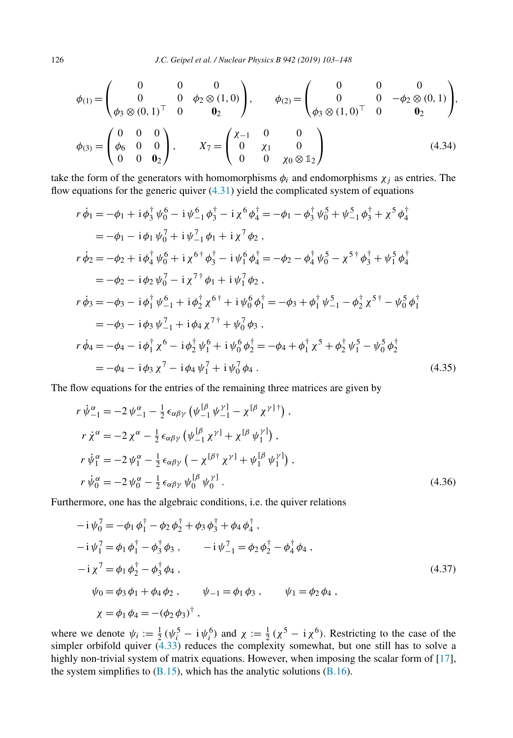$$
\phi_{(1)} = \begin{pmatrix} 0 & 0 & 0 \\ 0 & 0 & \phi_2 \otimes (1,0) \\ \phi_3 \otimes (0,1)^\top & 0 & \mathbf{0}_2 \end{pmatrix}, \qquad \phi_{(2)} = \begin{pmatrix} 0 & 0 & 0 \\ 0 & 0 & -\phi_2 \otimes (0,1) \\ \phi_3 \otimes (1,0)^\top & 0 & \mathbf{0}_2 \end{pmatrix},
$$

$$
\phi_{(3)} = \begin{pmatrix} 0 & 0 & 0 \\ \phi_6 & 0 & 0 \\ 0 & 0 & \mathbf{0}_2 \end{pmatrix}, \qquad X_7 = \begin{pmatrix} \chi_{-1} & 0 & 0 \\ 0 & \chi_1 & 0 \\ 0 & 0 & \chi_0 \otimes \mathbb{1}_2 \end{pmatrix} \tag{4.34}
$$

take the form of the generators with homomorphisms $\phi_i$ and endomorphisms $\chi_j$ as entries. The flow equations for the generic quiver (4.31) yield the complicated system of equations

$$
\begin{aligned}
r\,\dot\phi_1 &= -\phi_1 + \mathrm{i}\,\phi_3^\dagger\,\psi_0^6 - \mathrm{i}\,\psi_{-1}^6\,\phi_3^\dagger - \mathrm{i}\,\chi^6\,\phi_4^\dagger = -\phi_1 - \phi_3^\dagger\,\psi_0^5 + \psi_{-1}^5\,\phi_3^\dagger + \chi^5\,\phi_4^\dagger \\
&= -\phi_1 - \mathrm{i}\,\phi_1\,\psi_0^7 + \mathrm{i}\,\psi_{-1}^7\,\phi_1 + \mathrm{i}\,\chi^7\,\phi_2\,, \\
r\,\dot\phi_2 &= -\phi_2 + \mathrm{i}\,\phi_4^\dagger\,\psi_0^6 + \mathrm{i}\,\chi^{6\,\dagger}\,\phi_3^\dagger - \mathrm{i}\,\psi_1^6\,\phi_4^\dagger = -\phi_2 - \phi_4^\dagger\,\psi_0^5 - \chi^{5\,\dagger}\,\phi_3^\dagger + \psi_1^5\,\phi_4^\dagger \\
&= -\phi_2 - \mathrm{i}\,\phi_2\,\psi_0^7 - \mathrm{i}\,\chi^{7\,\dagger}\,\phi_1 + \mathrm{i}\,\psi_1^7\,\phi_2\,, \\
r\,\dot\phi_3 &= -\phi_3 - \mathrm{i}\,\phi_1^\dagger\,\psi_{-1}^6 + \mathrm{i}\,\phi_2^\dagger\,\chi^{6\,\dagger} + \mathrm{i}\,\psi_0^6\,\phi_1^\dagger = -\phi_3 + \phi_1^\dagger\,\psi_{-1}^5 - \phi_2^\dagger\,\chi^{5\,\dagger} - \psi_0^5\,\phi_1^\dagger \\
&= -\phi_3 - \mathrm{i}\,\phi_3\,\psi_{-1}^7 + \mathrm{i}\,\phi_4\,\chi^{7\,\dagger} + \psi_0^7\,\phi_3\,, \\
r\,\dot\phi_4 &= -\phi_4 - \mathrm{i}\,\phi_1^\dagger\,\chi^6 - \mathrm{i}\,\phi_2^\dagger\,\psi_1^6 + \mathrm{i}\,\psi_0^6\,\phi_2^\dagger = -\phi_4 + \phi_1^\dagger\,\chi^5 + \phi_2^\dagger\,\psi_1^5 - \psi_0^5\,\phi_2^\dagger \\
&= -\phi_4 - \mathrm{i}\,\phi_3\,\chi^7 - \mathrm{i}\,\phi_4\,\psi_1^7 + \mathrm{i}\,\psi_0^7\,\phi_4\,.
\end{aligned} \tag{4.35}
$$

The flow equations for the entries of the remaining three matrices are given by

$$
\begin{aligned}
r\,\dot\psi_{-1}^\alpha &= -2\,\psi_{-1}^\alpha - \tfrac{1}{2}\,\epsilon_{\alpha\beta\gamma}\left(\psi_{-1}^{[\beta}\,\psi_{-1}^{\gamma]} - \chi^{[\beta}\,\chi^{\gamma]\,\dagger}\right), \\
r\,\dot\chi^\alpha &= -2\,\chi^\alpha - \tfrac{1}{2}\,\epsilon_{\alpha\beta\gamma}\left(\psi_{-1}^{[\beta}\,\chi^{\gamma]} + \chi^{[\beta}\,\psi_1^{\gamma]}\right), \\
r\,\dot\psi_1^\alpha &= -2\,\psi_1^\alpha - \tfrac{1}{2}\,\epsilon_{\alpha\beta\gamma}\left(-\chi^{[\beta\dagger}\,\chi^{\gamma]} + \psi_1^{[\beta}\,\psi_1^{\gamma]}\right), \\
r\,\dot\psi_0^\alpha &= -2\,\psi_0^\alpha - \tfrac{1}{2}\,\epsilon_{\alpha\beta\gamma}\,\psi_0^{[\beta}\,\psi_0^{\gamma]}\,.
\end{aligned} \tag{4.36}
$$

Furthermore, one has the algebraic conditions, i.e. the quiver relations

$$
\begin{aligned}
&-\mathrm{i}\,\psi_0^7 = -\phi_1\,\phi_1^\dagger - \phi_2\,\phi_2^\dagger + \phi_3\,\phi_3^\dagger + \phi_4\,\phi_4^\dagger\,, \\
&-\mathrm{i}\,\psi_1^7 = \phi_1\,\phi_1^\dagger - \phi_3^\dagger\,\phi_3\,, \qquad -\mathrm{i}\,\psi_{-1}^7 = \phi_2\,\phi_2^\dagger - \phi_4^\dagger\,\phi_4\,, \\
&-\mathrm{i}\,\chi^7 = \phi_1\,\phi_2^\dagger - \phi_3^\dagger\,\phi_4\,, \\
&\quad \psi_0 = \phi_3\,\phi_1 + \phi_4\,\phi_2\,, \qquad \psi_{-1} = \phi_1\,\phi_3\,, \qquad \psi_1 = \phi_2\,\phi_4\,, \\
&\quad \chi = \phi_1\,\phi_4 = -(\phi_2\,\phi_3)^\dagger\,,
\end{aligned} \tag{4.37}
$$

where we denote $\psi_i := \frac{1}{2}\,(\psi_i^5 - \mathrm{i}\,\psi_i^6)$ and $\chi := \frac{1}{2}\,(\chi^5 - \mathrm{i}\,\chi^6)$. Restricting to the case of the simpler orbifold quiver (4.33) reduces the complexity somewhat, but one still has to solve a highly non-trivial system of matrix equations. However, when imposing the scalar form of [17], the system simplifies to (B.15), which has the analytic solutions (B.16).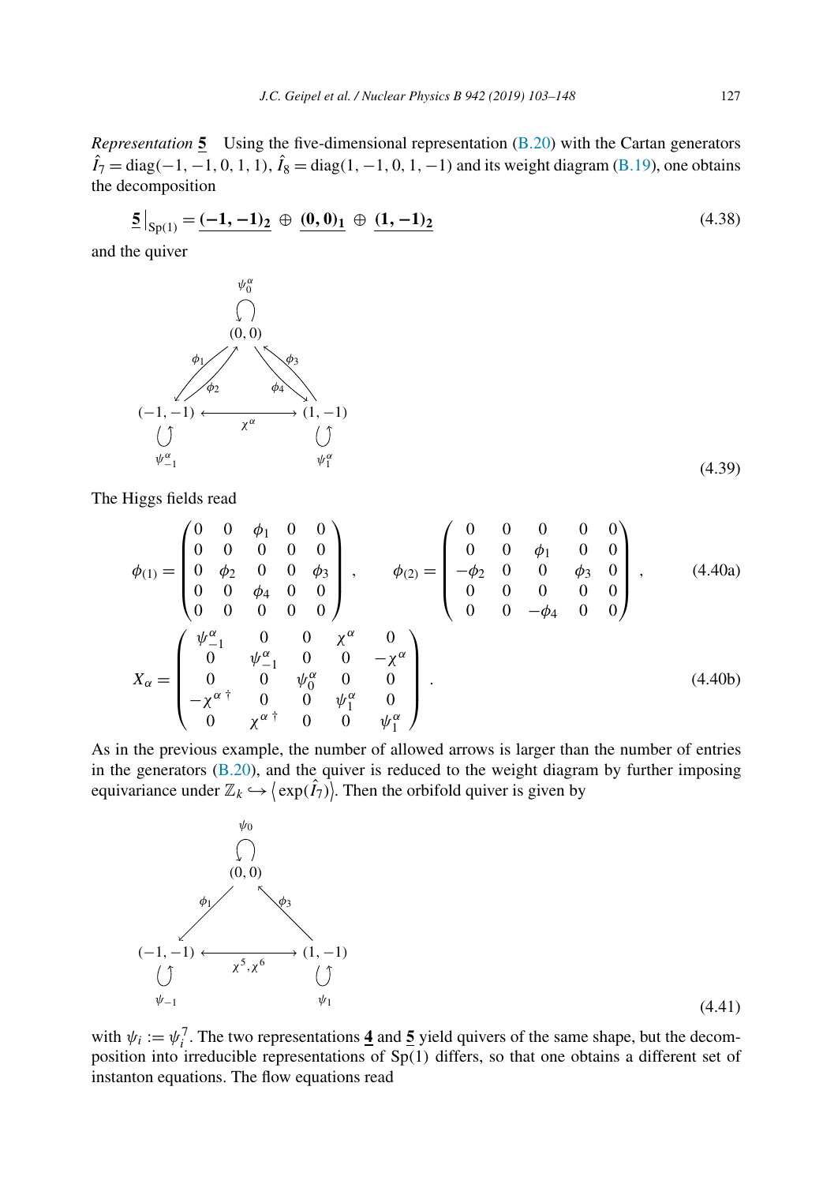*Representation* $\underline{\mathbf{5}}$ Using the five-dimensional representation (B.20) with the Cartan generators $\hat{I}_7 = \mathrm{diag}(-1,-1,0,1,1)$, $\hat{I}_8 = \mathrm{diag}(1,-1,0,1,-1)$ and its weight diagram (B.19), one obtains the decomposition

$$\underline{\mathbf{5}}\big|_{\mathrm{Sp}(1)} = \underline{\mathbf{(-1,-1)_2}} \oplus \underline{\mathbf{(0,0)_1}} \oplus \underline{\mathbf{(1,-1)_2}} \tag{4.38}$$

and the quiver

$$\begin{array}{ccccc} & & \psi_0^\alpha \circlearrowleft (0,0) & & \\ & \phi_1 \swarrow \nearrow \phi_2 & & \phi_4 \searrow \nwarrow \phi_3 & \\ \psi_{-1}^\alpha \circlearrowleft (-1,-1) & & \xleftrightarrow{\;\chi^\alpha\;} & & (1,-1) \circlearrowleft \psi_1^\alpha \end{array} \tag{4.39}$$

The Higgs fields read

$$\phi_{(1)} = \begin{pmatrix} 0 & 0 & \phi_1 & 0 & 0 \\ 0 & 0 & 0 & 0 & 0 \\ 0 & \phi_2 & 0 & 0 & \phi_3 \\ 0 & 0 & \phi_4 & 0 & 0 \\ 0 & 0 & 0 & 0 & 0 \end{pmatrix}, \qquad \phi_{(2)} = \begin{pmatrix} 0 & 0 & 0 & 0 & 0 \\ 0 & 0 & \phi_1 & 0 & 0 \\ -\phi_2 & 0 & 0 & \phi_3 & 0 \\ 0 & 0 & 0 & 0 & 0 \\ 0 & 0 & -\phi_4 & 0 & 0 \end{pmatrix}, \tag{4.40a}$$

$$X_\alpha = \begin{pmatrix} \psi_{-1}^\alpha & 0 & 0 & \chi^\alpha & 0 \\ 0 & \psi_{-1}^\alpha & 0 & 0 & -\chi^\alpha \\ 0 & 0 & \psi_0^\alpha & 0 & 0 \\ -\chi^{\alpha\,\dagger} & 0 & 0 & \psi_1^\alpha & 0 \\ 0 & \chi^{\alpha\,\dagger} & 0 & 0 & \psi_1^\alpha \end{pmatrix}. \tag{4.40b}$$

As in the previous example, the number of allowed arrows is larger than the number of entries in the generators (B.20), and the quiver is reduced to the weight diagram by further imposing equivariance under $\mathbb{Z}_k \hookrightarrow \langle \exp(\hat{I}_7) \rangle$. Then the orbifold quiver is given by

$$\begin{array}{ccccc} & & \psi_0 \circlearrowleft (0,0) & & \\ & \phi_1 \swarrow & & \nwarrow \phi_3 & \\ \psi_{-1} \circlearrowleft (-1,-1) & & \xleftrightarrow{\;\chi^5,\,\chi^6\;} & & (1,-1) \circlearrowleft \psi_1 \end{array} \tag{4.41}$$

with $\psi_i := \psi_i^7$. The two representations $\underline{\mathbf{4}}$ and $\underline{\mathbf{5}}$ yield quivers of the same shape, but the decomposition into irreducible representations of $\mathrm{Sp}(1)$ differs, so that one obtains a different set of instanton equations. The flow equations read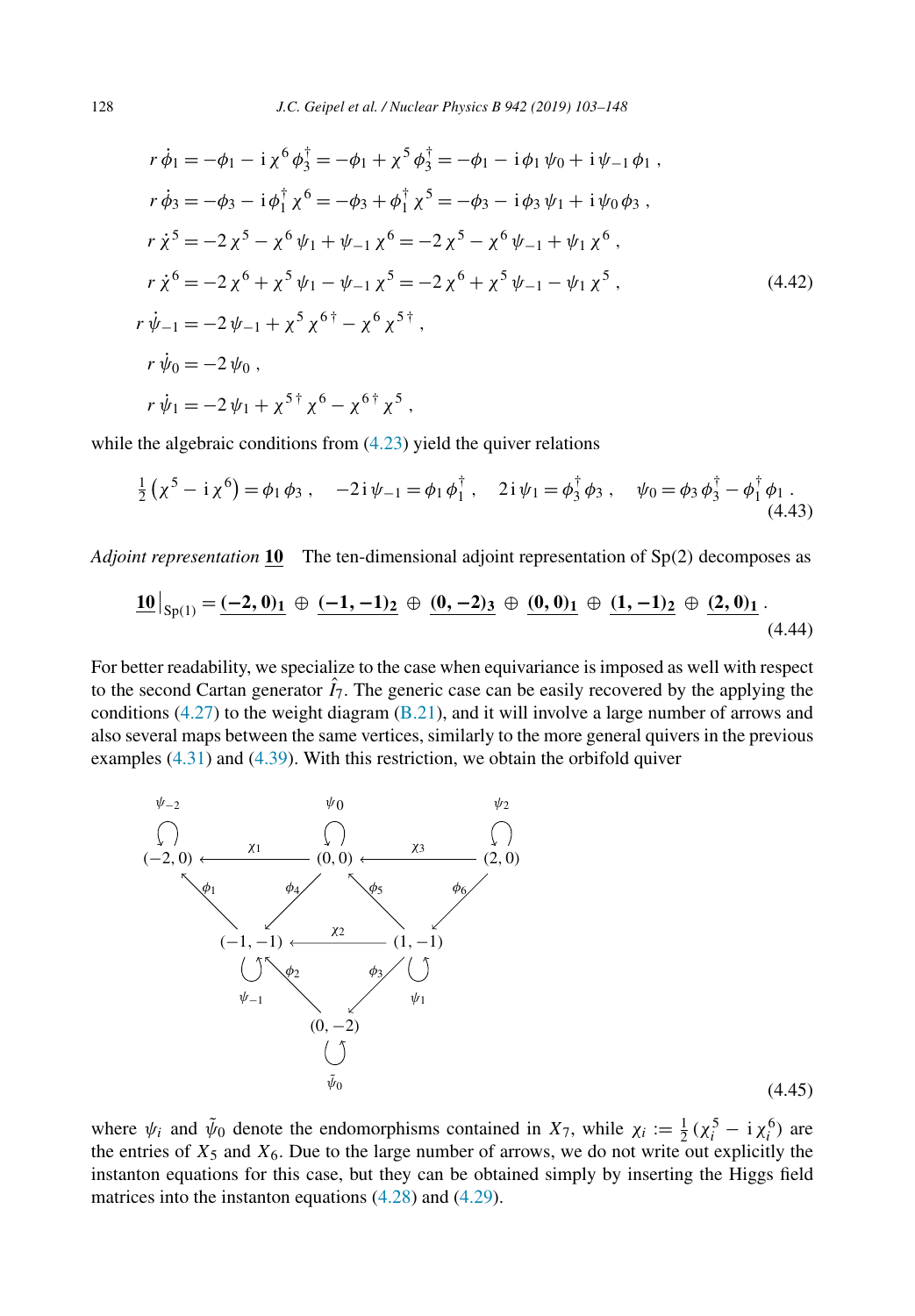$$
\begin{aligned}
r\,\dot{\phi}_1 &= -\phi_1 - \mathrm{i}\,\chi^6\,\phi_3^\dagger = -\phi_1 + \chi^5\,\phi_3^\dagger = -\phi_1 - \mathrm{i}\,\phi_1\,\psi_0 + \mathrm{i}\,\psi_{-1}\,\phi_1\,, \\
r\,\dot{\phi}_3 &= -\phi_3 - \mathrm{i}\,\phi_1^\dagger\,\chi^6 = -\phi_3 + \phi_1^\dagger\,\chi^5 = -\phi_3 - \mathrm{i}\,\phi_3\,\psi_1 + \mathrm{i}\,\psi_0\,\phi_3\,, \\
r\,\dot{\chi}^5 &= -2\,\chi^5 - \chi^6\,\psi_1 + \psi_{-1}\,\chi^6 = -2\,\chi^5 - \chi^6\,\psi_{-1} + \psi_1\,\chi^6\,, \\
r\,\dot{\chi}^6 &= -2\,\chi^6 + \chi^5\,\psi_1 - \psi_{-1}\,\chi^5 = -2\,\chi^6 + \chi^5\,\psi_{-1} - \psi_1\,\chi^5\,, \\
r\,\dot{\psi}_{-1} &= -2\,\psi_{-1} + \chi^5\,\chi^{6\,\dagger} - \chi^6\,\chi^{5\,\dagger}\,, \\
r\,\dot{\psi}_0 &= -2\,\psi_0\,, \\
r\,\dot{\psi}_1 &= -2\,\psi_1 + \chi^{5\,\dagger}\,\chi^6 - \chi^{6\,\dagger}\,\chi^5\,,
\end{aligned}
\tag{4.42}
$$

while the algebraic conditions from (4.23) yield the quiver relations

$$
\tfrac{1}{2}\left(\chi^5 - \mathrm{i}\,\chi^6\right) = \phi_1\,\phi_3\,, \quad -2\,\mathrm{i}\,\psi_{-1} = \phi_1\,\phi_1^\dagger\,, \quad 2\,\mathrm{i}\,\psi_1 = \phi_3^\dagger\,\phi_3\,, \quad \psi_0 = \phi_3\,\phi_3^\dagger - \phi_1^\dagger\,\phi_1\,. \tag{4.43}
$$

*Adjoint representation* $\underline{\mathbf{10}}$ The ten-dimensional adjoint representation of Sp(2) decomposes as

$$
\underline{\mathbf{10}}\big|_{\mathrm{Sp}(1)} = \underline{\mathbf{(-2,0)_1}} \oplus \underline{\mathbf{(-1,-1)_2}} \oplus \underline{\mathbf{(0,-2)_3}} \oplus \underline{\mathbf{(0,0)_1}} \oplus \underline{\mathbf{(1,-1)_2}} \oplus \underline{\mathbf{(2,0)_1}}\,. \tag{4.44}
$$

For better readability, we specialize to the case when equivariance is imposed as well with respect to the second Cartan generator $\hat{I}_7$. The generic case can be easily recovered by the applying the conditions (4.27) to the weight diagram (B.21), and it will involve a large number of arrows and also several maps between the same vertices, similarly to the more general quivers in the previous examples (4.31) and (4.39). With this restriction, we obtain the orbifold quiver

$$
\begin{array}{ccccc}
\overset{\psi_{-2}}{\circlearrowleft} & & \overset{\psi_0}{\circlearrowleft} & & \overset{\psi_2}{\circlearrowleft} \\
(-2,0) & \xleftarrow{\ \chi_1\ } & (0,0) & \xleftarrow{\ \chi_3\ } & (2,0) \\
 & \nwarrow^{\phi_1} \quad \swarrow_{\phi_4} & & \nwarrow^{\phi_5} \quad \swarrow_{\phi_6} & \\
 & (-1,-1) & \xleftarrow{\ \chi_2\ } & (1,-1) & \\
 & \underset{\psi_{-1}}{\circlearrowleft} \quad \nwarrow^{\phi_2} & & \swarrow_{\phi_3} \quad \underset{\psi_1}{\circlearrowleft} & \\
 & & (0,-2) & & \\
 & & \underset{\tilde{\psi}_0}{\circlearrowleft} & &
\end{array}
\tag{4.45}
$$

where $\psi_i$ and $\tilde{\psi}_0$ denote the endomorphisms contained in $X_7$, while $\chi_i := \frac{1}{2}\,(\chi_i^5 - \mathrm{i}\,\chi_i^6)$ are the entries of $X_5$ and $X_6$. Due to the large number of arrows, we do not write out explicitly the instanton equations for this case, but they can be obtained simply by inserting the Higgs field matrices into the instanton equations (4.28) and (4.29).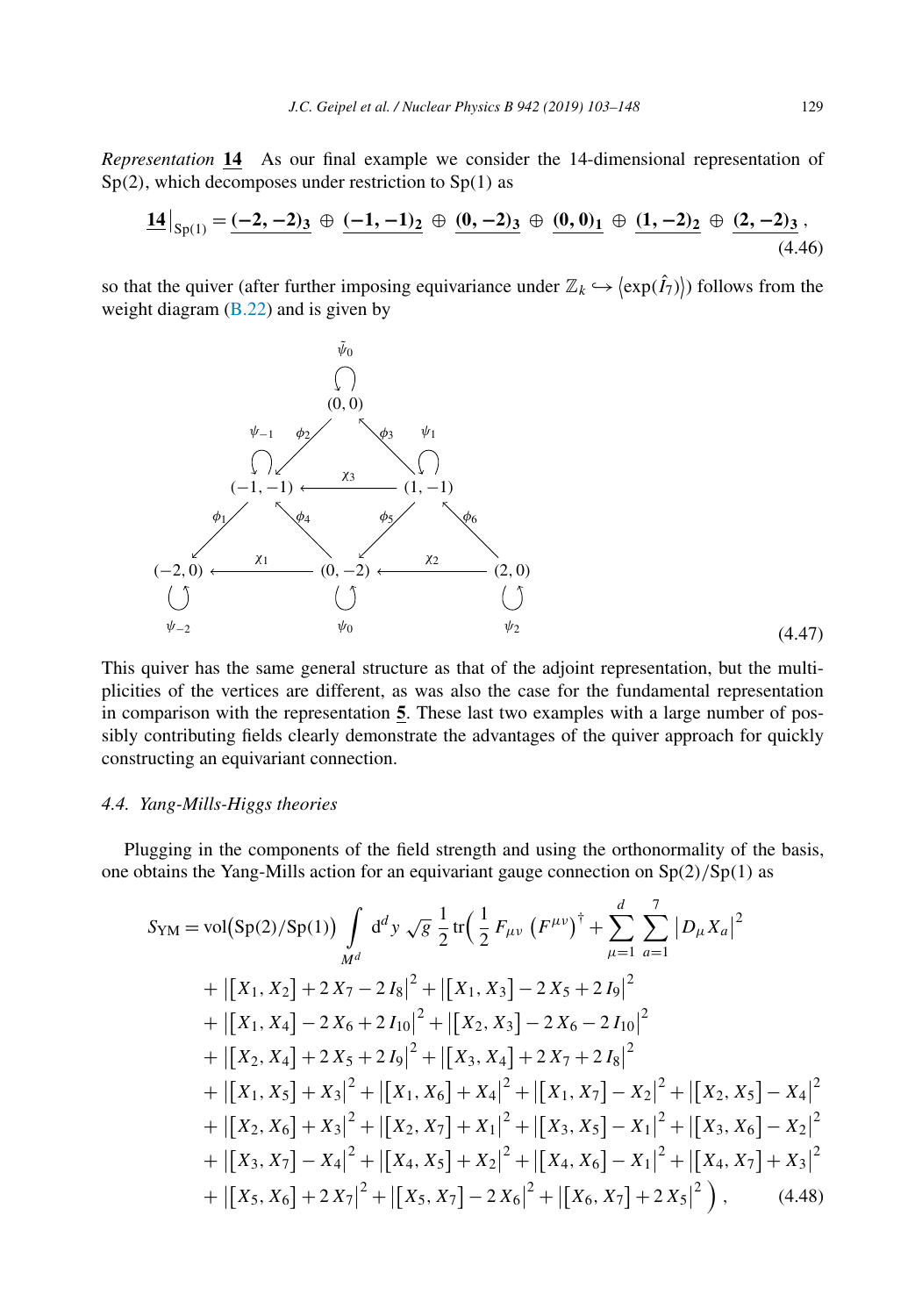*Representation* **14** As our final example we consider the 14-dimensional representation of Sp(2), which decomposes under restriction to Sp(1) as

$$\underline{\mathbf{14}}\big|_{\mathrm{Sp}(1)} = \underline{\mathbf{(-2,-2)_3}} \oplus \underline{\mathbf{(-1,-1)_2}} \oplus \underline{\mathbf{(0,-2)_3}} \oplus \underline{\mathbf{(0,0)_1}} \oplus \underline{\mathbf{(1,-2)_2}} \oplus \underline{\mathbf{(2,-2)_3}}\,, \tag{4.46}$$

so that the quiver (after further imposing equivariance under $\mathbb{Z}_k \hookrightarrow \langle \exp(\hat{I}_7)\rangle$) follows from the weight diagram (B.22) and is given by

$$\begin{array}{ccccccc}
 & & & \overset{\tilde{\psi}_0}{\circlearrowleft} & & & \\
 & & & (0,0) & & & \\
 & & \overset{\phi_2}{\swarrow} & & \overset{\phi_3}{\nwarrow} & & \\
 & \overset{\psi_{-1}}{\circlearrowleft}\,(-1,-1) & & \xleftarrow{\ \chi_3\ } & & (1,-1)\,\overset{\psi_1}{\circlearrowleft} & \\
 \overset{\phi_1}{\swarrow} & & \overset{\phi_4}{\nwarrow} & & \overset{\phi_5}{\swarrow} & & \overset{\phi_6}{\nwarrow} \\
 (-2,0) & \xleftarrow{\ \chi_1\ } & & (0,-2) & & \xleftarrow{\ \chi_2\ } & (2,0) \\
 \underset{\psi_{-2}}{\circlearrowleft} & & & \underset{\psi_0}{\circlearrowleft} & & & \underset{\psi_2}{\circlearrowleft}
\end{array} \tag{4.47}$$

This quiver has the same general structure as that of the adjoint representation, but the multiplicities of the vertices are different, as was also the case for the fundamental representation in comparison with the representation $\underline{\mathbf{5}}$. These last two examples with a large number of possibly contributing fields clearly demonstrate the advantages of the quiver approach for quickly constructing an equivariant connection.

### 4.4. Yang-Mills-Higgs theories

Plugging in the components of the field strength and using the orthonormality of the basis, one obtains the Yang-Mills action for an equivariant gauge connection on Sp(2)/Sp(1) as

$$\begin{aligned}
S_{\mathrm{YM}} = \mathrm{vol}\big(\mathrm{Sp}(2)/\mathrm{Sp}(1)\big) \int\limits_{M^d} \mathrm{d}^d y\, \sqrt{g}\, \frac{1}{2}\, \mathrm{tr}\Big( & \frac{1}{2}\, F_{\mu\nu}\, \big(F^{\mu\nu}\big)^\dagger + \sum_{\mu=1}^{d} \sum_{a=1}^{7} \big|D_\mu X_a\big|^2 \\
& + \big|[X_1, X_2] + 2\, X_7 - 2\, I_8\big|^2 + \big|[X_1, X_3] - 2\, X_5 + 2\, I_9\big|^2 \\
& + \big|[X_1, X_4] - 2\, X_6 + 2\, I_{10}\big|^2 + \big|[X_2, X_3] - 2\, X_6 - 2\, I_{10}\big|^2 \\
& + \big|[X_2, X_4] + 2\, X_5 + 2\, I_9\big|^2 + \big|[X_3, X_4] + 2\, X_7 + 2\, I_8\big|^2 \\
& + \big|[X_1, X_5] + X_3\big|^2 + \big|[X_1, X_6] + X_4\big|^2 + \big|[X_1, X_7] - X_2\big|^2 + \big|[X_2, X_5] - X_4\big|^2 \\
& + \big|[X_2, X_6] + X_3\big|^2 + \big|[X_2, X_7] + X_1\big|^2 + \big|[X_3, X_5] - X_1\big|^2 + \big|[X_3, X_6] - X_2\big|^2 \\
& + \big|[X_3, X_7] - X_4\big|^2 + \big|[X_4, X_5] + X_2\big|^2 + \big|[X_4, X_6] - X_1\big|^2 + \big|[X_4, X_7] + X_3\big|^2 \\
& + \big|[X_5, X_6] + 2\, X_7\big|^2 + \big|[X_5, X_7] - 2\, X_6\big|^2 + \big|[X_6, X_7] + 2\, X_5\big|^2 \Big)\,,
\end{aligned} \tag{4.48}$$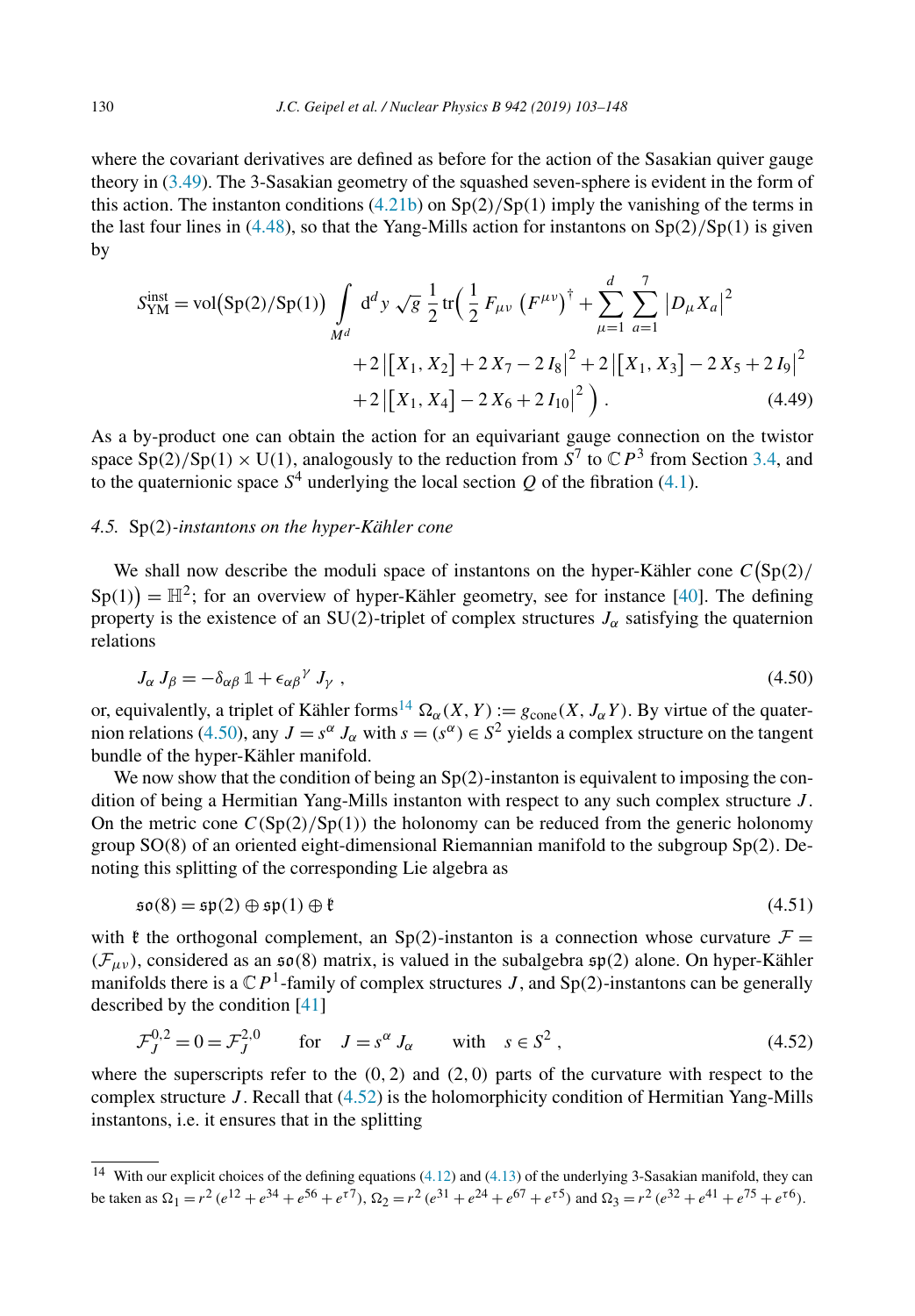where the covariant derivatives are defined as before for the action of the Sasakian quiver gauge theory in (3.49). The 3-Sasakian geometry of the squashed seven-sphere is evident in the form of this action. The instanton conditions (4.21b) on $\mathrm{Sp}(2)/\mathrm{Sp}(1)$ imply the vanishing of the terms in the last four lines in (4.48), so that the Yang-Mills action for instantons on $\mathrm{Sp}(2)/\mathrm{Sp}(1)$ is given by

$$
\begin{aligned}
S_{\mathrm{YM}}^{\mathrm{inst}} = \mathrm{vol}\big(\mathrm{Sp}(2)/\mathrm{Sp}(1)\big) \int_{M^d} \mathrm{d}^d y \, \sqrt{g}\, \frac{1}{2} \,\mathrm{tr}\Big( \frac{1}{2} F_{\mu\nu} \, \big(F^{\mu\nu}\big)^\dagger + \sum_{\mu=1}^{d} \sum_{a=1}^{7} \big|D_\mu X_a\big|^2 \\
+ 2\,\big|\big[X_1, X_2\big] + 2\,X_7 - 2\,I_8\big|^2 + 2\,\big|\big[X_1, X_3\big] - 2\,X_5 + 2\,I_9\big|^2 \\
+ 2\,\big|\big[X_1, X_4\big] - 2\,X_6 + 2\,I_{10}\big|^2 \Big) \,.
\end{aligned}
\tag{4.49}
$$

As a by-product one can obtain the action for an equivariant gauge connection on the twistor space $\mathrm{Sp}(2)/\mathrm{Sp}(1) \times \mathrm{U}(1)$, analogously to the reduction from $S^7$ to $\mathbb{C}P^3$ from Section 3.4, and to the quaternionic space $S^4$ underlying the local section $Q$ of the fibration (4.1).

### 4.5. $\mathrm{Sp}(2)$-*instantons on the hyper-Kähler cone*

We shall now describe the moduli space of instantons on the hyper-Kähler cone $C\big(\mathrm{Sp}(2)/\mathrm{Sp}(1)\big) = \mathbb{H}^2$; for an overview of hyper-Kähler geometry, see for instance [40]. The defining property is the existence of an $\mathrm{SU}(2)$-triplet of complex structures $J_\alpha$ satisfying the quaternion relations

$$
J_\alpha \, J_\beta = -\delta_{\alpha\beta}\, \mathbb{1} + \epsilon_{\alpha\beta}{}^{\gamma}\, J_\gamma \;, \tag{4.50}
$$

or, equivalently, a triplet of Kähler forms[14] $\Omega_\alpha(X,Y) := g_{\mathrm{cone}}(X, J_\alpha Y)$. By virtue of the quaternion relations (4.50), any $J = s^\alpha J_\alpha$ with $s = (s^\alpha) \in S^2$ yields a complex structure on the tangent bundle of the hyper-Kähler manifold.

We now show that the condition of being an $\mathrm{Sp}(2)$-instanton is equivalent to imposing the condition of being a Hermitian Yang-Mills instanton with respect to any such complex structure $J$. On the metric cone $C(\mathrm{Sp}(2)/\mathrm{Sp}(1))$ the holonomy can be reduced from the generic holonomy group $\mathrm{SO}(8)$ of an oriented eight-dimensional Riemannian manifold to the subgroup $\mathrm{Sp}(2)$. Denoting this splitting of the corresponding Lie algebra as

$$
\mathfrak{so}(8) = \mathfrak{sp}(2) \oplus \mathfrak{sp}(1) \oplus \mathfrak{k} \tag{4.51}
$$

with $\mathfrak{k}$ the orthogonal complement, an $\mathrm{Sp}(2)$-instanton is a connection whose curvature $\mathcal{F} = (\mathcal{F}_{\mu\nu})$, considered as an $\mathfrak{so}(8)$ matrix, is valued in the subalgebra $\mathfrak{sp}(2)$ alone. On hyper-Kähler manifolds there is a $\mathbb{C}P^1$-family of complex structures $J$, and $\mathrm{Sp}(2)$-instantons can be generally described by the condition [41]

$$
\mathcal{F}_J^{0,2} = 0 = \mathcal{F}_J^{2,0} \qquad \text{for} \quad J = s^\alpha J_\alpha \qquad \text{with} \quad s \in S^2 \;, \tag{4.52}
$$

where the superscripts refer to the $(0,2)$ and $(2,0)$ parts of the curvature with respect to the complex structure $J$. Recall that (4.52) is the holomorphicity condition of Hermitian Yang-Mills instantons, i.e. it ensures that in the splitting

---

[14] With our explicit choices of the defining equations (4.12) and (4.13) of the underlying 3-Sasakian manifold, they can be taken as $\Omega_1 = r^2\,(e^{12} + e^{34} + e^{56} + e^{\tau 7})$, $\Omega_2 = r^2\,(e^{31} + e^{24} + e^{67} + e^{\tau 5})$ and $\Omega_3 = r^2\,(e^{32} + e^{41} + e^{75} + e^{\tau 6})$.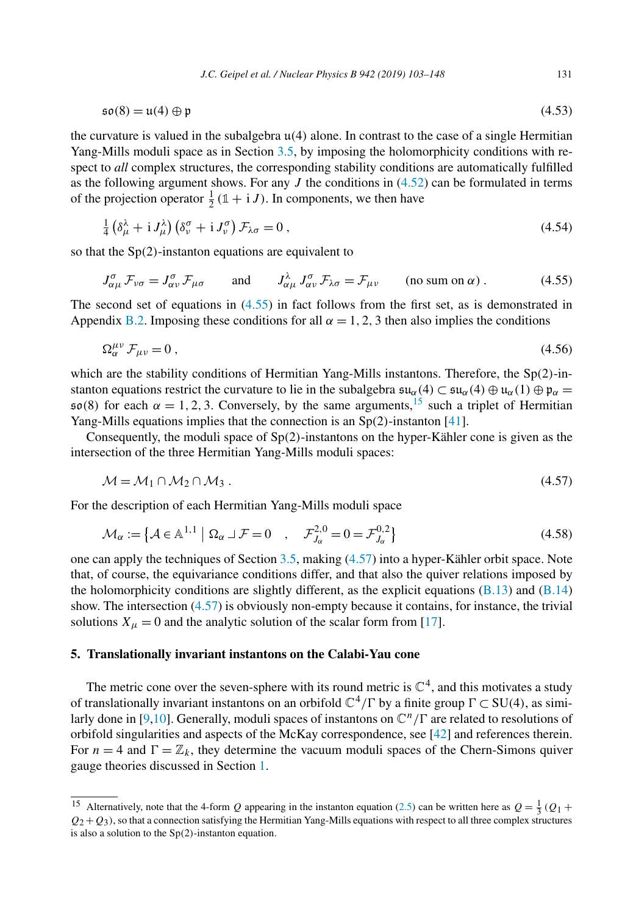$$\mathfrak{so}(8) = \mathfrak{u}(4) \oplus \mathfrak{p} \tag{4.53}$$

the curvature is valued in the subalgebra $\mathfrak{u}(4)$ alone. In contrast to the case of a single Hermitian Yang-Mills moduli space as in Section 3.5, by imposing the holomorphicity conditions with respect to *all* complex structures, the corresponding stability conditions are automatically fulfilled as the following argument shows. For any $J$ the conditions in (4.52) can be formulated in terms of the projection operator $\frac{1}{2}(\mathbb{1} + \mathrm{i}\, J)$. In components, we then have

$$\tfrac{1}{4}\left(\delta_\mu^\lambda + \mathrm{i}\, J_\mu^\lambda\right)\left(\delta_\nu^\sigma + \mathrm{i}\, J_\nu^\sigma\right)\mathcal{F}_{\lambda\sigma} = 0\,, \tag{4.54}$$

so that the Sp(2)-instanton equations are equivalent to

$$J_{\alpha\mu}^{\sigma}\,\mathcal{F}_{\nu\sigma} = J_{\alpha\nu}^{\sigma}\,\mathcal{F}_{\mu\sigma} \qquad \text{and} \qquad J_{\alpha\mu}^{\lambda}\,J_{\alpha\nu}^{\sigma}\,\mathcal{F}_{\lambda\sigma} = \mathcal{F}_{\mu\nu} \qquad (\text{no sum on } \alpha)\,. \tag{4.55}$$

The second set of equations in (4.55) in fact follows from the first set, as is demonstrated in Appendix B.2. Imposing these conditions for all $\alpha = 1, 2, 3$ then also implies the conditions

$$\Omega_\alpha^{\mu\nu}\,\mathcal{F}_{\mu\nu} = 0\,, \tag{4.56}$$

which are the stability conditions of Hermitian Yang-Mills instantons. Therefore, the Sp(2)-instanton equations restrict the curvature to lie in the subalgebra $\mathfrak{su}_\alpha(4) \subset \mathfrak{su}_\alpha(4) \oplus \mathfrak{u}_\alpha(1) \oplus \mathfrak{p}_\alpha = \mathfrak{so}(8)$ for each $\alpha = 1, 2, 3$. Conversely, by the same arguments,[15] such a triplet of Hermitian Yang-Mills equations implies that the connection is an Sp(2)-instanton [41].

Consequently, the moduli space of Sp(2)-instantons on the hyper-Kähler cone is given as the intersection of the three Hermitian Yang-Mills moduli spaces:

$$\mathcal{M} = \mathcal{M}_1 \cap \mathcal{M}_2 \cap \mathcal{M}_3\,. \tag{4.57}$$

For the description of each Hermitian Yang-Mills moduli space

$$\mathcal{M}_\alpha := \left\{\mathcal{A} \in \mathbb{A}^{1,1} \;\middle|\; \Omega_\alpha \lrcorner\, \mathcal{F} = 0 \quad , \quad \mathcal{F}^{2,0}_{J_\alpha} = 0 = \mathcal{F}^{0,2}_{J_\alpha}\right\} \tag{4.58}$$

one can apply the techniques of Section 3.5, making (4.57) into a hyper-Kähler orbit space. Note that, of course, the equivariance conditions differ, and that also the quiver relations imposed by the holomorphicity conditions are slightly different, as the explicit equations (B.13) and (B.14) show. The intersection (4.57) is obviously non-empty because it contains, for instance, the trivial solutions $X_\mu = 0$ and the analytic solution of the scalar form from [17].

## 5. Translationally invariant instantons on the Calabi-Yau cone

The metric cone over the seven-sphere with its round metric is $\mathbb{C}^4$, and this motivates a study of translationally invariant instantons on an orbifold $\mathbb{C}^4/\Gamma$ by a finite group $\Gamma \subset \mathrm{SU}(4)$, as similarly done in [9,10]. Generally, moduli spaces of instantons on $\mathbb{C}^n/\Gamma$ are related to resolutions of orbifold singularities and aspects of the McKay correspondence, see [42] and references therein. For $n = 4$ and $\Gamma = \mathbb{Z}_k$, they determine the vacuum moduli spaces of the Chern-Simons quiver gauge theories discussed in Section 1.

---

[15] Alternatively, note that the 4-form $Q$ appearing in the instanton equation (2.5) can be written here as $Q = \frac{1}{3}(Q_1 + Q_2 + Q_3)$, so that a connection satisfying the Hermitian Yang-Mills equations with respect to all three complex structures is also a solution to the Sp(2)-instanton equation.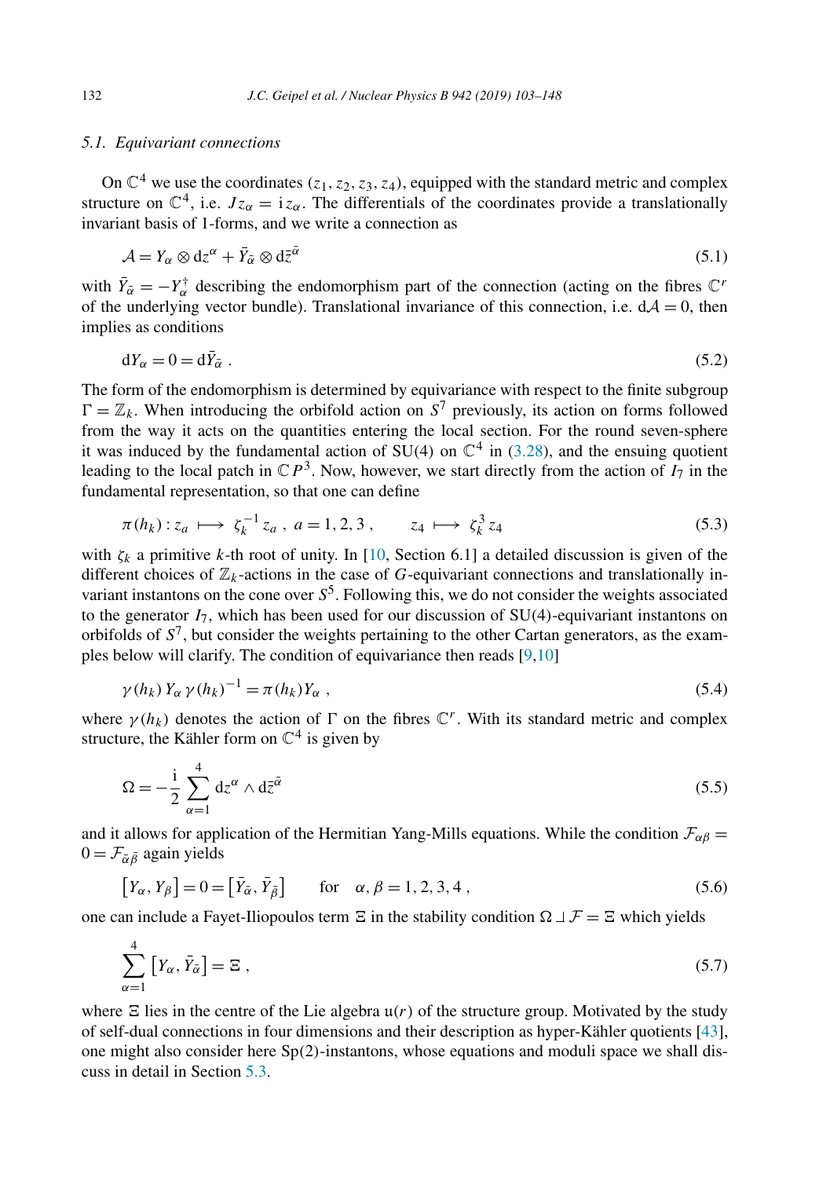### 5.1. *Equivariant connections*

On $\mathbb{C}^4$ we use the coordinates $(z_1, z_2, z_3, z_4)$, equipped with the standard metric and complex structure on $\mathbb{C}^4$, i.e. $Jz_\alpha = \mathrm{i}\, z_\alpha$. The differentials of the coordinates provide a translationally invariant basis of 1-forms, and we write a connection as

$$\mathcal{A} = Y_\alpha \otimes \mathrm{d}z^\alpha + \bar{Y}_{\bar{\alpha}} \otimes \mathrm{d}\bar{z}^{\bar{\alpha}} \tag{5.1}$$

with $\bar{Y}_{\bar{\alpha}} = -Y_\alpha^\dagger$ describing the endomorphism part of the connection (acting on the fibres $\mathbb{C}^r$ of the underlying vector bundle). Translational invariance of this connection, i.e. $\mathrm{d}\mathcal{A} = 0$, then implies as conditions

$$\mathrm{d}Y_\alpha = 0 = \mathrm{d}\bar{Y}_{\bar{\alpha}} \ . \tag{5.2}$$

The form of the endomorphism is determined by equivariance with respect to the finite subgroup $\Gamma = \mathbb{Z}_k$. When introducing the orbifold action on $S^7$ previously, its action on forms followed from the way it acts on the quantities entering the local section. For the round seven-sphere it was induced by the fundamental action of SU(4) on $\mathbb{C}^4$ in (3.28), and the ensuing quotient leading to the local patch in $\mathbb{C}P^3$. Now, however, we start directly from the action of $I_7$ in the fundamental representation, so that one can define

$$\pi(h_k) : z_a \longmapsto \zeta_k^{-1}\, z_a \ , \ a = 1, 2, 3 \ , \qquad z_4 \longmapsto \zeta_k^3\, z_4 \tag{5.3}$$

with $\zeta_k$ a primitive $k$-th root of unity. In [10, Section 6.1] a detailed discussion is given of the different choices of $\mathbb{Z}_k$-actions in the case of $G$-equivariant connections and translationally invariant instantons on the cone over $S^5$. Following this, we do not consider the weights associated to the generator $I_7$, which has been used for our discussion of SU(4)-equivariant instantons on orbifolds of $S^7$, but consider the weights pertaining to the other Cartan generators, as the examples below will clarify. The condition of equivariance then reads [9,10]

$$\gamma(h_k)\, Y_\alpha\, \gamma(h_k)^{-1} = \pi(h_k) Y_\alpha \ , \tag{5.4}$$

where $\gamma(h_k)$ denotes the action of $\Gamma$ on the fibres $\mathbb{C}^r$. With its standard metric and complex structure, the Kähler form on $\mathbb{C}^4$ is given by

$$\Omega = -\frac{\mathrm{i}}{2} \sum_{\alpha=1}^{4} \mathrm{d}z^\alpha \wedge \mathrm{d}\bar{z}^{\bar{\alpha}} \tag{5.5}$$

and it allows for application of the Hermitian Yang-Mills equations. While the condition $\mathcal{F}_{\alpha\beta} = 0 = \mathcal{F}_{\bar{\alpha}\bar{\beta}}$ again yields

$$\left[Y_\alpha, Y_\beta\right] = 0 = \left[\bar{Y}_{\bar{\alpha}}, \bar{Y}_{\bar{\beta}}\right] \qquad \text{for} \quad \alpha, \beta = 1, 2, 3, 4 \ , \tag{5.6}$$

one can include a Fayet-Iliopoulos term $\Xi$ in the stability condition $\Omega \lrcorner \mathcal{F} = \Xi$ which yields

$$\sum_{\alpha=1}^{4} \left[Y_\alpha, \bar{Y}_{\bar{\alpha}}\right] = \Xi \ , \tag{5.7}$$

where $\Xi$ lies in the centre of the Lie algebra $\mathfrak{u}(r)$ of the structure group. Motivated by the study of self-dual connections in four dimensions and their description as hyper-Kähler quotients [43], one might also consider here Sp(2)-instantons, whose equations and moduli space we shall discuss in detail in Section 5.3.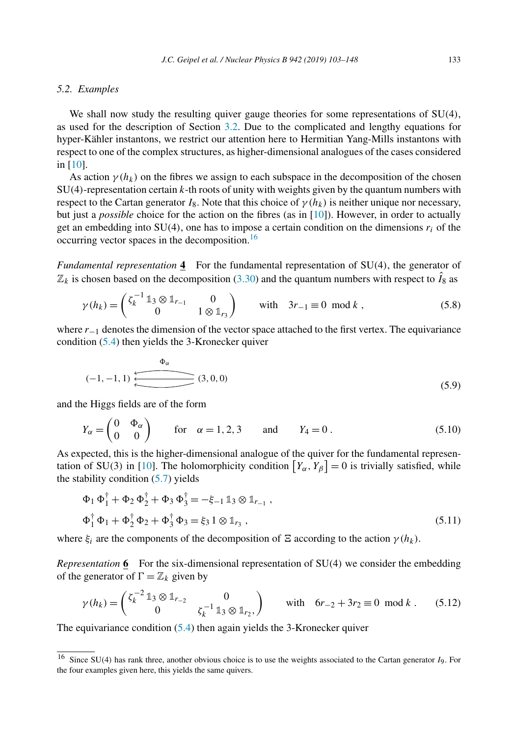### 5.2. Examples

We shall now study the resulting quiver gauge theories for some representations of SU(4), as used for the description of Section 3.2. Due to the complicated and lengthy equations for hyper-Kähler instantons, we restrict our attention here to Hermitian Yang-Mills instantons with respect to one of the complex structures, as higher-dimensional analogues of the cases considered in [10].

As action $\gamma(h_k)$ on the fibres we assign to each subspace in the decomposition of the chosen SU(4)-representation certain $k$-th roots of unity with weights given by the quantum numbers with respect to the Cartan generator $I_8$. Note that this choice of $\gamma(h_k)$ is neither unique nor necessary, but just a *possible* choice for the action on the fibres (as in [10]). However, in order to actually get an embedding into SU(4), one has to impose a certain condition on the dimensions $r_i$ of the occurring vector spaces in the decomposition.[16]

*Fundamental representation* $\underline{\mathbf{4}}$ For the fundamental representation of SU(4), the generator of $\mathbb{Z}_k$ is chosen based on the decomposition (3.30) and the quantum numbers with respect to $\hat{I}_8$ as

$$\gamma(h_k) = \begin{pmatrix} \zeta_k^{-1}\,\mathbb{1}_3 \otimes \mathbb{1}_{r_{-1}} & 0 \\ 0 & 1 \otimes \mathbb{1}_{r_3} \end{pmatrix} \qquad \text{with} \quad 3r_{-1} \equiv 0 \mod k \;, \tag{5.8}$$

where $r_{-1}$ denotes the dimension of the vector space attached to the first vertex. The equivariance condition (5.4) then yields the 3-Kronecker quiver

$$(-1,-1,1) \xleftarrow[\quad]{\Phi_\alpha} (3,0,0) \tag{5.9}$$

and the Higgs fields are of the form

$$Y_\alpha = \begin{pmatrix} 0 & \Phi_\alpha \\ 0 & 0 \end{pmatrix} \qquad \text{for} \quad \alpha = 1,2,3 \qquad \text{and} \qquad Y_4 = 0\,. \tag{5.10}$$

As expected, this is the higher-dimensional analogue of the quiver for the fundamental representation of SU(3) in [10]. The holomorphicity condition $\left[Y_\alpha, Y_\beta\right] = 0$ is trivially satisfied, while the stability condition (5.7) yields

$$\begin{aligned} &\Phi_1\,\Phi_1^\dagger + \Phi_2\,\Phi_2^\dagger + \Phi_3\,\Phi_3^\dagger = -\xi_{-1}\,\mathbb{1}_3 \otimes \mathbb{1}_{r_{-1}} \;, \\ &\Phi_1^\dagger\,\Phi_1 + \Phi_2^\dagger\,\Phi_2 + \Phi_3^\dagger\,\Phi_3 = \xi_3\, 1 \otimes \mathbb{1}_{r_3} \;, \end{aligned} \tag{5.11}$$

where $\xi_i$ are the components of the decomposition of $\Xi$ according to the action $\gamma(h_k)$.

*Representation* $\underline{\mathbf{6}}$ For the six-dimensional representation of SU(4) we consider the embedding of the generator of $\Gamma = \mathbb{Z}_k$ given by

$$\gamma(h_k) = \begin{pmatrix} \zeta_k^{-2}\,\mathbb{1}_3 \otimes \mathbb{1}_{r_{-2}} & 0 \\ 0 & \zeta_k^{-1}\,\mathbb{1}_3 \otimes \mathbb{1}_{r_2}, \end{pmatrix} \qquad \text{with} \quad 6r_{-2} + 3r_2 \equiv 0 \mod k\,. \tag{5.12}$$

The equivariance condition (5.4) then again yields the 3-Kronecker quiver

[16] Since SU(4) has rank three, another obvious choice is to use the weights associated to the Cartan generator $I_9$. For the four examples given here, this yields the same quivers.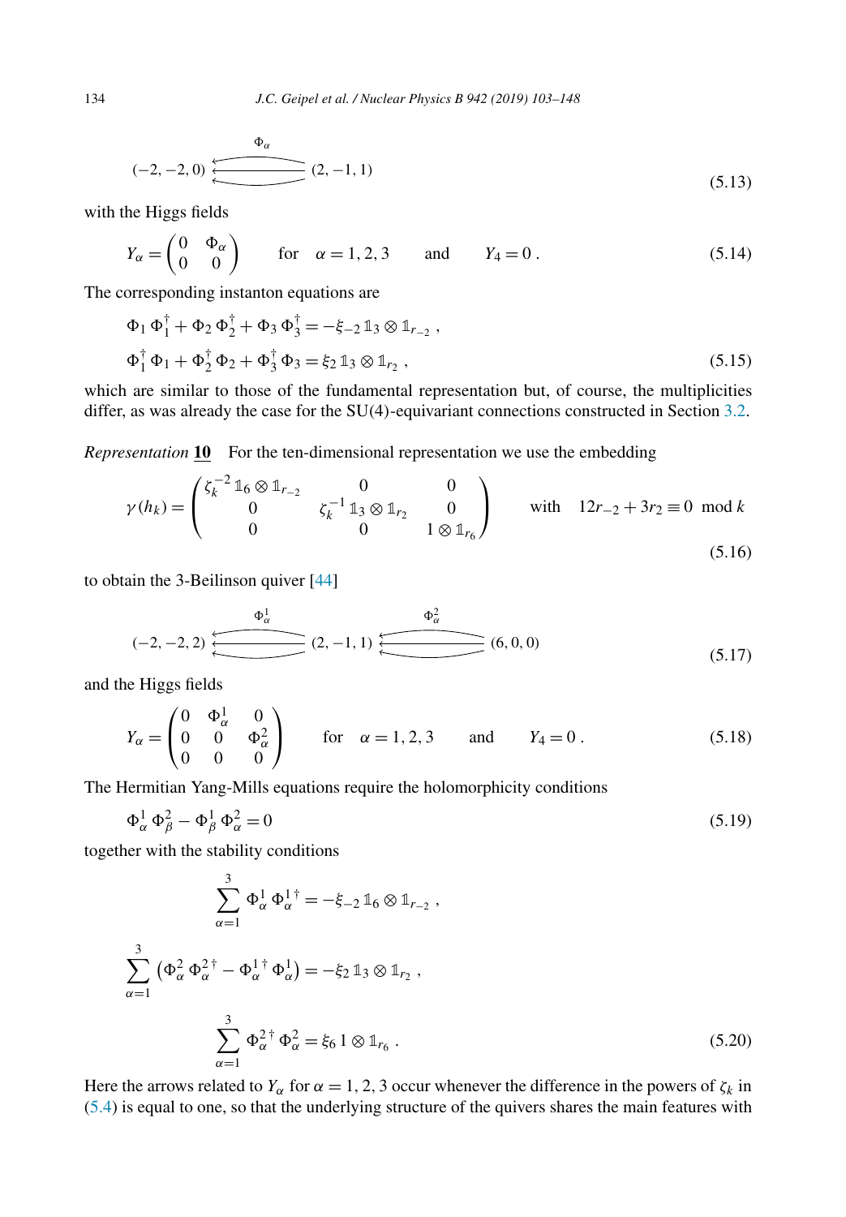$$
(-2,-2,0) \xleftarrow[\quad]{\Phi_\alpha} (2,-1,1) \tag{5.13}
$$

with the Higgs fields

$$
Y_\alpha = \begin{pmatrix} 0 & \Phi_\alpha \\ 0 & 0 \end{pmatrix} \qquad \text{for} \quad \alpha = 1,2,3 \qquad \text{and} \qquad Y_4 = 0 \,. \tag{5.14}
$$

The corresponding instanton equations are

$$
\begin{aligned}
&\Phi_1\,\Phi_1^\dagger + \Phi_2\,\Phi_2^\dagger + \Phi_3\,\Phi_3^\dagger = -\xi_{-2}\,\mathbb{1}_3 \otimes \mathbb{1}_{r_{-2}} \,, \\
&\Phi_1^\dagger\,\Phi_1 + \Phi_2^\dagger\,\Phi_2 + \Phi_3^\dagger\,\Phi_3 = \xi_2\,\mathbb{1}_3 \otimes \mathbb{1}_{r_2} \,,
\end{aligned} \tag{5.15}
$$

which are similar to those of the fundamental representation but, of course, the multiplicities differ, as was already the case for the SU(4)-equivariant connections constructed in Section 3.2.

*Representation* **10** For the ten-dimensional representation we use the embedding

$$
\gamma(h_k) = \begin{pmatrix} \zeta_k^{-2}\,\mathbb{1}_6 \otimes \mathbb{1}_{r_{-2}} & 0 & 0 \\ 0 & \zeta_k^{-1}\,\mathbb{1}_3 \otimes \mathbb{1}_{r_2} & 0 \\ 0 & 0 & 1 \otimes \mathbb{1}_{r_6} \end{pmatrix} \qquad \text{with} \quad 12r_{-2} + 3r_2 \equiv 0 \mod k \tag{5.16}
$$

to obtain the 3-Beilinson quiver [44]

$$
(-2,-2,2) \xleftarrow[\quad]{\Phi_\alpha^1} (2,-1,1) \xleftarrow[\quad]{\Phi_\alpha^2} (6,0,0) \tag{5.17}
$$

and the Higgs fields

$$
Y_\alpha = \begin{pmatrix} 0 & \Phi_\alpha^1 & 0 \\ 0 & 0 & \Phi_\alpha^2 \\ 0 & 0 & 0 \end{pmatrix} \qquad \text{for} \quad \alpha = 1,2,3 \qquad \text{and} \qquad Y_4 = 0 \,. \tag{5.18}
$$

The Hermitian Yang-Mills equations require the holomorphicity conditions

$$
\Phi_\alpha^1\,\Phi_\beta^2 - \Phi_\beta^1\,\Phi_\alpha^2 = 0 \tag{5.19}
$$

together with the stability conditions

$$
\begin{aligned}
&\sum_{\alpha=1}^{3} \Phi_\alpha^1\,\Phi_\alpha^{1\,\dagger} = -\xi_{-2}\,\mathbb{1}_6 \otimes \mathbb{1}_{r_{-2}} \,, \\
&\sum_{\alpha=1}^{3} \left(\Phi_\alpha^2\,\Phi_\alpha^{2\,\dagger} - \Phi_\alpha^{1\,\dagger}\,\Phi_\alpha^1\right) = -\xi_2\,\mathbb{1}_3 \otimes \mathbb{1}_{r_2} \,, \\
&\sum_{\alpha=1}^{3} \Phi_\alpha^{2\,\dagger}\,\Phi_\alpha^2 = \xi_6\,1 \otimes \mathbb{1}_{r_6} \,.
\end{aligned} \tag{5.20}
$$

Here the arrows related to $Y_\alpha$ for $\alpha = 1,2,3$ occur whenever the difference in the powers of $\zeta_k$ in (5.4) is equal to one, so that the underlying structure of the quivers shares the main features with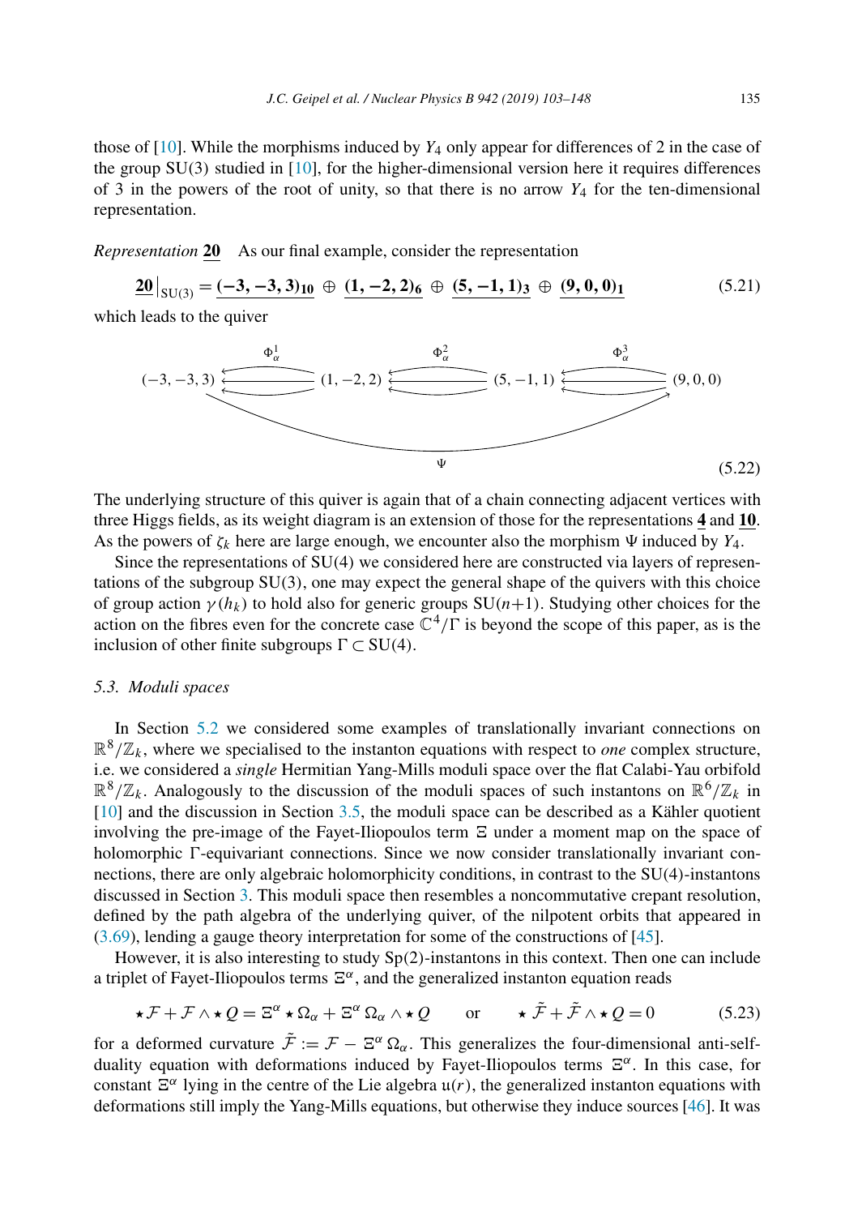those of [10]. While the morphisms induced by $Y_4$ only appear for differences of 2 in the case of the group SU(3) studied in [10], for the higher-dimensional version here it requires differences of 3 in the powers of the root of unity, so that there is no arrow $Y_4$ for the ten-dimensional representation.

*Representation* $\underline{\mathbf{20}}$ As our final example, consider the representation

$$\underline{\mathbf{20}}\big|_{\mathrm{SU}(3)} = \underline{(\mathbf{-3,-3,3})_{\mathbf{10}}} \oplus \underline{(\mathbf{1,-2,2})_{\mathbf{6}}} \oplus \underline{(\mathbf{5,-1,1})_{\mathbf{3}}} \oplus \underline{(\mathbf{9,0,0})_{\mathbf{1}}} \tag{5.21}$$

which leads to the quiver

$$(-3,-3,3) \xleftarrow{\;\Phi^1_\alpha\;} (1,-2,2) \xleftarrow{\;\Phi^2_\alpha\;} (5,-1,1) \xleftarrow{\;\Phi^3_\alpha\;} (9,0,0), \qquad (-3,-3,3) \xrightarrow{\;\Psi\;} (9,0,0) \tag{5.22}$$

The underlying structure of this quiver is again that of a chain connecting adjacent vertices with three Higgs fields, as its weight diagram is an extension of those for the representations $\underline{\mathbf{4}}$ and $\underline{\mathbf{10}}$. As the powers of $\zeta_k$ here are large enough, we encounter also the morphism $\Psi$ induced by $Y_4$.

Since the representations of SU(4) we considered here are constructed via layers of representations of the subgroup SU(3), one may expect the general shape of the quivers with this choice of group action $\gamma(h_k)$ to hold also for generic groups SU($n$+1). Studying other choices for the action on the fibres even for the concrete case $\mathbb{C}^4/\Gamma$ is beyond the scope of this paper, as is the inclusion of other finite subgroups $\Gamma \subset \mathrm{SU}(4)$.

### 5.3. Moduli spaces

In Section 5.2 we considered some examples of translationally invariant connections on $\mathbb{R}^8/\mathbb{Z}_k$, where we specialised to the instanton equations with respect to *one* complex structure, i.e. we considered a *single* Hermitian Yang-Mills moduli space over the flat Calabi-Yau orbifold $\mathbb{R}^8/\mathbb{Z}_k$. Analogously to the discussion of the moduli spaces of such instantons on $\mathbb{R}^6/\mathbb{Z}_k$ in [10] and the discussion in Section 3.5, the moduli space can be described as a Kähler quotient involving the pre-image of the Fayet-Iliopoulos term $\Xi$ under a moment map on the space of holomorphic $\Gamma$-equivariant connections. Since we now consider translationally invariant connections, there are only algebraic holomorphicity conditions, in contrast to the SU(4)-instantons discussed in Section 3. This moduli space then resembles a noncommutative crepant resolution, defined by the path algebra of the underlying quiver, of the nilpotent orbits that appeared in (3.69), lending a gauge theory interpretation for some of the constructions of [45].

However, it is also interesting to study Sp(2)-instantons in this context. Then one can include a triplet of Fayet-Iliopoulos terms $\Xi^\alpha$, and the generalized instanton equation reads

$$\star\mathcal{F} + \mathcal{F}\wedge\star Q = \Xi^\alpha \star\Omega_\alpha + \Xi^\alpha\,\Omega_\alpha\wedge\star Q \qquad \text{or} \qquad \star\tilde{\mathcal{F}} + \tilde{\mathcal{F}}\wedge\star Q = 0 \tag{5.23}$$

for a deformed curvature $\tilde{\mathcal{F}} := \mathcal{F} - \Xi^\alpha\,\Omega_\alpha$. This generalizes the four-dimensional anti-self-duality equation with deformations induced by Fayet-Iliopoulos terms $\Xi^\alpha$. In this case, for constant $\Xi^\alpha$ lying in the centre of the Lie algebra $\mathfrak{u}(r)$, the generalized instanton equations with deformations still imply the Yang-Mills equations, but otherwise they induce sources [46]. It was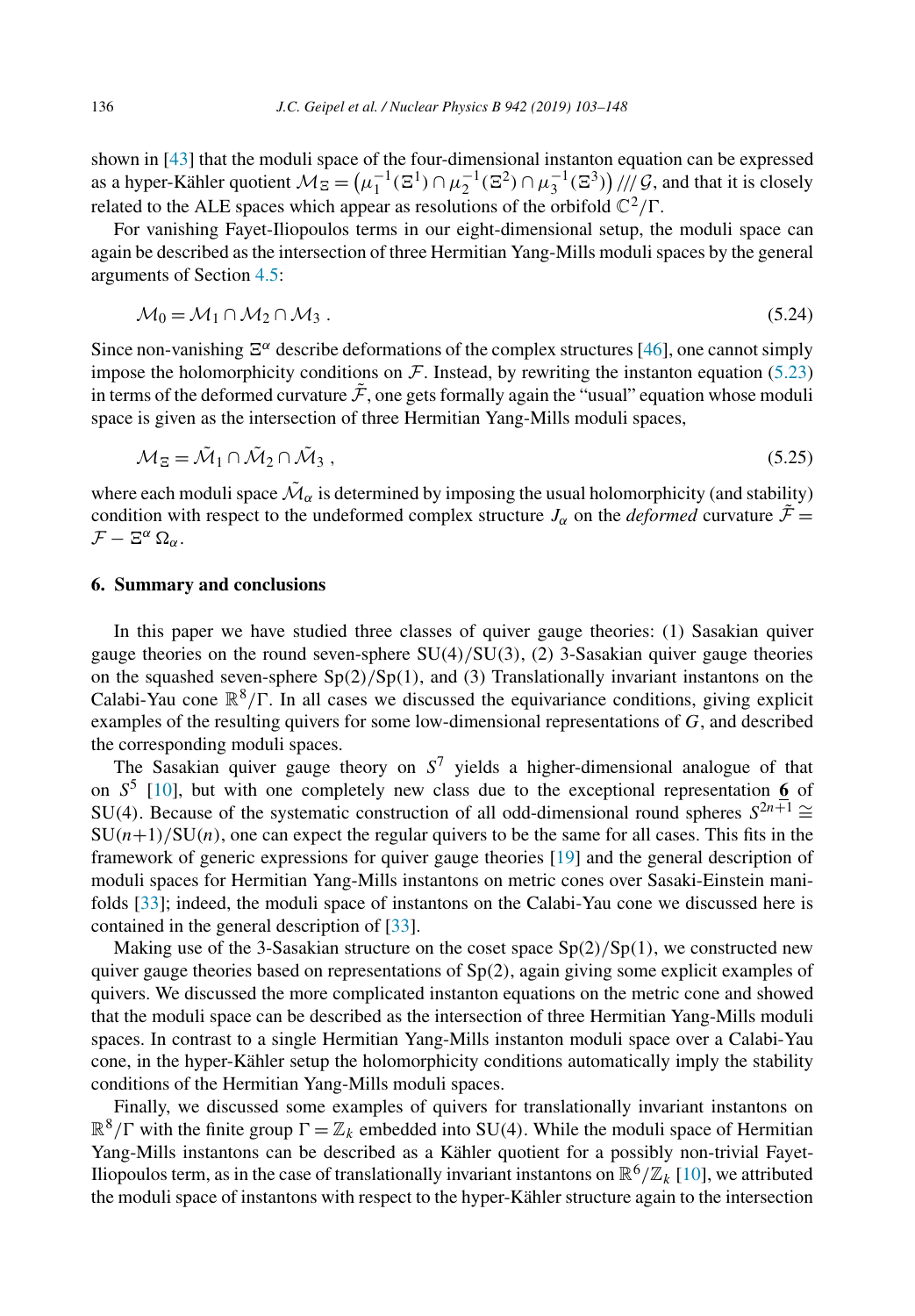shown in [43] that the moduli space of the four-dimensional instanton equation can be expressed as a hyper-Kähler quotient $\mathcal{M}_\Xi = \left(\mu_1^{-1}(\Xi^1) \cap \mu_2^{-1}(\Xi^2) \cap \mu_3^{-1}(\Xi^3)\right) /\!\!/\!\!/ \mathcal{G}$, and that it is closely related to the ALE spaces which appear as resolutions of the orbifold $\mathbb{C}^2/\Gamma$.

For vanishing Fayet-Iliopoulos terms in our eight-dimensional setup, the moduli space can again be described as the intersection of three Hermitian Yang-Mills moduli spaces by the general arguments of Section 4.5:

$$\mathcal{M}_0 = \mathcal{M}_1 \cap \mathcal{M}_2 \cap \mathcal{M}_3 \; . \tag{5.24}$$

Since non-vanishing $\Xi^\alpha$ describe deformations of the complex structures [46], one cannot simply impose the holomorphicity conditions on $\mathcal{F}$. Instead, by rewriting the instanton equation (5.23) in terms of the deformed curvature $\tilde{\mathcal{F}}$, one gets formally again the "usual" equation whose moduli space is given as the intersection of three Hermitian Yang-Mills moduli spaces,

$$\mathcal{M}_\Xi = \tilde{\mathcal{M}}_1 \cap \tilde{\mathcal{M}}_2 \cap \tilde{\mathcal{M}}_3 \; , \tag{5.25}$$

where each moduli space $\tilde{\mathcal{M}}_\alpha$ is determined by imposing the usual holomorphicity (and stability) condition with respect to the undeformed complex structure $J_\alpha$ on the *deformed* curvature $\tilde{\mathcal{F}} = \mathcal{F} - \Xi^\alpha \, \Omega_\alpha$.

## 6. Summary and conclusions

In this paper we have studied three classes of quiver gauge theories: (1) Sasakian quiver gauge theories on the round seven-sphere $\mathrm{SU}(4)/\mathrm{SU}(3)$, (2) 3-Sasakian quiver gauge theories on the squashed seven-sphere $\mathrm{Sp}(2)/\mathrm{Sp}(1)$, and (3) Translationally invariant instantons on the Calabi-Yau cone $\mathbb{R}^8/\Gamma$. In all cases we discussed the equivariance conditions, giving explicit examples of the resulting quivers for some low-dimensional representations of $G$, and described the corresponding moduli spaces.

The Sasakian quiver gauge theory on $S^7$ yields a higher-dimensional analogue of that on $S^5$ [10], but with one completely new class due to the exceptional representation $\underline{\mathbf{6}}$ of $\mathrm{SU}(4)$. Because of the systematic construction of all odd-dimensional round spheres $S^{2n+1} \cong \mathrm{SU}(n+1)/\mathrm{SU}(n)$, one can expect the regular quivers to be the same for all cases. This fits in the framework of generic expressions for quiver gauge theories [19] and the general description of moduli spaces for Hermitian Yang-Mills instantons on metric cones over Sasaki-Einstein manifolds [33]; indeed, the moduli space of instantons on the Calabi-Yau cone we discussed here is contained in the general description of [33].

Making use of the 3-Sasakian structure on the coset space $\mathrm{Sp}(2)/\mathrm{Sp}(1)$, we constructed new quiver gauge theories based on representations of $\mathrm{Sp}(2)$, again giving some explicit examples of quivers. We discussed the more complicated instanton equations on the metric cone and showed that the moduli space can be described as the intersection of three Hermitian Yang-Mills moduli spaces. In contrast to a single Hermitian Yang-Mills instanton moduli space over a Calabi-Yau cone, in the hyper-Kähler setup the holomorphicity conditions automatically imply the stability conditions of the Hermitian Yang-Mills moduli spaces.

Finally, we discussed some examples of quivers for translationally invariant instantons on $\mathbb{R}^8/\Gamma$ with the finite group $\Gamma = \mathbb{Z}_k$ embedded into $\mathrm{SU}(4)$. While the moduli space of Hermitian Yang-Mills instantons can be described as a Kähler quotient for a possibly non-trivial Fayet-Iliopoulos term, as in the case of translationally invariant instantons on $\mathbb{R}^6/\mathbb{Z}_k$ [10], we attributed the moduli space of instantons with respect to the hyper-Kähler structure again to the intersection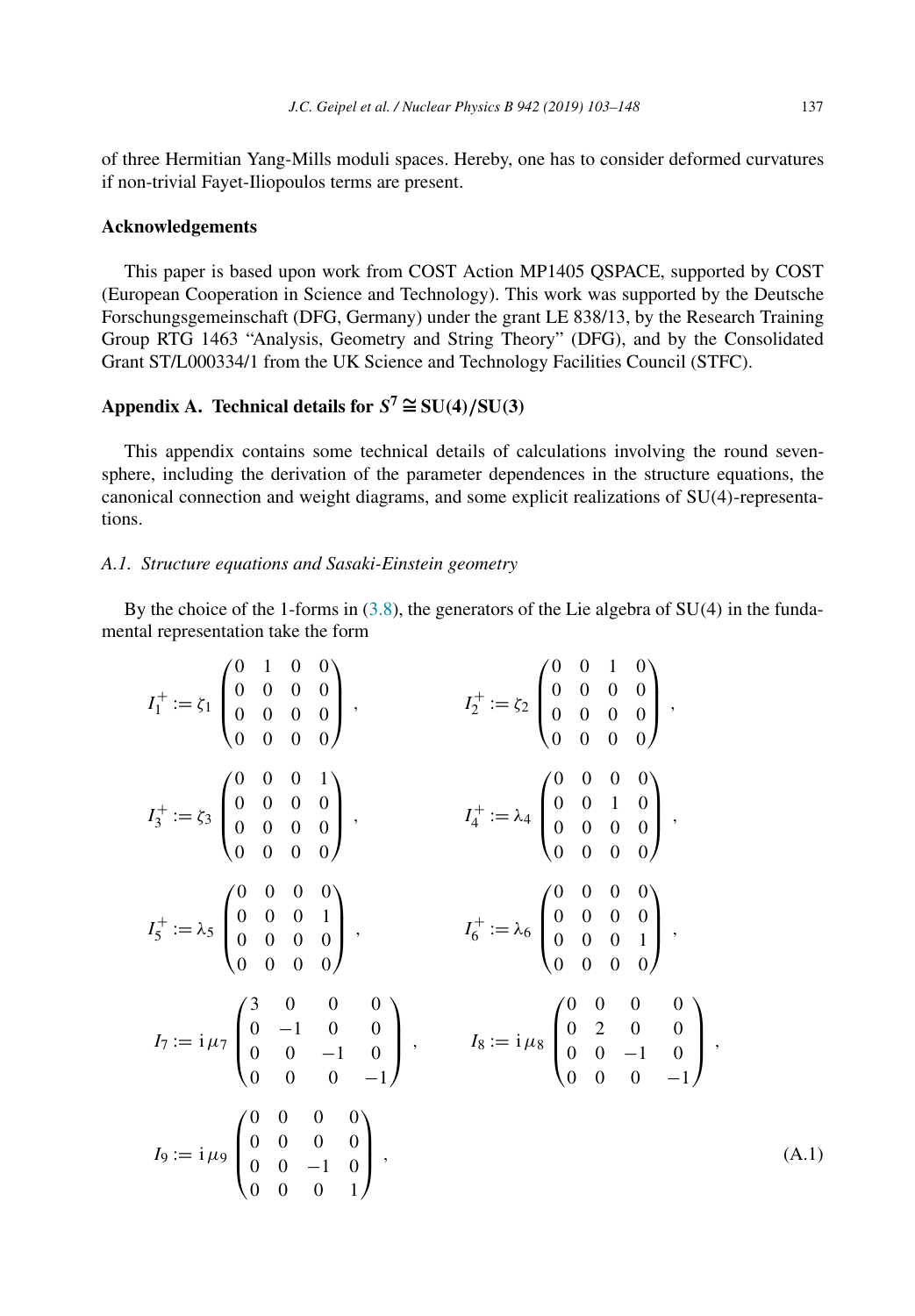of three Hermitian Yang-Mills moduli spaces. Hereby, one has to consider deformed curvatures if non-trivial Fayet-Iliopoulos terms are present.

**Acknowledgements**

This paper is based upon work from COST Action MP1405 QSPACE, supported by COST (European Cooperation in Science and Technology). This work was supported by the Deutsche Forschungsgemeinschaft (DFG, Germany) under the grant LE 838/13, by the Research Training Group RTG 1463 "Analysis, Geometry and String Theory" (DFG), and by the Consolidated Grant ST/L000334/1 from the UK Science and Technology Facilities Council (STFC).

## Appendix A. Technical details for $S^7 \cong \mathrm{SU}(4)/\mathrm{SU}(3)$

This appendix contains some technical details of calculations involving the round seven-sphere, including the derivation of the parameter dependences in the structure equations, the canonical connection and weight diagrams, and some explicit realizations of SU(4)-representations.

### *A.1. Structure equations and Sasaki-Einstein geometry*

By the choice of the 1-forms in (3.8), the generators of the Lie algebra of SU(4) in the fundamental representation take the form

$$
I_1^+ := \zeta_1 \begin{pmatrix} 0 & 1 & 0 & 0 \\ 0 & 0 & 0 & 0 \\ 0 & 0 & 0 & 0 \\ 0 & 0 & 0 & 0 \end{pmatrix} , \qquad I_2^+ := \zeta_2 \begin{pmatrix} 0 & 0 & 1 & 0 \\ 0 & 0 & 0 & 0 \\ 0 & 0 & 0 & 0 \\ 0 & 0 & 0 & 0 \end{pmatrix} ,
$$

$$
I_3^+ := \zeta_3 \begin{pmatrix} 0 & 0 & 0 & 1 \\ 0 & 0 & 0 & 0 \\ 0 & 0 & 0 & 0 \\ 0 & 0 & 0 & 0 \end{pmatrix} , \qquad I_4^+ := \lambda_4 \begin{pmatrix} 0 & 0 & 0 & 0 \\ 0 & 0 & 1 & 0 \\ 0 & 0 & 0 & 0 \\ 0 & 0 & 0 & 0 \end{pmatrix} ,
$$

$$
I_5^+ := \lambda_5 \begin{pmatrix} 0 & 0 & 0 & 0 \\ 0 & 0 & 0 & 1 \\ 0 & 0 & 0 & 0 \\ 0 & 0 & 0 & 0 \end{pmatrix} , \qquad I_6^+ := \lambda_6 \begin{pmatrix} 0 & 0 & 0 & 0 \\ 0 & 0 & 0 & 0 \\ 0 & 0 & 0 & 1 \\ 0 & 0 & 0 & 0 \end{pmatrix} ,
$$

$$
I_7 := \mathrm{i}\,\mu_7 \begin{pmatrix} 3 & 0 & 0 & 0 \\ 0 & -1 & 0 & 0 \\ 0 & 0 & -1 & 0 \\ 0 & 0 & 0 & -1 \end{pmatrix} , \qquad I_8 := \mathrm{i}\,\mu_8 \begin{pmatrix} 0 & 0 & 0 & 0 \\ 0 & 2 & 0 & 0 \\ 0 & 0 & -1 & 0 \\ 0 & 0 & 0 & -1 \end{pmatrix} ,
$$

$$
I_9 := \mathrm{i}\,\mu_9 \begin{pmatrix} 0 & 0 & 0 & 0 \\ 0 & 0 & 0 & 0 \\ 0 & 0 & -1 & 0 \\ 0 & 0 & 0 & 1 \end{pmatrix} , \tag{A.1}
$$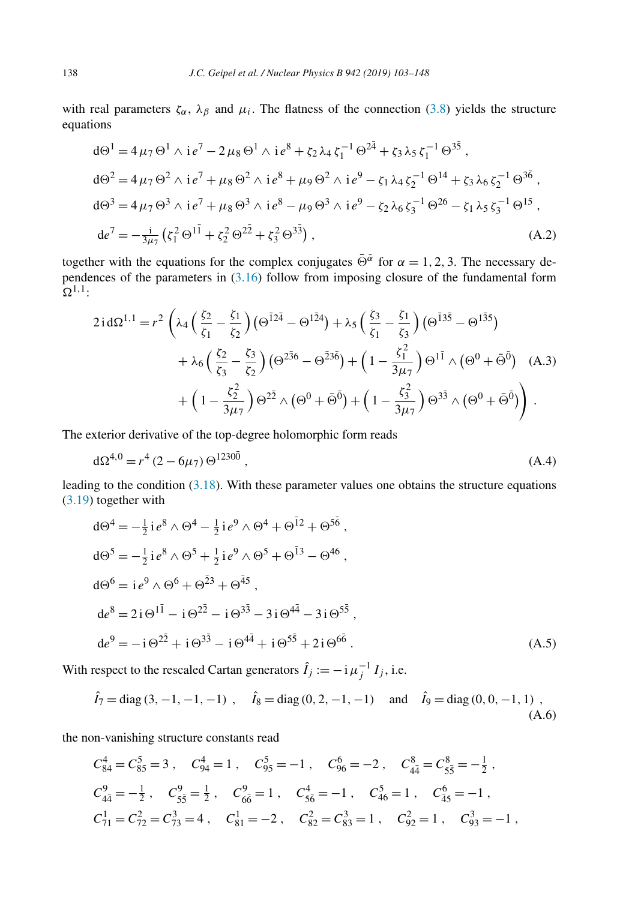with real parameters $\zeta_\alpha$, $\lambda_\beta$ and $\mu_i$. The flatness of the connection (3.8) yields the structure equations

$$
\begin{aligned}
\mathrm{d}\Theta^1 &= 4\,\mu_7\,\Theta^1 \wedge \mathrm{i}\,e^7 - 2\,\mu_8\,\Theta^1 \wedge \mathrm{i}\,e^8 + \zeta_2\,\lambda_4\,\zeta_1^{-1}\,\Theta^{2\bar{4}} + \zeta_3\,\lambda_5\,\zeta_1^{-1}\,\Theta^{3\bar{5}}\,, \\
\mathrm{d}\Theta^2 &= 4\,\mu_7\,\Theta^2 \wedge \mathrm{i}\,e^7 + \mu_8\,\Theta^2 \wedge \mathrm{i}\,e^8 + \mu_9\,\Theta^2 \wedge \mathrm{i}\,e^9 - \zeta_1\,\lambda_4\,\zeta_2^{-1}\,\Theta^{14} + \zeta_3\,\lambda_6\,\zeta_2^{-1}\,\Theta^{3\bar{6}}\,, \\
\mathrm{d}\Theta^3 &= 4\,\mu_7\,\Theta^3 \wedge \mathrm{i}\,e^7 + \mu_8\,\Theta^3 \wedge \mathrm{i}\,e^8 - \mu_9\,\Theta^3 \wedge \mathrm{i}\,e^9 - \zeta_2\,\lambda_6\,\zeta_3^{-1}\,\Theta^{26} - \zeta_1\,\lambda_5\,\zeta_3^{-1}\,\Theta^{15}\,, \\
\mathrm{d}e^7 &= -\tfrac{\mathrm{i}}{3\mu_7}\left(\zeta_1^2\,\Theta^{1\bar{1}} + \zeta_2^2\,\Theta^{2\bar{2}} + \zeta_3^2\,\Theta^{3\bar{3}}\right),
\end{aligned}
\tag{A.2}
$$

together with the equations for the complex conjugates $\bar{\Theta}^{\bar{\alpha}}$ for $\alpha = 1, 2, 3$. The necessary dependences of the parameters in (3.16) follow from imposing closure of the fundamental form $\Omega^{1,1}$:

$$
\begin{aligned}
2\,\mathrm{i}\,\mathrm{d}\Omega^{1,1} = r^2 \Bigg( &\lambda_4 \left(\frac{\zeta_2}{\zeta_1} - \frac{\zeta_1}{\zeta_2}\right)\left(\Theta^{\bar{1}2\bar{4}} - \Theta^{1\bar{2}4}\right) + \lambda_5 \left(\frac{\zeta_3}{\zeta_1} - \frac{\zeta_1}{\zeta_3}\right)\left(\Theta^{\bar{1}3\bar{5}} - \Theta^{1\bar{3}5}\right) \\
&+ \lambda_6 \left(\frac{\zeta_2}{\zeta_3} - \frac{\zeta_3}{\zeta_2}\right)\left(\Theta^{2\bar{3}6} - \Theta^{\bar{2}3\bar{6}}\right) + \left(1 - \frac{\zeta_1^2}{3\mu_7}\right)\Theta^{1\bar{1}} \wedge \left(\Theta^0 + \bar{\Theta}^{\bar{0}}\right) \\
&+ \left(1 - \frac{\zeta_2^2}{3\mu_7}\right)\Theta^{2\bar{2}} \wedge \left(\Theta^0 + \bar{\Theta}^{\bar{0}}\right) + \left(1 - \frac{\zeta_3^2}{3\mu_7}\right)\Theta^{3\bar{3}} \wedge \left(\Theta^0 + \bar{\Theta}^{\bar{0}}\right)\Bigg).
\end{aligned}
\tag{A.3}
$$

The exterior derivative of the top-degree holomorphic form reads

$$
\mathrm{d}\Omega^{4,0} = r^4\,(2 - 6\mu_7)\,\Theta^{1230\bar{0}}\,,
\tag{A.4}
$$

leading to the condition (3.18). With these parameter values one obtains the structure equations (3.19) together with

$$
\begin{aligned}
\mathrm{d}\Theta^4 &= -\tfrac{1}{2}\,\mathrm{i}\,e^8 \wedge \Theta^4 - \tfrac{1}{2}\,\mathrm{i}\,e^9 \wedge \Theta^4 + \Theta^{\bar{1}2} + \Theta^{5\bar{6}}\,, \\
\mathrm{d}\Theta^5 &= -\tfrac{1}{2}\,\mathrm{i}\,e^8 \wedge \Theta^5 + \tfrac{1}{2}\,\mathrm{i}\,e^9 \wedge \Theta^5 + \Theta^{\bar{1}3} - \Theta^{46}\,, \\
\mathrm{d}\Theta^6 &= \mathrm{i}\,e^9 \wedge \Theta^6 + \Theta^{\bar{2}3} + \Theta^{\bar{4}5}\,, \\
\mathrm{d}e^8 &= 2\,\mathrm{i}\,\Theta^{1\bar{1}} - \mathrm{i}\,\Theta^{2\bar{2}} - \mathrm{i}\,\Theta^{3\bar{3}} - 3\,\mathrm{i}\,\Theta^{4\bar{4}} - 3\,\mathrm{i}\,\Theta^{5\bar{5}}\,, \\
\mathrm{d}e^9 &= -\mathrm{i}\,\Theta^{2\bar{2}} + \mathrm{i}\,\Theta^{3\bar{3}} - \mathrm{i}\,\Theta^{4\bar{4}} + \mathrm{i}\,\Theta^{5\bar{5}} + 2\,\mathrm{i}\,\Theta^{6\bar{6}}\,.
\end{aligned}
\tag{A.5}
$$

With respect to the rescaled Cartan generators $\hat{I}_j := -\mathrm{i}\,\mu_j^{-1}\,I_j$, i.e.

$$
\hat{I}_7 = \mathrm{diag}\,(3, -1, -1, -1)\,, \quad \hat{I}_8 = \mathrm{diag}\,(0, 2, -1, -1) \quad \text{and} \quad \hat{I}_9 = \mathrm{diag}\,(0, 0, -1, 1)\,,
\tag{A.6}
$$

the non-vanishing structure constants read

$$
\begin{aligned}
&C^4_{84} = C^5_{85} = 3\,, \quad C^4_{94} = 1\,, \quad C^5_{95} = -1\,, \quad C^6_{96} = -2\,, \quad C^8_{4\bar{4}} = C^8_{5\bar{5}} = -\tfrac{1}{2}\,, \\
&C^9_{4\bar{4}} = -\tfrac{1}{2}\,, \quad C^9_{5\bar{5}} = \tfrac{1}{2}\,, \quad C^9_{6\bar{6}} = 1\,, \quad C^4_{5\bar{6}} = -1\,, \quad C^5_{46} = 1\,, \quad C^6_{\bar{4}5} = -1\,, \\
&C^1_{71} = C^2_{72} = C^3_{73} = 4\,, \quad C^1_{81} = -2\,, \quad C^2_{82} = C^3_{83} = 1\,, \quad C^2_{92} = 1\,, \quad C^3_{93} = -1\,,
\end{aligned}
$$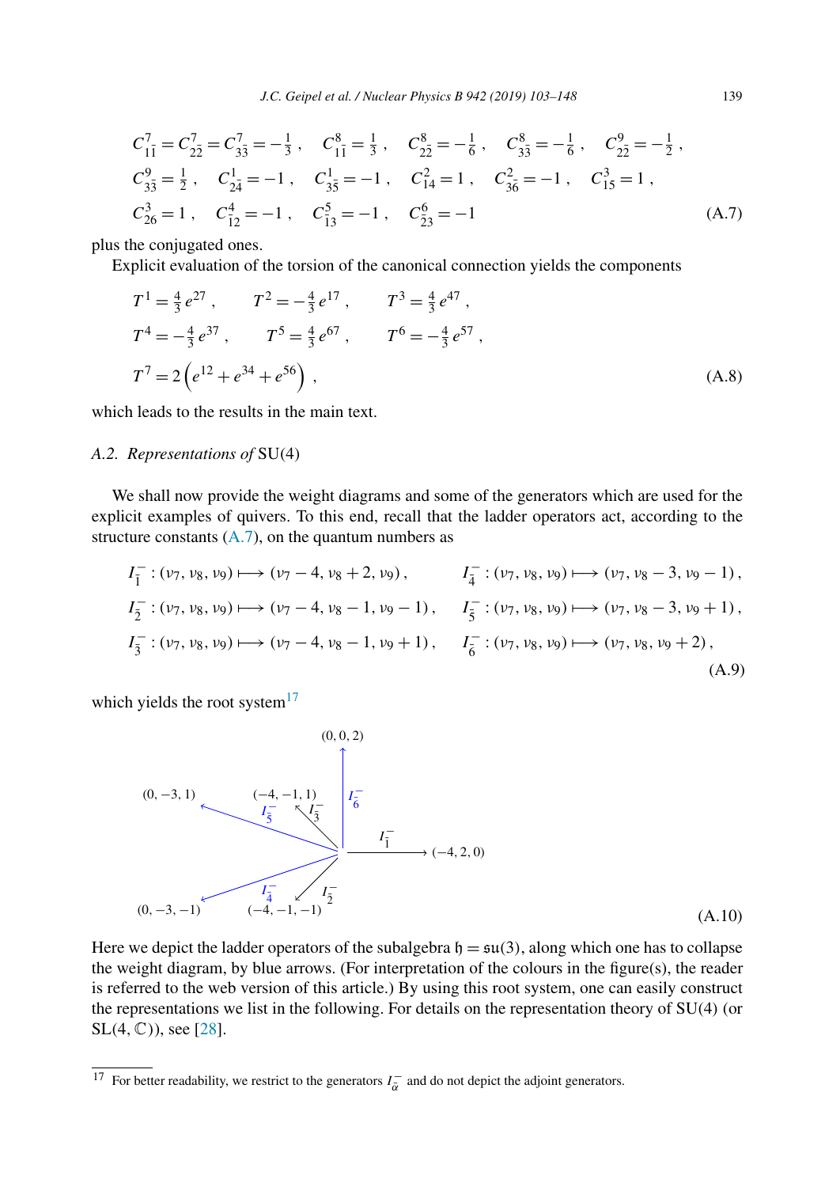$$C_{1\bar{1}}^{7} = C_{2\bar{2}}^{7} = C_{3\bar{3}}^{7} = -\tfrac{1}{3}\,, \quad C_{1\bar{1}}^{8} = \tfrac{1}{3}\,, \quad C_{2\bar{2}}^{8} = -\tfrac{1}{6}\,, \quad C_{3\bar{3}}^{8} = -\tfrac{1}{6}\,, \quad C_{2\bar{2}}^{9} = -\tfrac{1}{2}\,,$$
$$C_{3\bar{3}}^{9} = \tfrac{1}{2}\,, \quad C_{2\bar{4}}^{1} = -1\,, \quad C_{3\bar{5}}^{1} = -1\,, \quad C_{1\bar{4}}^{2} = 1\,, \quad C_{3\bar{6}}^{2} = -1\,, \quad C_{1\bar{5}}^{3} = 1\,,$$
$$C_{2\bar{6}}^{3} = 1\,, \quad C_{12}^{4} = -1\,, \quad C_{13}^{5} = -1\,, \quad C_{23}^{6} = -1 \tag{A.7}$$

plus the conjugated ones.

Explicit evaluation of the torsion of the canonical connection yields the components

$$T^{1} = \tfrac{4}{3}\, e^{27}\,, \qquad T^{2} = -\tfrac{4}{3}\, e^{17}\,, \qquad T^{3} = \tfrac{4}{3}\, e^{47}\,,$$
$$T^{4} = -\tfrac{4}{3}\, e^{37}\,, \qquad T^{5} = \tfrac{4}{3}\, e^{67}\,, \qquad T^{6} = -\tfrac{4}{3}\, e^{57}\,,$$
$$T^{7} = 2\left(e^{12} + e^{34} + e^{56}\right)\,, \tag{A.8}$$

which leads to the results in the main text.

### A.2. *Representations of* SU(4)

We shall now provide the weight diagrams and some of the generators which are used for the explicit examples of quivers. To this end, recall that the ladder operators act, according to the structure constants (A.7), on the quantum numbers as

$$\begin{aligned}
I_{\bar{1}}^{-} &: (\nu_7, \nu_8, \nu_9) \longmapsto (\nu_7 - 4, \nu_8 + 2, \nu_9)\,, & I_{\bar{4}}^{-} &: (\nu_7, \nu_8, \nu_9) \longmapsto (\nu_7, \nu_8 - 3, \nu_9 - 1)\,,\\
I_{\bar{2}}^{-} &: (\nu_7, \nu_8, \nu_9) \longmapsto (\nu_7 - 4, \nu_8 - 1, \nu_9 - 1)\,, & I_{\bar{5}}^{-} &: (\nu_7, \nu_8, \nu_9) \longmapsto (\nu_7, \nu_8 - 3, \nu_9 + 1)\,,\\
I_{\bar{3}}^{-} &: (\nu_7, \nu_8, \nu_9) \longmapsto (\nu_7 - 4, \nu_8 - 1, \nu_9 + 1)\,, & I_{\bar{6}}^{-} &: (\nu_7, \nu_8, \nu_9) \longmapsto (\nu_7, \nu_8, \nu_9 + 2)\,,
\end{aligned} \tag{A.9}$$

which yields the root system[17]

(0, 0, 2)

(0, −3, 1) (−4, −1, 1) $I_{\bar{5}}^{-}$ $I_{\bar{3}}^{-}$ $I_{\bar{6}}^{-}$

$I_{\bar{1}}^{-}$ (−4, 2, 0)

(0, −3, −1) $I_{\bar{4}}^{-}$ (−4, −1, −1) $I_{\bar{2}}^{-}$

(A.10)

Here we depict the ladder operators of the subalgebra $\mathfrak{h} = \mathfrak{su}(3)$, along which one has to collapse the weight diagram, by blue arrows. (For interpretation of the colours in the figure(s), the reader is referred to the web version of this article.) By using this root system, one can easily construct the representations we list in the following. For details on the representation theory of SU(4) (or SL(4, $\mathbb{C}$)), see [28].

[17] For better readability, we restrict to the generators $I_{\bar{\alpha}}^{-}$ and do not depict the adjoint generators.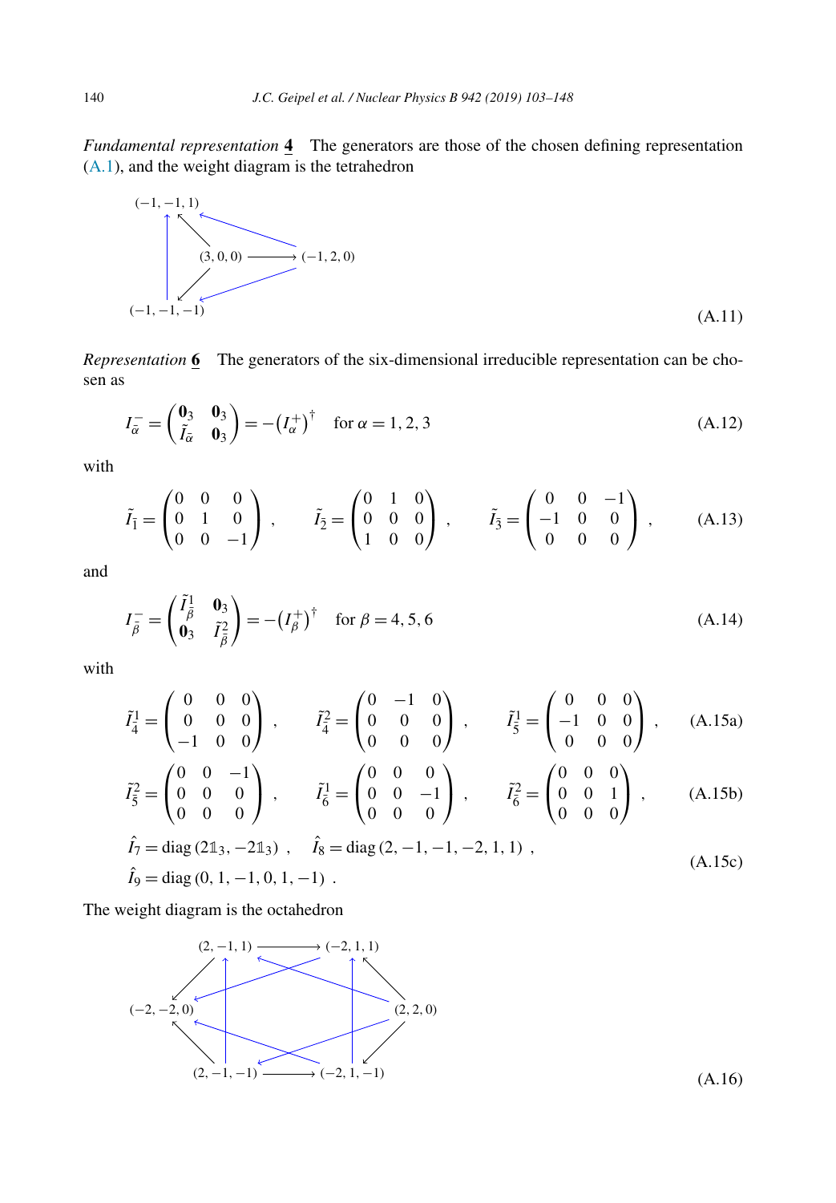*Fundamental representation* $\underline{\mathbf{4}}$ The generators are those of the chosen defining representation (A.1), and the weight diagram is the tetrahedron

$$\begin{array}{c} (-1,-1,1) \\ (3,0,0) \longrightarrow (-1,2,0) \\ (-1,-1,-1) \end{array} \tag{A.11}$$

*Representation* $\underline{\mathbf{6}}$ The generators of the six-dimensional irreducible representation can be chosen as

$$I^{-}_{\bar{\alpha}} = \begin{pmatrix} \mathbf{0}_3 & \mathbf{0}_3 \\ \tilde{I}_{\bar{\alpha}} & \mathbf{0}_3 \end{pmatrix} = -\left(I^{+}_{\alpha}\right)^{\dagger} \quad \text{for } \alpha = 1, 2, 3 \tag{A.12}$$

with

$$\tilde{I}_{\bar{1}} = \begin{pmatrix} 0 & 0 & 0 \\ 0 & 1 & 0 \\ 0 & 0 & -1 \end{pmatrix}, \qquad \tilde{I}_{\bar{2}} = \begin{pmatrix} 0 & 1 & 0 \\ 0 & 0 & 0 \\ 1 & 0 & 0 \end{pmatrix}, \qquad \tilde{I}_{\bar{3}} = \begin{pmatrix} 0 & 0 & -1 \\ -1 & 0 & 0 \\ 0 & 0 & 0 \end{pmatrix}, \tag{A.13}$$

and

$$I^{-}_{\bar{\beta}} = \begin{pmatrix} \tilde{I}^{1}_{\bar{\beta}} & \mathbf{0}_3 \\ \mathbf{0}_3 & \tilde{I}^{2}_{\bar{\beta}} \end{pmatrix} = -\left(I^{+}_{\beta}\right)^{\dagger} \quad \text{for } \beta = 4, 5, 6 \tag{A.14}$$

with

$$\tilde{I}^{1}_{\bar{4}} = \begin{pmatrix} 0 & 0 & 0 \\ 0 & 0 & 0 \\ -1 & 0 & 0 \end{pmatrix}, \qquad \tilde{I}^{2}_{\bar{4}} = \begin{pmatrix} 0 & -1 & 0 \\ 0 & 0 & 0 \\ 0 & 0 & 0 \end{pmatrix}, \qquad \tilde{I}^{1}_{\bar{5}} = \begin{pmatrix} 0 & 0 & 0 \\ -1 & 0 & 0 \\ 0 & 0 & 0 \end{pmatrix}, \tag{A.15a}$$

$$\tilde{I}^{2}_{\bar{5}} = \begin{pmatrix} 0 & 0 & -1 \\ 0 & 0 & 0 \\ 0 & 0 & 0 \end{pmatrix}, \qquad \tilde{I}^{1}_{\bar{6}} = \begin{pmatrix} 0 & 0 & 0 \\ 0 & 0 & -1 \\ 0 & 0 & 0 \end{pmatrix}, \qquad \tilde{I}^{2}_{\bar{6}} = \begin{pmatrix} 0 & 0 & 0 \\ 0 & 0 & 1 \\ 0 & 0 & 0 \end{pmatrix}, \tag{A.15b}$$

$$\begin{aligned} &\hat{I}_7 = \operatorname{diag}\left(2\mathbb{1}_3, -2\mathbb{1}_3\right), \quad \hat{I}_8 = \operatorname{diag}\left(2, -1, -1, -2, 1, 1\right), \\ &\hat{I}_9 = \operatorname{diag}\left(0, 1, -1, 0, 1, -1\right). \end{aligned} \tag{A.15c}$$

The weight diagram is the octahedron

$$\begin{array}{ccc} (2,-1,1) \longrightarrow (-2,1,1) & & \\ (-2,-2,0) & & (2,2,0) \\ (2,-1,-1) \longrightarrow (-2,1,-1) & & \end{array} \tag{A.16}$$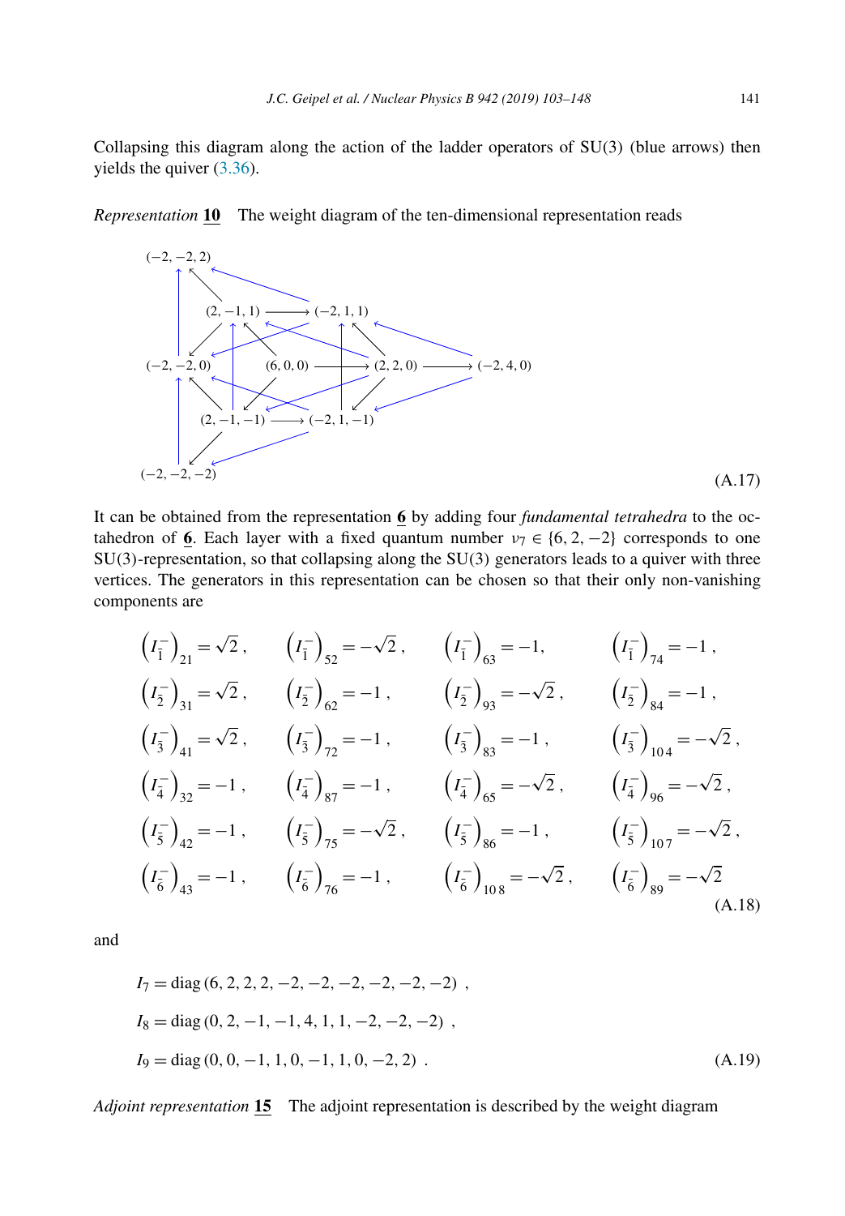Collapsing this diagram along the action of the ladder operators of SU(3) (blue arrows) then yields the quiver (3.36).

*Representation* **10** The weight diagram of the ten-dimensional representation reads

$$
\begin{array}{ccccccc}
(-2,-2,2) & & & & & & \\
 & (2,-1,1) & \longrightarrow & (-2,1,1) & & & \\
(-2,-2,0) & & (6,0,0) & \longrightarrow & (2,2,0) & \longrightarrow & (-2,4,0) \\
 & (2,-1,-1) & \longrightarrow & (-2,1,-1) & & & \\
(-2,-2,-2) & & & & & &
\end{array}
\tag{A.17}
$$

It can be obtained from the representation **6** by adding four *fundamental tetrahedra* to the octahedron of **6**. Each layer with a fixed quantum number $\nu_7 \in \{6, 2, -2\}$ corresponds to one SU(3)-representation, so that collapsing along the SU(3) generators leads to a quiver with three vertices. The generators in this representation can be chosen so that their only non-vanishing components are

$$
\begin{aligned}
&\left(I_{\bar{1}}^-\right)_{21} = \sqrt{2}\,, &&\left(I_{\bar{1}}^-\right)_{52} = -\sqrt{2}\,, &&\left(I_{\bar{1}}^-\right)_{63} = -1, &&\left(I_{\bar{1}}^-\right)_{74} = -1\,,\\
&\left(I_{\bar{2}}^-\right)_{31} = \sqrt{2}\,, &&\left(I_{\bar{2}}^-\right)_{62} = -1\,, &&\left(I_{\bar{2}}^-\right)_{93} = -\sqrt{2}\,, &&\left(I_{\bar{2}}^-\right)_{84} = -1\,,\\
&\left(I_{\bar{3}}^-\right)_{41} = \sqrt{2}\,, &&\left(I_{\bar{3}}^-\right)_{72} = -1\,, &&\left(I_{\bar{3}}^-\right)_{83} = -1\,, &&\left(I_{\bar{3}}^-\right)_{10\,4} = -\sqrt{2}\,,\\
&\left(I_{\bar{4}}^-\right)_{32} = -1\,, &&\left(I_{\bar{4}}^-\right)_{87} = -1\,, &&\left(I_{\bar{4}}^-\right)_{65} = -\sqrt{2}\,, &&\left(I_{\bar{4}}^-\right)_{96} = -\sqrt{2}\,,\\
&\left(I_{\bar{5}}^-\right)_{42} = -1\,, &&\left(I_{\bar{5}}^-\right)_{75} = -\sqrt{2}\,, &&\left(I_{\bar{5}}^-\right)_{86} = -1\,, &&\left(I_{\bar{5}}^-\right)_{10\,7} = -\sqrt{2}\,,\\
&\left(I_{\bar{6}}^-\right)_{43} = -1\,, &&\left(I_{\bar{6}}^-\right)_{76} = -1\,, &&\left(I_{\bar{6}}^-\right)_{10\,8} = -\sqrt{2}\,, &&\left(I_{\bar{6}}^-\right)_{89} = -\sqrt{2}
\end{aligned}
\tag{A.18}
$$

and

$$
\begin{aligned}
I_7 &= \mathrm{diag}\,(6, 2, 2, 2, -2, -2, -2, -2, -2, -2)\ ,\\
I_8 &= \mathrm{diag}\,(0, 2, -1, -1, 4, 1, 1, -2, -2, -2)\ ,\\
I_9 &= \mathrm{diag}\,(0, 0, -1, 1, 0, -1, 1, 0, -2, 2)\ .
\end{aligned}
\tag{A.19}
$$

*Adjoint representation* **15** The adjoint representation is described by the weight diagram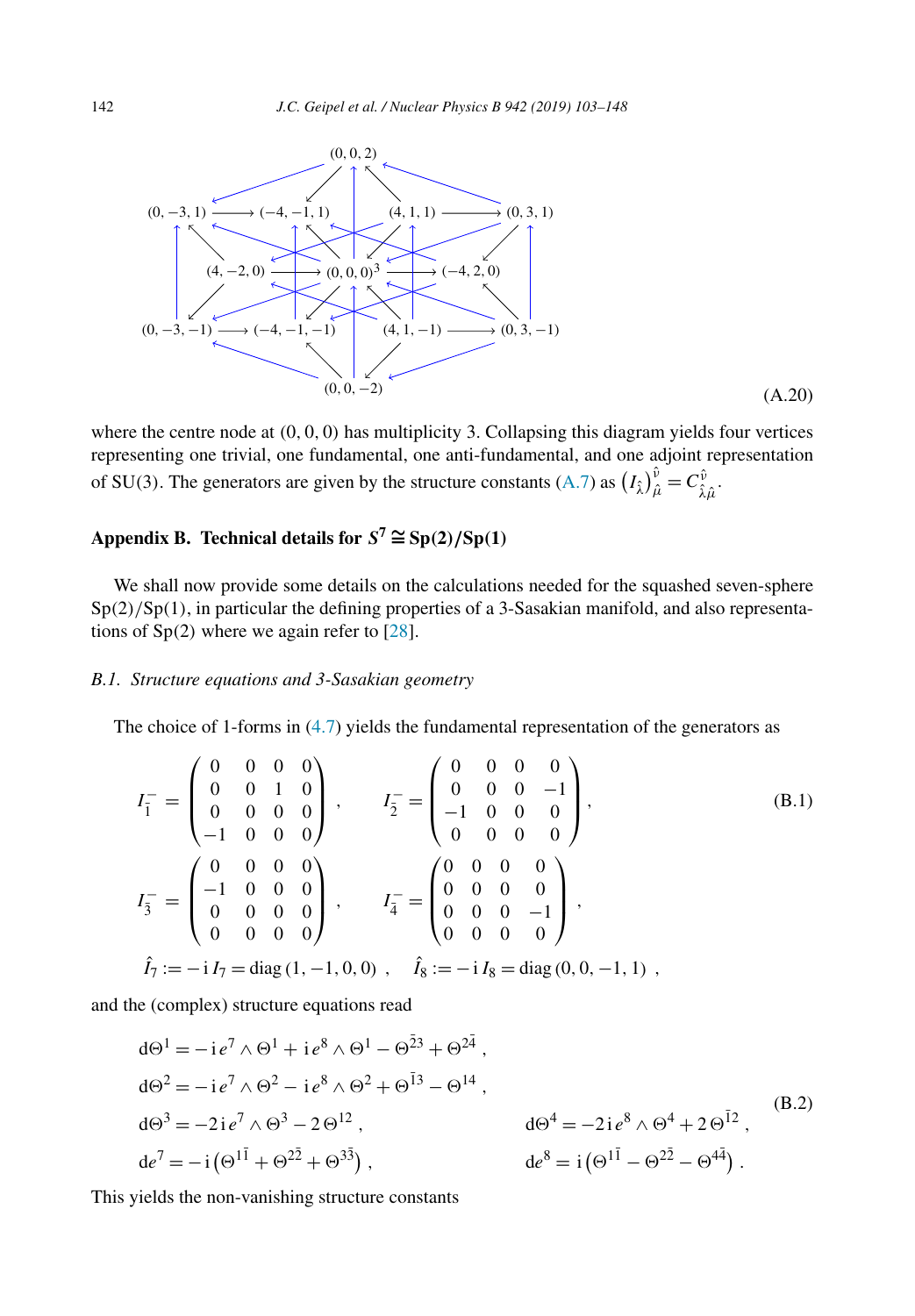$$
\begin{array}{c}
(0,0,2)\\
(0,-3,1) \longrightarrow (-4,-1,1) \qquad (4,1,1) \longrightarrow (0,3,1)\\
(4,-2,0) \longrightarrow (0,0,0)^3 \longrightarrow (-4,2,0)\\
(0,-3,-1) \longrightarrow (-4,-1,-1) \qquad (4,1,-1) \longrightarrow (0,3,-1)\\
(0,0,-2)
\end{array}
\tag{A.20}
$$

where the centre node at $(0, 0, 0)$ has multiplicity 3. Collapsing this diagram yields four vertices representing one trivial, one fundamental, one anti-fundamental, and one adjoint representation of SU(3). The generators are given by the structure constants (A.7) as $\left(I_{\hat{\lambda}}\right)^{\hat{\nu}}_{\hat{\mu}} = C^{\hat{\nu}}_{\hat{\lambda}\hat{\mu}}$.

## Appendix B. Technical details for $S^7 \cong \mathrm{Sp}(2)/\mathrm{Sp}(1)$

We shall now provide some details on the calculations needed for the squashed seven-sphere $\mathrm{Sp}(2)/\mathrm{Sp}(1)$, in particular the defining properties of a 3-Sasakian manifold, and also representations of Sp(2) where we again refer to [28].

### B.1. Structure equations and 3-Sasakian geometry

The choice of 1-forms in (4.7) yields the fundamental representation of the generators as

$$
I_{\bar{1}}^{-} = \begin{pmatrix} 0 & 0 & 0 & 0 \\ 0 & 0 & 1 & 0 \\ 0 & 0 & 0 & 0 \\ -1 & 0 & 0 & 0 \end{pmatrix} , \qquad I_{\bar{2}}^{-} = \begin{pmatrix} 0 & 0 & 0 & 0 \\ 0 & 0 & 0 & -1 \\ -1 & 0 & 0 & 0 \\ 0 & 0 & 0 & 0 \end{pmatrix} ,
$$

$$
I_{\bar{3}}^{-} = \begin{pmatrix} 0 & 0 & 0 & 0 \\ -1 & 0 & 0 & 0 \\ 0 & 0 & 0 & 0 \\ 0 & 0 & 0 & 0 \end{pmatrix} , \qquad I_{\bar{4}}^{-} = \begin{pmatrix} 0 & 0 & 0 & 0 \\ 0 & 0 & 0 & 0 \\ 0 & 0 & 0 & -1 \\ 0 & 0 & 0 & 0 \end{pmatrix} ,
\tag{B.1}
$$

$$
\hat{I}_7 := -\mathrm{i}\, I_7 = \mathrm{diag}\,(1,-1,0,0) \ , \quad \hat{I}_8 := -\mathrm{i}\, I_8 = \mathrm{diag}\,(0,0,-1,1) \ ,
$$

and the (complex) structure equations read

$$
\begin{aligned}
\mathrm{d}\Theta^1 &= -\mathrm{i}\, e^7 \wedge \Theta^1 + \mathrm{i}\, e^8 \wedge \Theta^1 - \Theta^{\bar{2}3} + \Theta^{2\bar{4}} \ , \\
\mathrm{d}\Theta^2 &= -\mathrm{i}\, e^7 \wedge \Theta^2 - \mathrm{i}\, e^8 \wedge \Theta^2 + \Theta^{\bar{1}3} - \Theta^{14} \ , \\
\mathrm{d}\Theta^3 &= -2\,\mathrm{i}\, e^7 \wedge \Theta^3 - 2\,\Theta^{12} \ , \qquad\qquad \mathrm{d}\Theta^4 = -2\,\mathrm{i}\, e^8 \wedge \Theta^4 + 2\,\Theta^{\bar{1}2} \ , \\
\mathrm{d}e^7 &= -\mathrm{i}\left(\Theta^{1\bar{1}} + \Theta^{2\bar{2}} + \Theta^{3\bar{3}}\right) \ , \qquad\qquad \mathrm{d}e^8 = \mathrm{i}\left(\Theta^{1\bar{1}} - \Theta^{2\bar{2}} - \Theta^{4\bar{4}}\right) \ .
\end{aligned}
\tag{B.2}
$$

This yields the non-vanishing structure constants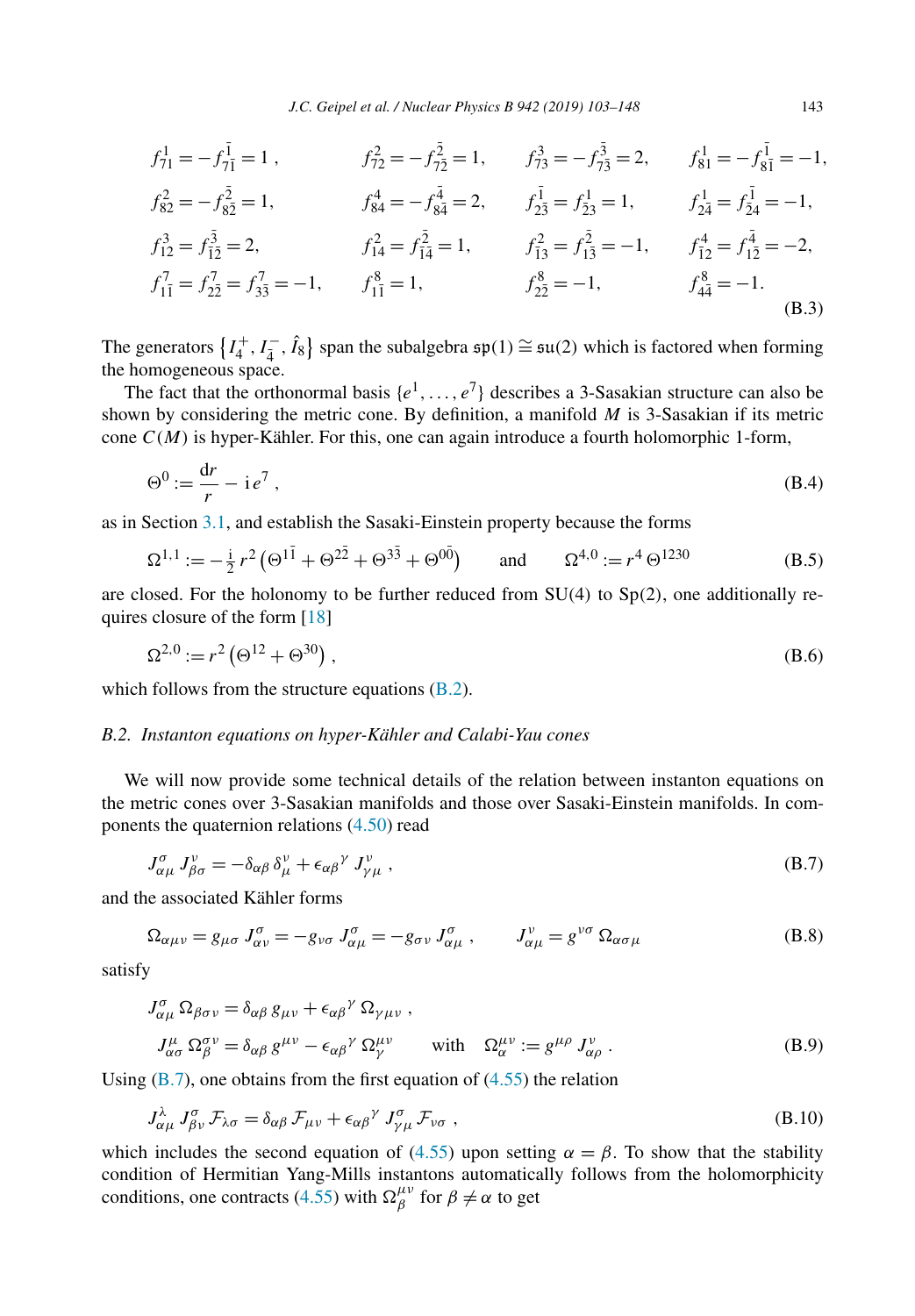$$
\begin{aligned}
&f^{1}_{71} = -f^{\bar 1}_{7\bar 1} = 1\,, && f^{2}_{72} = -f^{\bar 2}_{7\bar 2} = 1, && f^{3}_{73} = -f^{\bar 3}_{7\bar 3} = 2, && f^{1}_{81} = -f^{\bar 1}_{8\bar 1} = -1,\\
&f^{2}_{82} = -f^{\bar 2}_{8\bar 2} = 1, && f^{4}_{84} = -f^{\bar 4}_{8\bar 4} = 2, && f^{\bar 1}_{\bar 2 3} = f^{1}_{2\bar 3} = 1, && f^{1}_{2\bar 4} = f^{\bar 1}_{\bar 2 4} = -1,\\
&f^{3}_{12} = f^{\bar 3}_{\bar 1\bar 2} = 2, && f^{2}_{14} = f^{\bar 2}_{\bar 1\bar 4} = 1, && f^{2}_{\bar 1 3} = f^{\bar 2}_{1\bar 3} = -1, && f^{4}_{\bar 1 2} = f^{\bar 4}_{1\bar 2} = -2,\\
&f^{7}_{1\bar 1} = f^{7}_{2\bar 2} = f^{7}_{3\bar 3} = -1, && f^{8}_{1\bar 1} = 1, && f^{8}_{2\bar 2} = -1, && f^{8}_{4\bar 4} = -1.
\end{aligned}
\tag{B.3}
$$

The generators $\left\{I_4^+, I_4^-, \hat{I}_8\right\}$ span the subalgebra $\mathfrak{sp}(1) \cong \mathfrak{su}(2)$ which is factored when forming the homogeneous space.

The fact that the orthonormal basis $\{e^1, \dots, e^7\}$ describes a 3-Sasakian structure can also be shown by considering the metric cone. By definition, a manifold $M$ is 3-Sasakian if its metric cone $C(M)$ is hyper-Kähler. For this, one can again introduce a fourth holomorphic 1-form,

$$
\Theta^0 := \frac{\mathrm{d}r}{r} - \mathrm{i}\, e^7\,, \tag{B.4}
$$

as in Section 3.1, and establish the Sasaki-Einstein property because the forms

$$
\Omega^{1,1} := -\tfrac{\mathrm{i}}{2}\, r^2 \left(\Theta^{1\bar 1} + \Theta^{2\bar 2} + \Theta^{3\bar 3} + \Theta^{0\bar 0}\right) \qquad \text{and} \qquad \Omega^{4,0} := r^4\, \Theta^{1230} \tag{B.5}
$$

are closed. For the holonomy to be further reduced from SU(4) to Sp(2), one additionally requires closure of the form [18]

$$
\Omega^{2,0} := r^2 \left(\Theta^{12} + \Theta^{30}\right), \tag{B.6}
$$

which follows from the structure equations (B.2).

### B.2. Instanton equations on hyper-Kähler and Calabi-Yau cones

We will now provide some technical details of the relation between instanton equations on the metric cones over 3-Sasakian manifolds and those over Sasaki-Einstein manifolds. In components the quaternion relations (4.50) read

$$
J^{\sigma}_{\alpha\mu}\, J^{\nu}_{\beta\sigma} = -\delta_{\alpha\beta}\, \delta^{\nu}_{\mu} + \epsilon_{\alpha\beta}{}^{\gamma}\, J^{\nu}_{\gamma\mu}\,, \tag{B.7}
$$

and the associated Kähler forms

$$
\Omega_{\alpha\mu\nu} = g_{\mu\sigma}\, J^{\sigma}_{\alpha\nu} = -g_{\nu\sigma}\, J^{\sigma}_{\alpha\mu} = -g_{\sigma\nu}\, J^{\sigma}_{\alpha\mu}\,, \qquad J^{\nu}_{\alpha\mu} = g^{\nu\sigma}\, \Omega_{\alpha\sigma\mu} \tag{B.8}
$$

satisfy

$$
\begin{aligned}
&J^{\sigma}_{\alpha\mu}\, \Omega_{\beta\sigma\nu} = \delta_{\alpha\beta}\, g_{\mu\nu} + \epsilon_{\alpha\beta}{}^{\gamma}\, \Omega_{\gamma\mu\nu}\,,\\
&\quad J^{\mu}_{\alpha\sigma}\, \Omega^{\sigma\nu}_{\beta} = \delta_{\alpha\beta}\, g^{\mu\nu} - \epsilon_{\alpha\beta}{}^{\gamma}\, \Omega^{\mu\nu}_{\gamma} \qquad \text{with} \quad \Omega^{\mu\nu}_{\alpha} := g^{\mu\rho}\, J^{\nu}_{\alpha\rho}\,.
\end{aligned}
\tag{B.9}
$$

Using (B.7), one obtains from the first equation of (4.55) the relation

$$
J^{\lambda}_{\alpha\mu}\, J^{\sigma}_{\beta\nu}\, \mathcal{F}_{\lambda\sigma} = \delta_{\alpha\beta}\, \mathcal{F}_{\mu\nu} + \epsilon_{\alpha\beta}{}^{\gamma}\, J^{\sigma}_{\gamma\mu}\, \mathcal{F}_{\nu\sigma}\,, \tag{B.10}
$$

which includes the second equation of (4.55) upon setting $\alpha = \beta$. To show that the stability condition of Hermitian Yang-Mills instantons automatically follows from the holomorphicity conditions, one contracts (4.55) with $\Omega^{\mu\nu}_{\beta}$ for $\beta \neq \alpha$ to get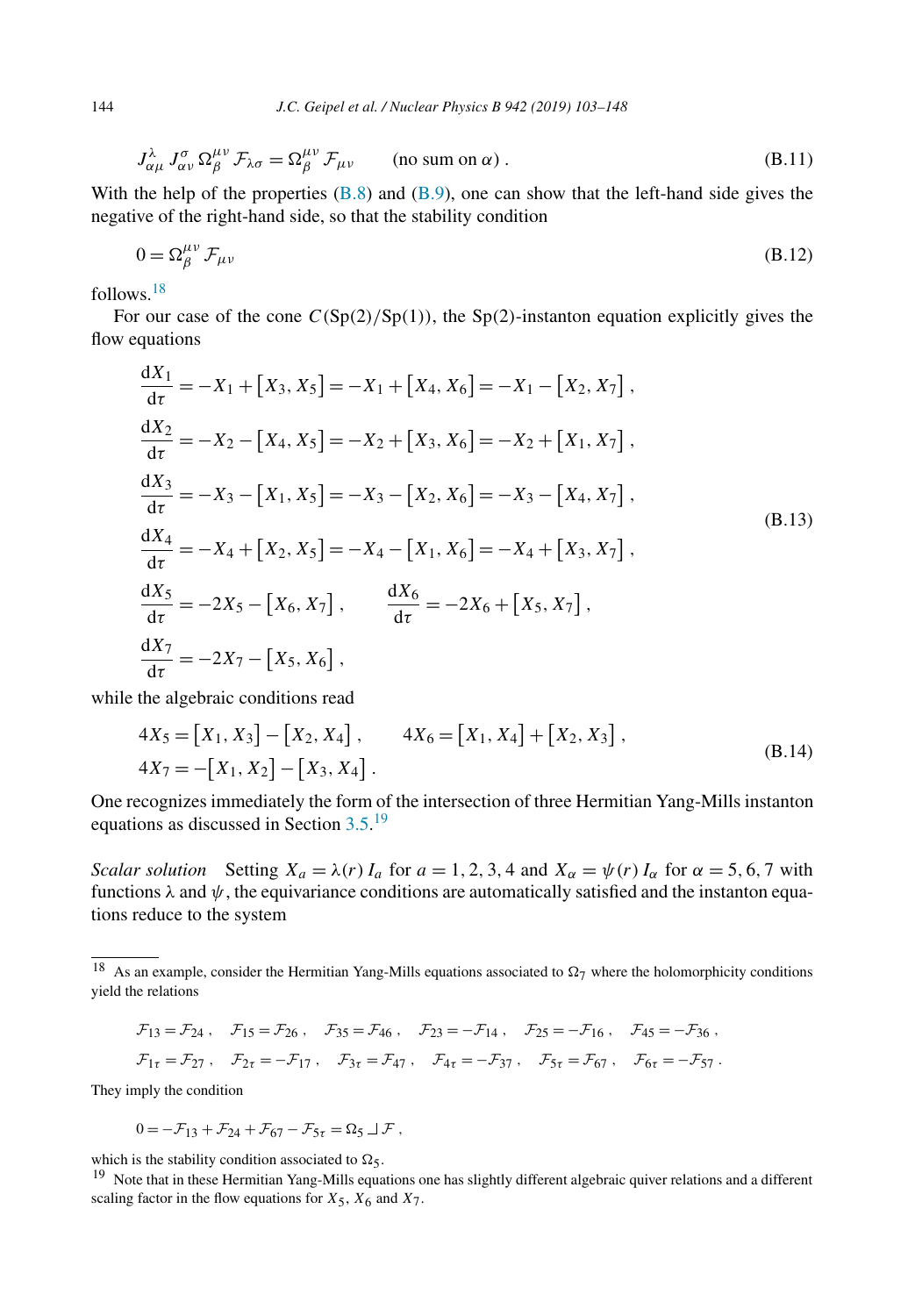$$
J^{\lambda}_{\alpha\mu}\, J^{\sigma}_{\alpha\nu}\, \Omega^{\mu\nu}_{\beta}\, \mathcal{F}_{\lambda\sigma} = \Omega^{\mu\nu}_{\beta}\, \mathcal{F}_{\mu\nu} \qquad \text{(no sum on } \alpha) \,. \tag{B.11}
$$

With the help of the properties (B.8) and (B.9), one can show that the left-hand side gives the negative of the right-hand side, so that the stability condition

$$
0 = \Omega^{\mu\nu}_{\beta}\, \mathcal{F}_{\mu\nu} \tag{B.12}
$$

follows.[18]

For our case of the cone $C(\mathrm{Sp}(2)/\mathrm{Sp}(1))$, the Sp(2)-instanton equation explicitly gives the flow equations

$$
\begin{aligned}
\frac{\mathrm{d}X_1}{\mathrm{d}\tau} &= -X_1 + \left[X_3, X_5\right] = -X_1 + \left[X_4, X_6\right] = -X_1 - \left[X_2, X_7\right] \,, \\
\frac{\mathrm{d}X_2}{\mathrm{d}\tau} &= -X_2 - \left[X_4, X_5\right] = -X_2 + \left[X_3, X_6\right] = -X_2 + \left[X_1, X_7\right] \,, \\
\frac{\mathrm{d}X_3}{\mathrm{d}\tau} &= -X_3 - \left[X_1, X_5\right] = -X_3 - \left[X_2, X_6\right] = -X_3 - \left[X_4, X_7\right] \,, \\
\frac{\mathrm{d}X_4}{\mathrm{d}\tau} &= -X_4 + \left[X_2, X_5\right] = -X_4 - \left[X_1, X_6\right] = -X_4 + \left[X_3, X_7\right] \,, \\
\frac{\mathrm{d}X_5}{\mathrm{d}\tau} &= -2X_5 - \left[X_6, X_7\right] \,, \qquad \frac{\mathrm{d}X_6}{\mathrm{d}\tau} = -2X_6 + \left[X_5, X_7\right] \,, \\
\frac{\mathrm{d}X_7}{\mathrm{d}\tau} &= -2X_7 - \left[X_5, X_6\right] \,,
\end{aligned} \tag{B.13}
$$

while the algebraic conditions read

$$
\begin{aligned}
4X_5 &= \left[X_1, X_3\right] - \left[X_2, X_4\right] \,, \qquad 4X_6 = \left[X_1, X_4\right] + \left[X_2, X_3\right] \,, \\
4X_7 &= -\left[X_1, X_2\right] - \left[X_3, X_4\right] \,.
\end{aligned} \tag{B.14}
$$

One recognizes immediately the form of the intersection of three Hermitian Yang-Mills instanton equations as discussed in Section 3.5.[19]

*Scalar solution* Setting $X_a = \lambda(r)\, I_a$ for $a = 1, 2, 3, 4$ and $X_\alpha = \psi(r)\, I_\alpha$ for $\alpha = 5, 6, 7$ with functions $\lambda$ and $\psi$, the equivariance conditions are automatically satisfied and the instanton equations reduce to the system

---

[18] As an example, consider the Hermitian Yang-Mills equations associated to $\Omega_7$ where the holomorphicity conditions yield the relations

$$
\begin{aligned}
&\mathcal{F}_{13} = \mathcal{F}_{24} \,, \quad \mathcal{F}_{15} = \mathcal{F}_{26} \,, \quad \mathcal{F}_{35} = \mathcal{F}_{46} \,, \quad \mathcal{F}_{23} = -\mathcal{F}_{14} \,, \quad \mathcal{F}_{25} = -\mathcal{F}_{16} \,, \quad \mathcal{F}_{45} = -\mathcal{F}_{36} \,, \\
&\mathcal{F}_{1\tau} = \mathcal{F}_{27} \,, \quad \mathcal{F}_{2\tau} = -\mathcal{F}_{17} \,, \quad \mathcal{F}_{3\tau} = \mathcal{F}_{47} \,, \quad \mathcal{F}_{4\tau} = -\mathcal{F}_{37} \,, \quad \mathcal{F}_{5\tau} = \mathcal{F}_{67} \,, \quad \mathcal{F}_{6\tau} = -\mathcal{F}_{57} \,.
\end{aligned}
$$

They imply the condition

$$
0 = -\mathcal{F}_{13} + \mathcal{F}_{24} + \mathcal{F}_{67} - \mathcal{F}_{5\tau} = \Omega_5 \lrcorner \mathcal{F} \,,
$$

which is the stability condition associated to $\Omega_5$.

[19] Note that in these Hermitian Yang-Mills equations one has slightly different algebraic quiver relations and a different scaling factor in the flow equations for $X_5$, $X_6$ and $X_7$.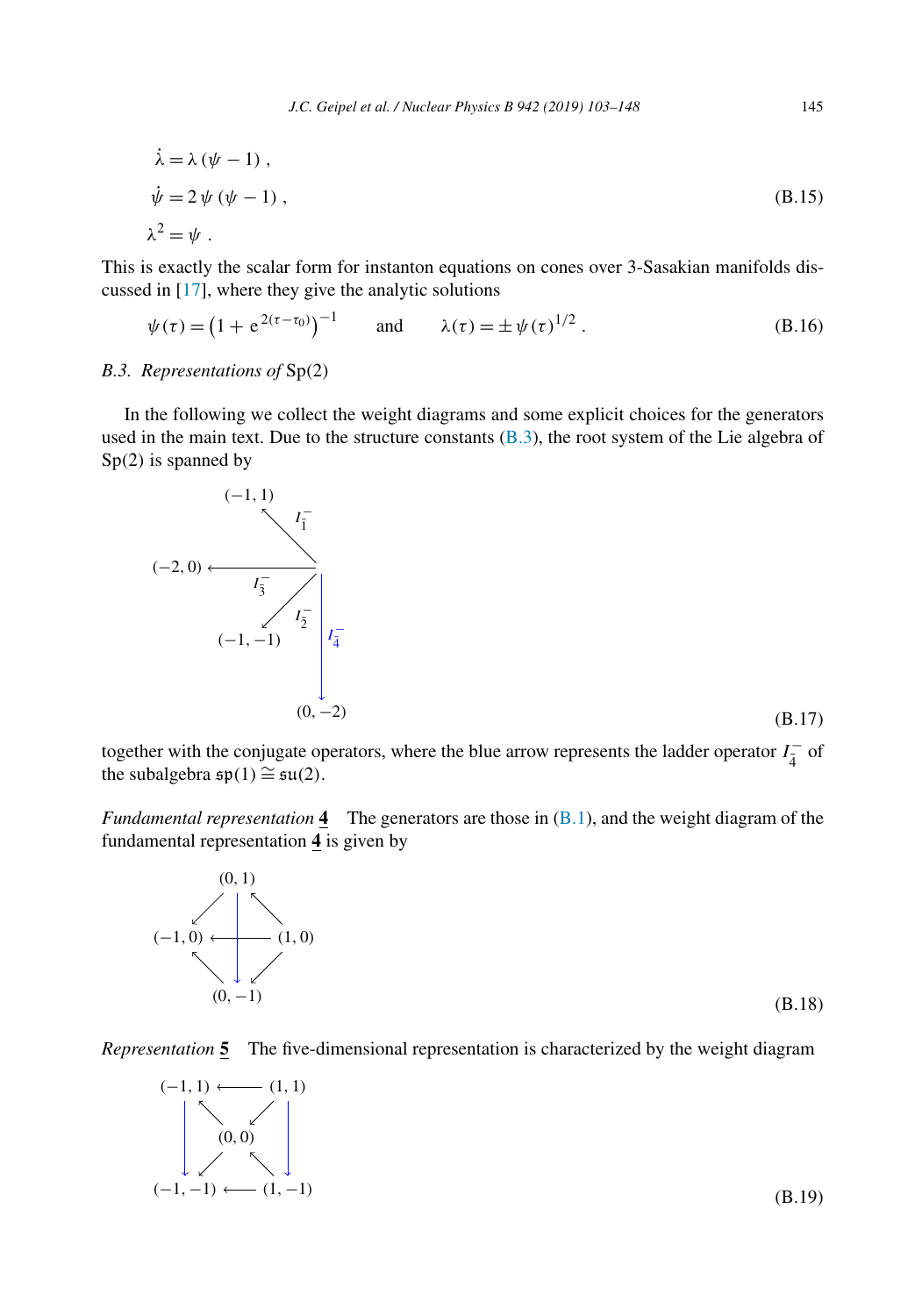$$
\begin{aligned}
\dot{\lambda} &= \lambda\,(\psi - 1)\ , \\
\dot{\psi} &= 2\,\psi\,(\psi - 1)\ , \\
\lambda^2 &= \psi\ .
\end{aligned}
\tag{B.15}
$$

This is exactly the scalar form for instanton equations on cones over 3-Sasakian manifolds discussed in [17], where they give the analytic solutions

$$
\psi(\tau) = \left(1 + \mathrm{e}^{\,2(\tau-\tau_0)}\right)^{-1} \qquad \text{and} \qquad \lambda(\tau) = \pm\,\psi(\tau)^{1/2}\ . \tag{B.16}
$$

*B.3. Representations of* Sp(2)

In the following we collect the weight diagrams and some explicit choices for the generators used in the main text. Due to the structure constants (B.3), the root system of the Lie algebra of Sp(2) is spanned by

$$
\begin{array}{l}
I_1^- : \ (0,0) \longrightarrow (-1,1) \\
I_3^- : \ (0,0) \longrightarrow (-2,0) \\
I_2^- : \ (0,0) \longrightarrow (-1,-1) \\
I_4^- : \ (0,0) \longrightarrow (0,-2)
\end{array}
\tag{B.17}
$$

together with the conjugate operators, where the blue arrow represents the ladder operator $I_4^-$ of the subalgebra $\mathfrak{sp}(1) \cong \mathfrak{su}(2)$.

*Fundamental representation* $\underline{\mathbf{4}}$ The generators are those in (B.1), and the weight diagram of the fundamental representation $\underline{\mathbf{4}}$ is given by

$$
\begin{array}{l}
(0,1) \longrightarrow (-1,0), \quad (1,0) \longrightarrow (0,1), \quad (0,1) \longrightarrow (0,-1), \\
(1,0) \longrightarrow (-1,0), \quad (0,-1) \longrightarrow (-1,0), \quad (1,0) \longrightarrow (0,-1)
\end{array}
\tag{B.18}
$$

*Representation* $\underline{\mathbf{5}}$ The five-dimensional representation is characterized by the weight diagram

$$
\begin{array}{l}
(1,1) \longrightarrow (-1,1), \quad (1,-1) \longrightarrow (-1,-1), \\
(-1,1) \longrightarrow (-1,-1), \quad (1,1) \longrightarrow (1,-1), \\
(0,0) \longrightarrow (-1,1), \quad (1,1) \longrightarrow (0,0), \quad (0,0) \longrightarrow (-1,-1), \quad (1,-1) \longrightarrow (0,0)
\end{array}
\tag{B.19}
$$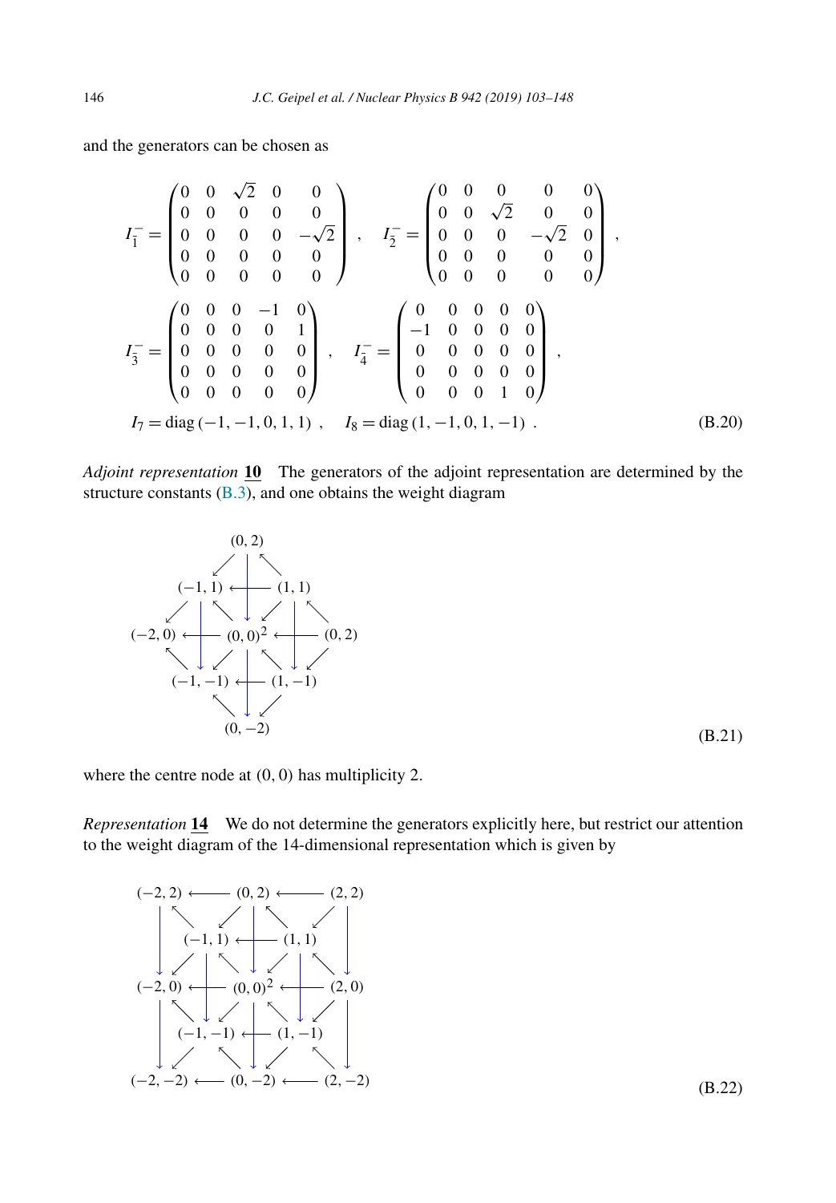and the generators can be chosen as

$$
I_{\bar{1}}^{-} = \begin{pmatrix} 0 & 0 & \sqrt{2} & 0 & 0 \\ 0 & 0 & 0 & 0 & 0 \\ 0 & 0 & 0 & 0 & -\sqrt{2} \\ 0 & 0 & 0 & 0 & 0 \\ 0 & 0 & 0 & 0 & 0 \end{pmatrix} , \quad I_{\bar{2}}^{-} = \begin{pmatrix} 0 & 0 & 0 & 0 & 0 \\ 0 & 0 & \sqrt{2} & 0 & 0 \\ 0 & 0 & 0 & -\sqrt{2} & 0 \\ 0 & 0 & 0 & 0 & 0 \\ 0 & 0 & 0 & 0 & 0 \end{pmatrix} ,
$$

$$
I_{\bar{3}}^{-} = \begin{pmatrix} 0 & 0 & 0 & -1 & 0 \\ 0 & 0 & 0 & 0 & 1 \\ 0 & 0 & 0 & 0 & 0 \\ 0 & 0 & 0 & 0 & 0 \\ 0 & 0 & 0 & 0 & 0 \end{pmatrix} , \quad I_{\bar{4}}^{-} = \begin{pmatrix} 0 & 0 & 0 & 0 & 0 \\ -1 & 0 & 0 & 0 & 0 \\ 0 & 0 & 0 & 0 & 0 \\ 0 & 0 & 0 & 0 & 0 \\ 0 & 0 & 0 & 1 & 0 \end{pmatrix} ,
$$

$$
I_7 = \mathrm{diag}\,(-1, -1, 0, 1, 1) \ , \quad I_8 = \mathrm{diag}\,(1, -1, 0, 1, -1) \ . \tag{B.20}
$$

*Adjoint representation* **10** The generators of the adjoint representation are determined by the structure constants (B.3), and one obtains the weight diagram

$$
\begin{array}{ccccc}
 & & (0,2) & & \\
 & (-1,1) & \longleftarrow & (1,1) & \\
(-2,0) & \longleftarrow & (0,0)^2 & \longleftarrow & (0,2) \\
 & (-1,-1) & \longleftarrow & (1,-1) & \\
 & & (0,-2) & &
\end{array} \tag{B.21}
$$

where the centre node at $(0, 0)$ has multiplicity 2.

*Representation* **14** We do not determine the generators explicitly here, but restrict our attention to the weight diagram of the 14-dimensional representation which is given by

$$
\begin{array}{ccccc}
(-2,2) & \longleftarrow & (0,2) & \longleftarrow & (2,2) \\
 & (-1,1) & \longleftarrow & (1,1) & \\
(-2,0) & \longleftarrow & (0,0)^2 & \longleftarrow & (2,0) \\
 & (-1,-1) & \longleftarrow & (1,-1) & \\
(-2,-2) & \longleftarrow & (0,-2) & \longleftarrow & (2,-2)
\end{array} \tag{B.22}
$$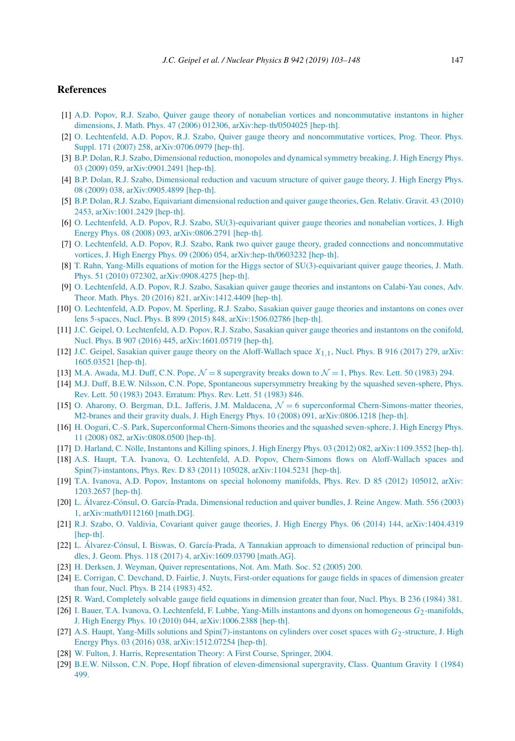## References

[1] A.D. Popov, R.J. Szabo, Quiver gauge theory of nonabelian vortices and noncommutative instantons in higher dimensions, J. Math. Phys. 47 (2006) 012306, arXiv:hep-th/0504025 [hep-th].

[2] O. Lechtenfeld, A.D. Popov, R.J. Szabo, Quiver gauge theory and noncommutative vortices, Prog. Theor. Phys. Suppl. 171 (2007) 258, arXiv:0706.0979 [hep-th].

[3] B.P. Dolan, R.J. Szabo, Dimensional reduction, monopoles and dynamical symmetry breaking, J. High Energy Phys. 03 (2009) 059, arXiv:0901.2491 [hep-th].

[4] B.P. Dolan, R.J. Szabo, Dimensional reduction and vacuum structure of quiver gauge theory, J. High Energy Phys. 08 (2009) 038, arXiv:0905.4899 [hep-th].

[5] B.P. Dolan, R.J. Szabo, Equivariant dimensional reduction and quiver gauge theories, Gen. Relativ. Gravit. 43 (2010) 2453, arXiv:1001.2429 [hep-th].

[6] O. Lechtenfeld, A.D. Popov, R.J. Szabo, SU(3)-equivariant quiver gauge theories and nonabelian vortices, J. High Energy Phys. 08 (2008) 093, arXiv:0806.2791 [hep-th].

[7] O. Lechtenfeld, A.D. Popov, R.J. Szabo, Rank two quiver gauge theory, graded connections and noncommutative vortices, J. High Energy Phys. 09 (2006) 054, arXiv:hep-th/0603232 [hep-th].

[8] T. Rahn, Yang-Mills equations of motion for the Higgs sector of SU(3)-equivariant quiver gauge theories, J. Math. Phys. 51 (2010) 072302, arXiv:0908.4275 [hep-th].

[9] O. Lechtenfeld, A.D. Popov, R.J. Szabo, Sasakian quiver gauge theories and instantons on Calabi-Yau cones, Adv. Theor. Math. Phys. 20 (2016) 821, arXiv:1412.4409 [hep-th].

[10] O. Lechtenfeld, A.D. Popov, M. Sperling, R.J. Szabo, Sasakian quiver gauge theories and instantons on cones over lens 5-spaces, Nucl. Phys. B 899 (2015) 848, arXiv:1506.02786 [hep-th].

[11] J.C. Geipel, O. Lechtenfeld, A.D. Popov, R.J. Szabo, Sasakian quiver gauge theories and instantons on the conifold, Nucl. Phys. B 907 (2016) 445, arXiv:1601.05719 [hep-th].

[12] J.C. Geipel, Sasakian quiver gauge theory on the Aloff-Wallach space $X_{1,1}$, Nucl. Phys. B 916 (2017) 279, arXiv:1605.03521 [hep-th].

[13] M.A. Awada, M.J. Duff, C.N. Pope, $\mathcal{N}=8$ supergravity breaks down to $\mathcal{N}=1$, Phys. Rev. Lett. 50 (1983) 294.

[14] M.J. Duff, B.E.W. Nilsson, C.N. Pope, Spontaneous supersymmetry breaking by the squashed seven-sphere, Phys. Rev. Lett. 50 (1983) 2043. Erratum: Phys. Rev. Lett. 51 (1983) 846.

[15] O. Aharony, O. Bergman, D.L. Jafferis, J.M. Maldacena, $\mathcal{N}=6$ superconformal Chern-Simons-matter theories, M2-branes and their gravity duals, J. High Energy Phys. 10 (2008) 091, arXiv:0806.1218 [hep-th].

[16] H. Ooguri, C.-S. Park, Superconformal Chern-Simons theories and the squashed seven-sphere, J. High Energy Phys. 11 (2008) 082, arXiv:0808.0500 [hep-th].

[17] D. Harland, C. Nölle, Instantons and Killing spinors, J. High Energy Phys. 03 (2012) 082, arXiv:1109.3552 [hep-th].

[18] A.S. Haupt, T.A. Ivanova, O. Lechtenfeld, A.D. Popov, Chern-Simons flows on Aloff-Wallach spaces and Spin(7)-instantons, Phys. Rev. D 83 (2011) 105028, arXiv:1104.5231 [hep-th].

[19] T.A. Ivanova, A.D. Popov, Instantons on special holonomy manifolds, Phys. Rev. D 85 (2012) 105012, arXiv:1203.2657 [hep-th].

[20] L. Álvarez-Cónsul, O. García-Prada, Dimensional reduction and quiver bundles, J. Reine Angew. Math. 556 (2003) 1, arXiv:math/0112160 [math.DG].

[21] R.J. Szabo, O. Valdivia, Covariant quiver gauge theories, J. High Energy Phys. 06 (2014) 144, arXiv:1404.4319 [hep-th].

[22] L. Álvarez-Cónsul, I. Biswas, O. García-Prada, A Tannakian approach to dimensional reduction of principal bundles, J. Geom. Phys. 118 (2017) 4, arXiv:1609.03790 [math.AG].

[23] H. Derksen, J. Weyman, Quiver representations, Not. Am. Math. Soc. 52 (2005) 200.

[24] E. Corrigan, C. Devchand, D. Fairlie, J. Nuyts, First-order equations for gauge fields in spaces of dimension greater than four, Nucl. Phys. B 214 (1983) 452.

[25] R. Ward, Completely solvable gauge field equations in dimension greater than four, Nucl. Phys. B 236 (1984) 381.

[26] I. Bauer, T.A. Ivanova, O. Lechtenfeld, F. Lubbe, Yang-Mills instantons and dyons on homogeneous $G_2$-manifolds, J. High Energy Phys. 10 (2010) 044, arXiv:1006.2388 [hep-th].

[27] A.S. Haupt, Yang-Mills solutions and Spin(7)-instantons on cylinders over coset spaces with $G_2$-structure, J. High Energy Phys. 03 (2016) 038, arXiv:1512.07254 [hep-th].

[28] W. Fulton, J. Harris, Representation Theory: A First Course, Springer, 2004.

[29] B.E.W. Nilsson, C.N. Pope, Hopf fibration of eleven-dimensional supergravity, Class. Quantum Gravity 1 (1984) 499.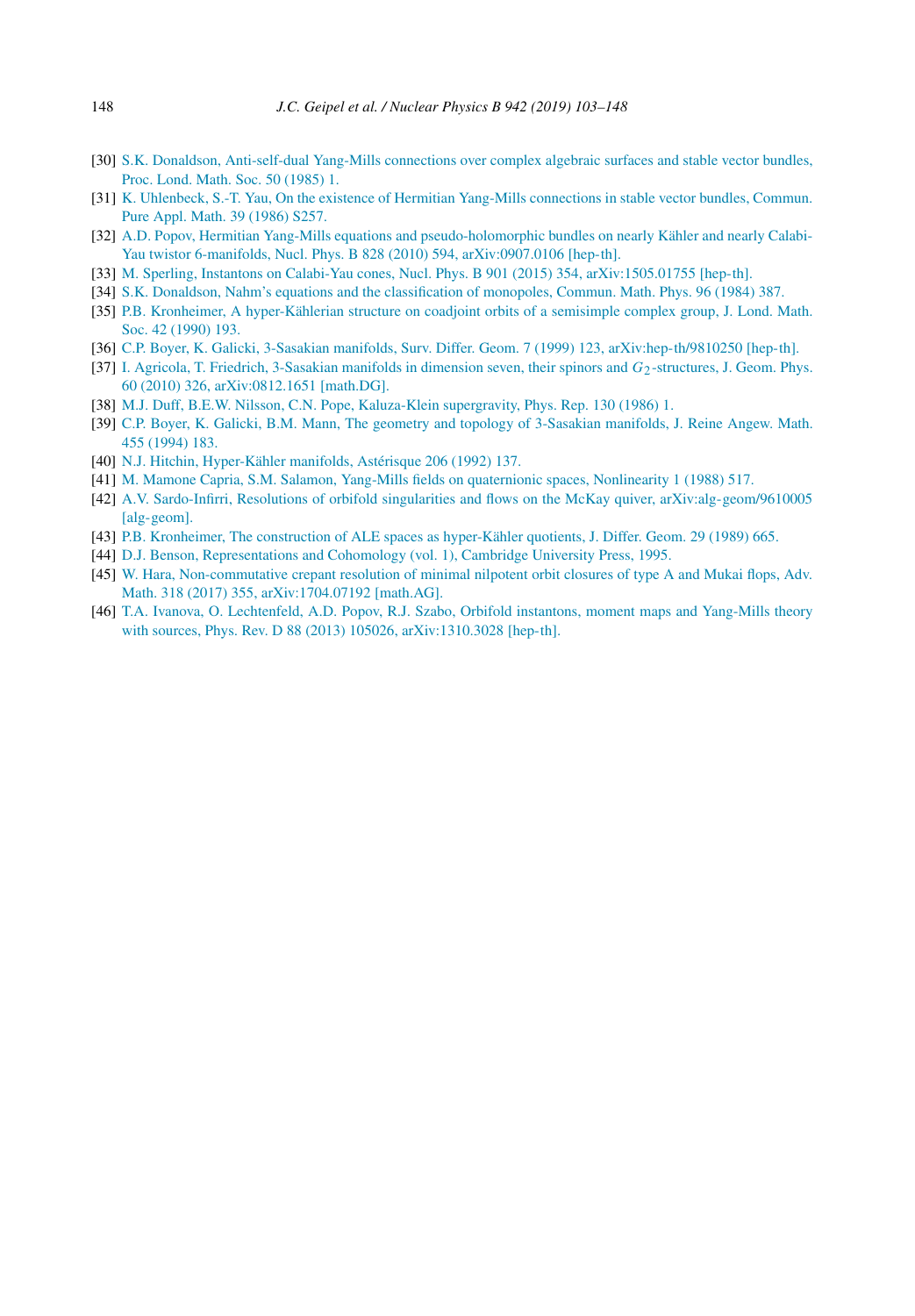[30] S.K. Donaldson, Anti-self-dual Yang-Mills connections over complex algebraic surfaces and stable vector bundles, Proc. Lond. Math. Soc. 50 (1985) 1.

[31] K. Uhlenbeck, S.-T. Yau, On the existence of Hermitian Yang-Mills connections in stable vector bundles, Commun. Pure Appl. Math. 39 (1986) S257.

[32] A.D. Popov, Hermitian Yang-Mills equations and pseudo-holomorphic bundles on nearly Kähler and nearly Calabi-Yau twistor 6-manifolds, Nucl. Phys. B 828 (2010) 594, arXiv:0907.0106 [hep-th].

[33] M. Sperling, Instantons on Calabi-Yau cones, Nucl. Phys. B 901 (2015) 354, arXiv:1505.01755 [hep-th].

[34] S.K. Donaldson, Nahm's equations and the classification of monopoles, Commun. Math. Phys. 96 (1984) 387.

[35] P.B. Kronheimer, A hyper-Kählerian structure on coadjoint orbits of a semisimple complex group, J. Lond. Math. Soc. 42 (1990) 193.

[36] C.P. Boyer, K. Galicki, 3-Sasakian manifolds, Surv. Differ. Geom. 7 (1999) 123, arXiv:hep-th/9810250 [hep-th].

[37] I. Agricola, T. Friedrich, 3-Sasakian manifolds in dimension seven, their spinors and $G_2$-structures, J. Geom. Phys. 60 (2010) 326, arXiv:0812.1651 [math.DG].

[38] M.J. Duff, B.E.W. Nilsson, C.N. Pope, Kaluza-Klein supergravity, Phys. Rep. 130 (1986) 1.

[39] C.P. Boyer, K. Galicki, B.M. Mann, The geometry and topology of 3-Sasakian manifolds, J. Reine Angew. Math. 455 (1994) 183.

[40] N.J. Hitchin, Hyper-Kähler manifolds, Astérisque 206 (1992) 137.

[41] M. Mamone Capria, S.M. Salamon, Yang-Mills fields on quaternionic spaces, Nonlinearity 1 (1988) 517.

[42] A.V. Sardo-Infirri, Resolutions of orbifold singularities and flows on the McKay quiver, arXiv:alg-geom/9610005 [alg-geom].

[43] P.B. Kronheimer, The construction of ALE spaces as hyper-Kähler quotients, J. Differ. Geom. 29 (1989) 665.

[44] D.J. Benson, Representations and Cohomology (vol. 1), Cambridge University Press, 1995.

[45] W. Hara, Non-commutative crepant resolution of minimal nilpotent orbit closures of type A and Mukai flops, Adv. Math. 318 (2017) 355, arXiv:1704.07192 [math.AG].

[46] T.A. Ivanova, O. Lechtenfeld, A.D. Popov, R.J. Szabo, Orbifold instantons, moment maps and Yang-Mills theory with sources, Phys. Rev. D 88 (2013) 105026, arXiv:1310.3028 [hep-th].